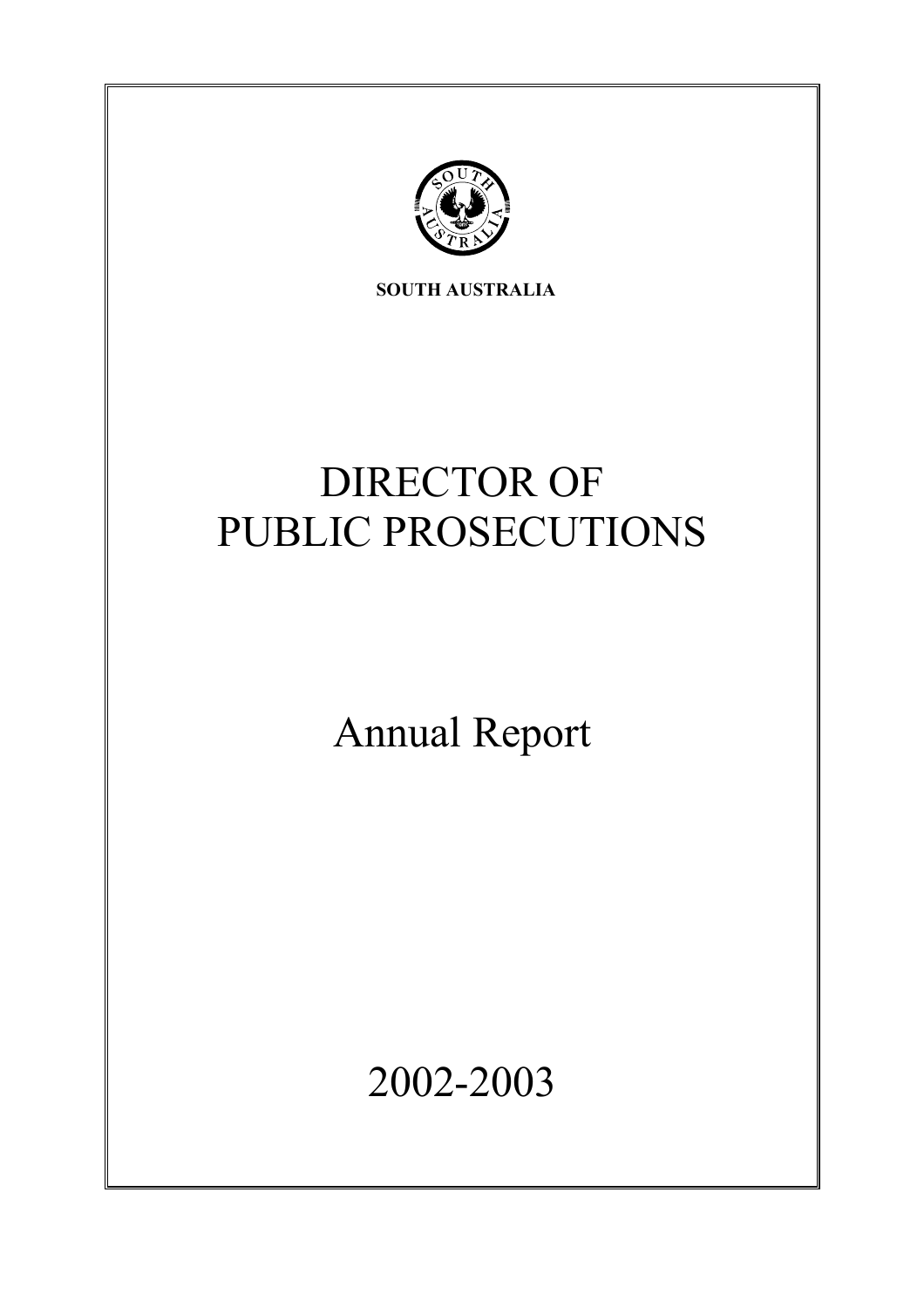**SOUTH AUSTRALIA**

# DIRECTOR OF PUBLIC PROSECUTIONS

## Annual Report

## 2002-2003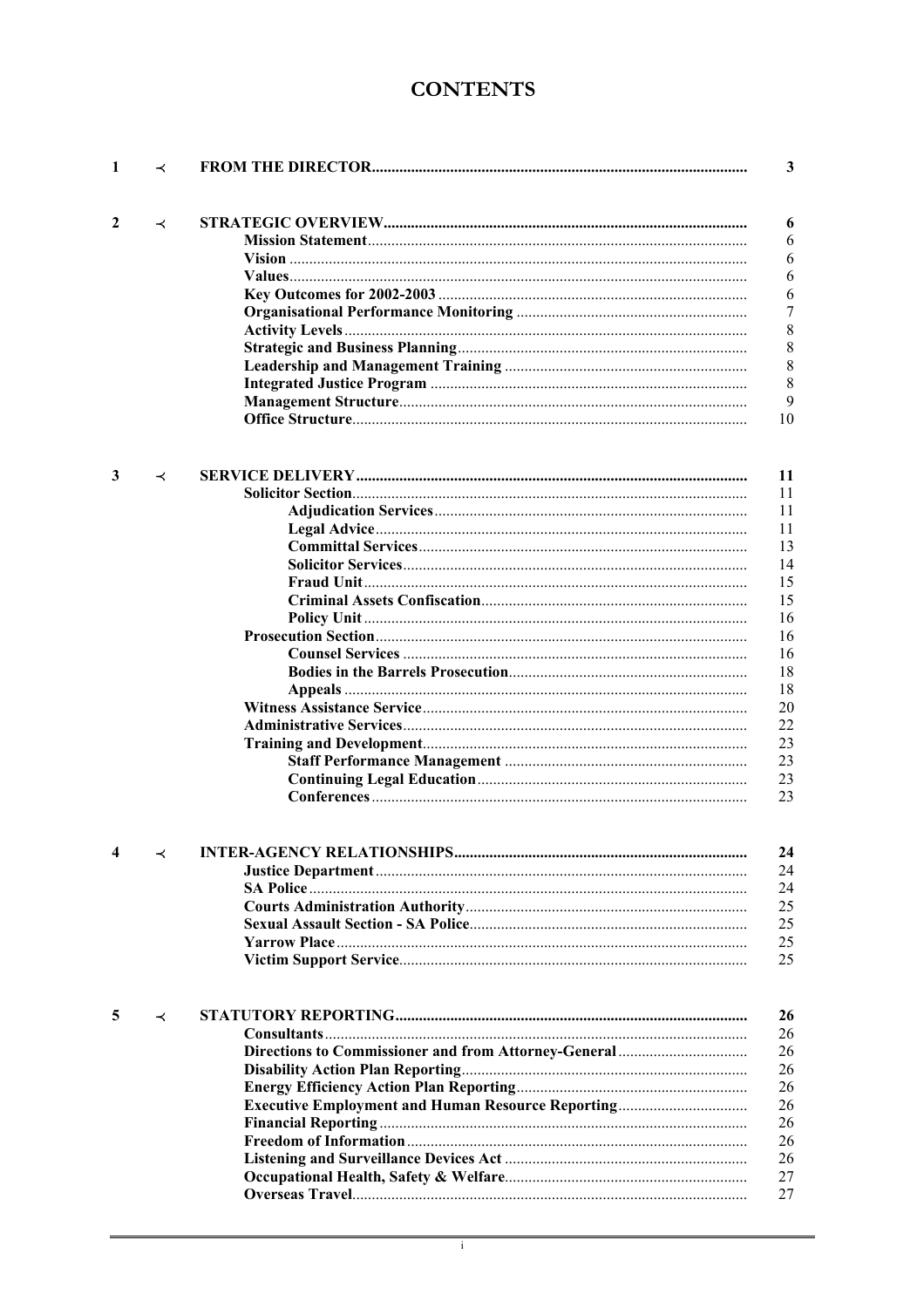# CONTENTS

| | | | |
|---|---|---|---|
| **1** | ≺ | **FROM THE DIRECTOR** | **3** |
| | | | |
| **2** | ≺ | **STRATEGIC OVERVIEW** | **6** |
| | | **Mission Statement** | 6 |
| | | **Vision** | 6 |
| | | **Values** | 6 |
| | | **Key Outcomes for 2002-2003** | 6 |
| | | **Organisational Performance Monitoring** | 7 |
| | | **Activity Levels** | 8 |
| | | **Strategic and Business Planning** | 8 |
| | | **Leadership and Management Training** | 8 |
| | | **Integrated Justice Program** | 8 |
| | | **Management Structure** | 9 |
| | | **Office Structure** | 10 |
| | | | |
| **3** | ≺ | **SERVICE DELIVERY** | **11** |
| | | **Solicitor Section** | 11 |
| | | **Adjudication Services** | 11 |
| | | **Legal Advice** | 11 |
| | | **Committal Services** | 13 |
| | | **Solicitor Services** | 14 |
| | | **Fraud Unit** | 15 |
| | | **Criminal Assets Confiscation** | 15 |
| | | **Policy Unit** | 16 |
| | | **Prosecution Section** | 16 |
| | | **Counsel Services** | 16 |
| | | **Bodies in the Barrels Prosecution** | 18 |
| | | **Appeals** | 18 |
| | | **Witness Assistance Service** | 20 |
| | | **Administrative Services** | 22 |
| | | **Training and Development** | 23 |
| | | **Staff Performance Management** | 23 |
| | | **Continuing Legal Education** | 23 |
| | | **Conferences** | 23 |
| | | | |
| **4** | ≺ | **INTER-AGENCY RELATIONSHIPS** | **24** |
| | | **Justice Department** | 24 |
| | | **SA Police** | 24 |
| | | **Courts Administration Authority** | 25 |
| | | **Sexual Assault Section - SA Police** | 25 |
| | | **Yarrow Place** | 25 |
| | | **Victim Support Service** | 25 |
| | | | |
| **5** | ≺ | **STATUTORY REPORTING** | **26** |
| | | **Consultants** | 26 |
| | | **Directions to Commissioner and from Attorney-General** | 26 |
| | | **Disability Action Plan Reporting** | 26 |
| | | **Energy Efficiency Action Plan Reporting** | 26 |
| | | **Executive Employment and Human Resource Reporting** | 26 |
| | | **Financial Reporting** | 26 |
| | | **Freedom of Information** | 26 |
| | | **Listening and Surveillance Devices Act** | 26 |
| | | **Occupational Health, Safety & Welfare** | 27 |
| | | **Overseas Travel** | 27 |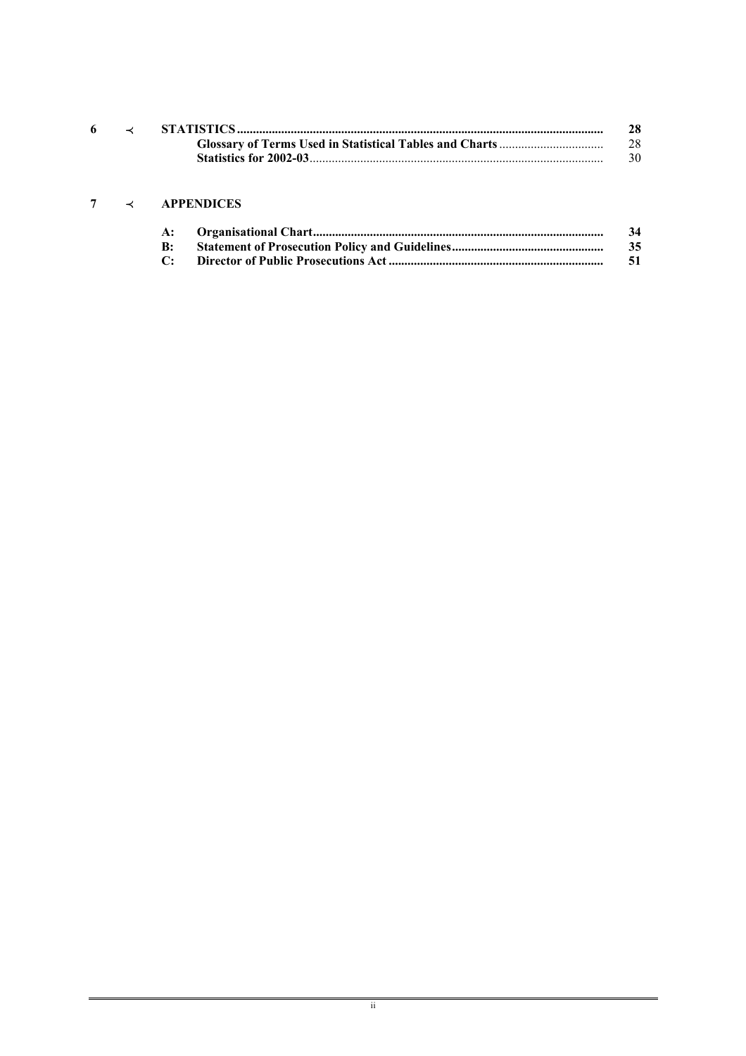| | | | |
|---|---|---|---|
| **6** | ≺ | **STATISTICS** | **28** |
| | | **Glossary of Terms Used in Statistical Tables and Charts** | 28 |
| | | **Statistics for 2002-03** | 30 |
| **7** | ≺ | **APPENDICES** | |
| | **A:** | **Organisational Chart** | **34** |
| | **B:** | **Statement of Prosecution Policy and Guidelines** | **35** |
| | **C:** | **Director of Public Prosecutions Act** | **51** |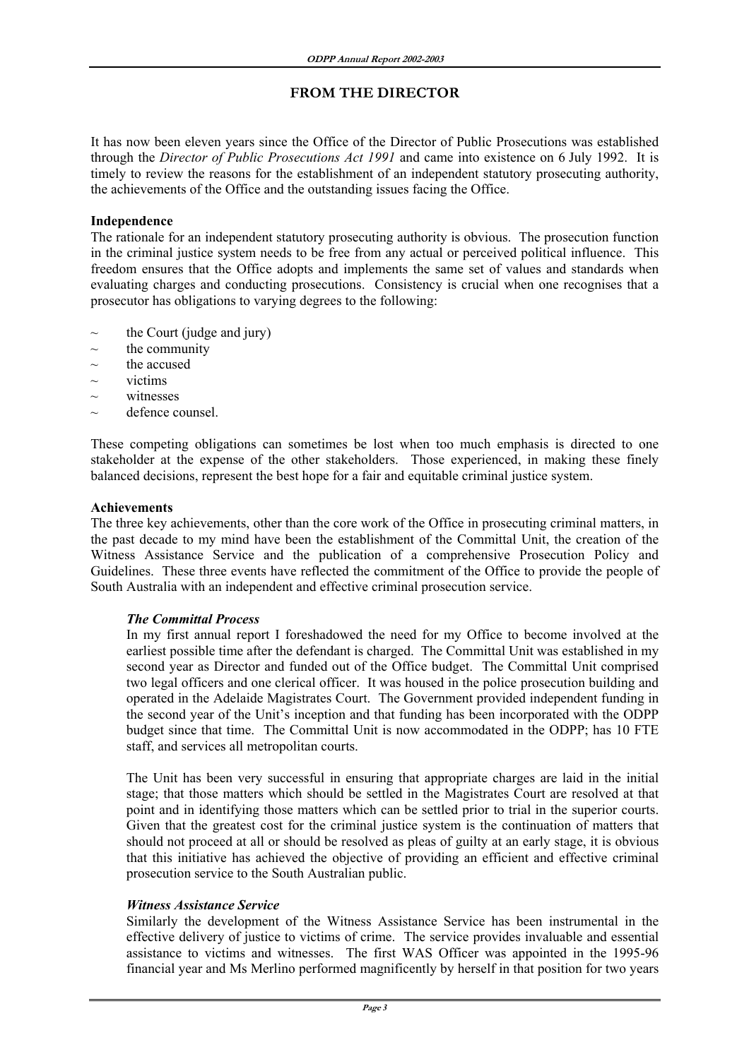## FROM THE DIRECTOR

It has now been eleven years since the Office of the Director of Public Prosecutions was established through the *Director of Public Prosecutions Act 1991* and came into existence on 6 July 1992. It is timely to review the reasons for the establishment of an independent statutory prosecuting authority, the achievements of the Office and the outstanding issues facing the Office.

**Independence**

The rationale for an independent statutory prosecuting authority is obvious. The prosecution function in the criminal justice system needs to be free from any actual or perceived political influence. This freedom ensures that the Office adopts and implements the same set of values and standards when evaluating charges and conducting prosecutions. Consistency is crucial when one recognises that a prosecutor has obligations to varying degrees to the following:

- the Court (judge and jury)
- the community
- the accused
- victims
- witnesses
- defence counsel.

These competing obligations can sometimes be lost when too much emphasis is directed to one stakeholder at the expense of the other stakeholders. Those experienced, in making these finely balanced decisions, represent the best hope for a fair and equitable criminal justice system.

**Achievements**

The three key achievements, other than the core work of the Office in prosecuting criminal matters, in the past decade to my mind have been the establishment of the Committal Unit, the creation of the Witness Assistance Service and the publication of a comprehensive Prosecution Policy and Guidelines. These three events have reflected the commitment of the Office to provide the people of South Australia with an independent and effective criminal prosecution service.

***The Committal Process***

In my first annual report I foreshadowed the need for my Office to become involved at the earliest possible time after the defendant is charged. The Committal Unit was established in my second year as Director and funded out of the Office budget. The Committal Unit comprised two legal officers and one clerical officer. It was housed in the police prosecution building and operated in the Adelaide Magistrates Court. The Government provided independent funding in the second year of the Unit's inception and that funding has been incorporated with the ODPP budget since that time. The Committal Unit is now accommodated in the ODPP; has 10 FTE staff, and services all metropolitan courts.

The Unit has been very successful in ensuring that appropriate charges are laid in the initial stage; that those matters which should be settled in the Magistrates Court are resolved at that point and in identifying those matters which can be settled prior to trial in the superior courts. Given that the greatest cost for the criminal justice system is the continuation of matters that should not proceed at all or should be resolved as pleas of guilty at an early stage, it is obvious that this initiative has achieved the objective of providing an efficient and effective criminal prosecution service to the South Australian public.

***Witness Assistance Service***

Similarly the development of the Witness Assistance Service has been instrumental in the effective delivery of justice to victims of crime. The service provides invaluable and essential assistance to victims and witnesses. The first WAS Officer was appointed in the 1995-96 financial year and Ms Merlino performed magnificently by herself in that position for two years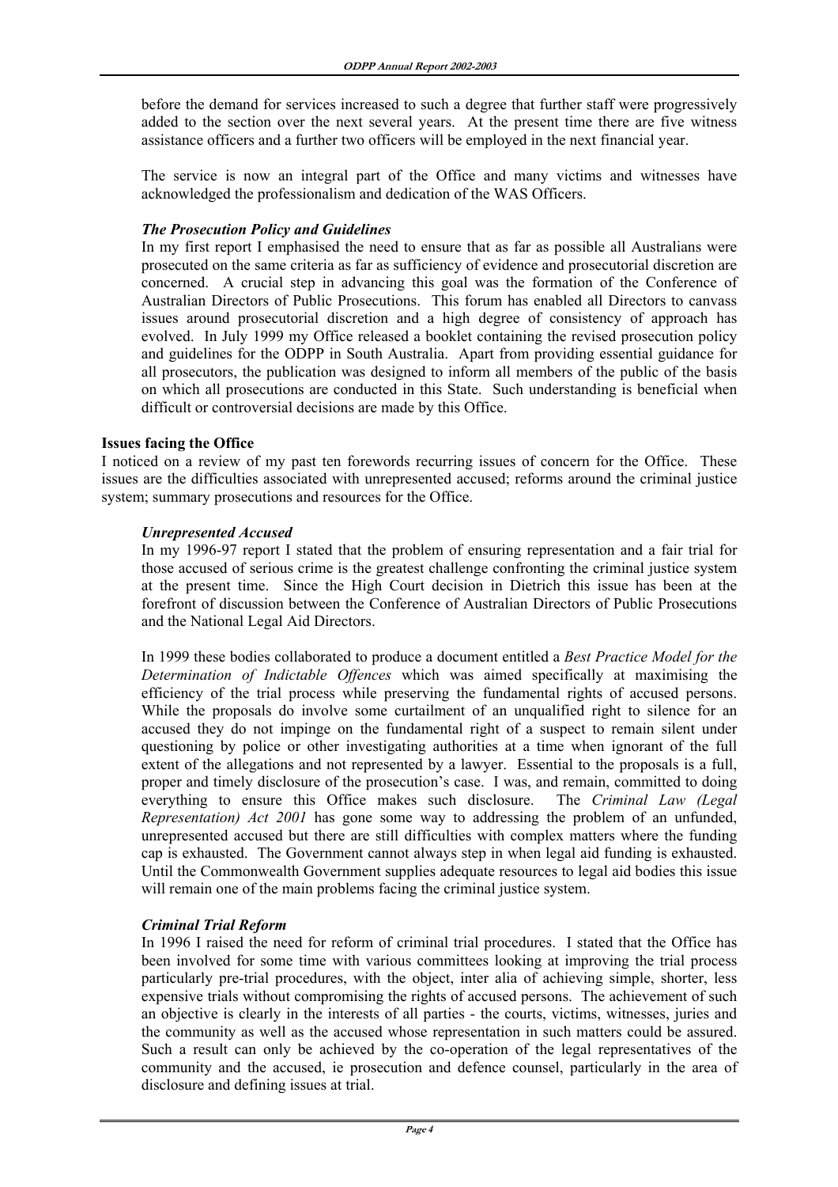before the demand for services increased to such a degree that further staff were progressively added to the section over the next several years. At the present time there are five witness assistance officers and a further two officers will be employed in the next financial year.

The service is now an integral part of the Office and many victims and witnesses have acknowledged the professionalism and dedication of the WAS Officers.

### *The Prosecution Policy and Guidelines*

In my first report I emphasised the need to ensure that as far as possible all Australians were prosecuted on the same criteria as far as sufficiency of evidence and prosecutorial discretion are concerned. A crucial step in advancing this goal was the formation of the Conference of Australian Directors of Public Prosecutions. This forum has enabled all Directors to canvass issues around prosecutorial discretion and a high degree of consistency of approach has evolved. In July 1999 my Office released a booklet containing the revised prosecution policy and guidelines for the ODPP in South Australia. Apart from providing essential guidance for all prosecutors, the publication was designed to inform all members of the public of the basis on which all prosecutions are conducted in this State. Such understanding is beneficial when difficult or controversial decisions are made by this Office.

## **Issues facing the Office**

I noticed on a review of my past ten forewords recurring issues of concern for the Office. These issues are the difficulties associated with unrepresented accused; reforms around the criminal justice system; summary prosecutions and resources for the Office.

### *Unrepresented Accused*

In my 1996-97 report I stated that the problem of ensuring representation and a fair trial for those accused of serious crime is the greatest challenge confronting the criminal justice system at the present time. Since the High Court decision in Dietrich this issue has been at the forefront of discussion between the Conference of Australian Directors of Public Prosecutions and the National Legal Aid Directors.

In 1999 these bodies collaborated to produce a document entitled a *Best Practice Model for the Determination of Indictable Offences* which was aimed specifically at maximising the efficiency of the trial process while preserving the fundamental rights of accused persons. While the proposals do involve some curtailment of an unqualified right to silence for an accused they do not impinge on the fundamental right of a suspect to remain silent under questioning by police or other investigating authorities at a time when ignorant of the full extent of the allegations and not represented by a lawyer. Essential to the proposals is a full, proper and timely disclosure of the prosecution's case. I was, and remain, committed to doing everything to ensure this Office makes such disclosure. The *Criminal Law (Legal Representation) Act 2001* has gone some way to addressing the problem of an unfunded, unrepresented accused but there are still difficulties with complex matters where the funding cap is exhausted. The Government cannot always step in when legal aid funding is exhausted. Until the Commonwealth Government supplies adequate resources to legal aid bodies this issue will remain one of the main problems facing the criminal justice system.

### *Criminal Trial Reform*

In 1996 I raised the need for reform of criminal trial procedures. I stated that the Office has been involved for some time with various committees looking at improving the trial process particularly pre-trial procedures, with the object, inter alia of achieving simple, shorter, less expensive trials without compromising the rights of accused persons. The achievement of such an objective is clearly in the interests of all parties - the courts, victims, witnesses, juries and the community as well as the accused whose representation in such matters could be assured. Such a result can only be achieved by the co-operation of the legal representatives of the community and the accused, ie prosecution and defence counsel, particularly in the area of disclosure and defining issues at trial.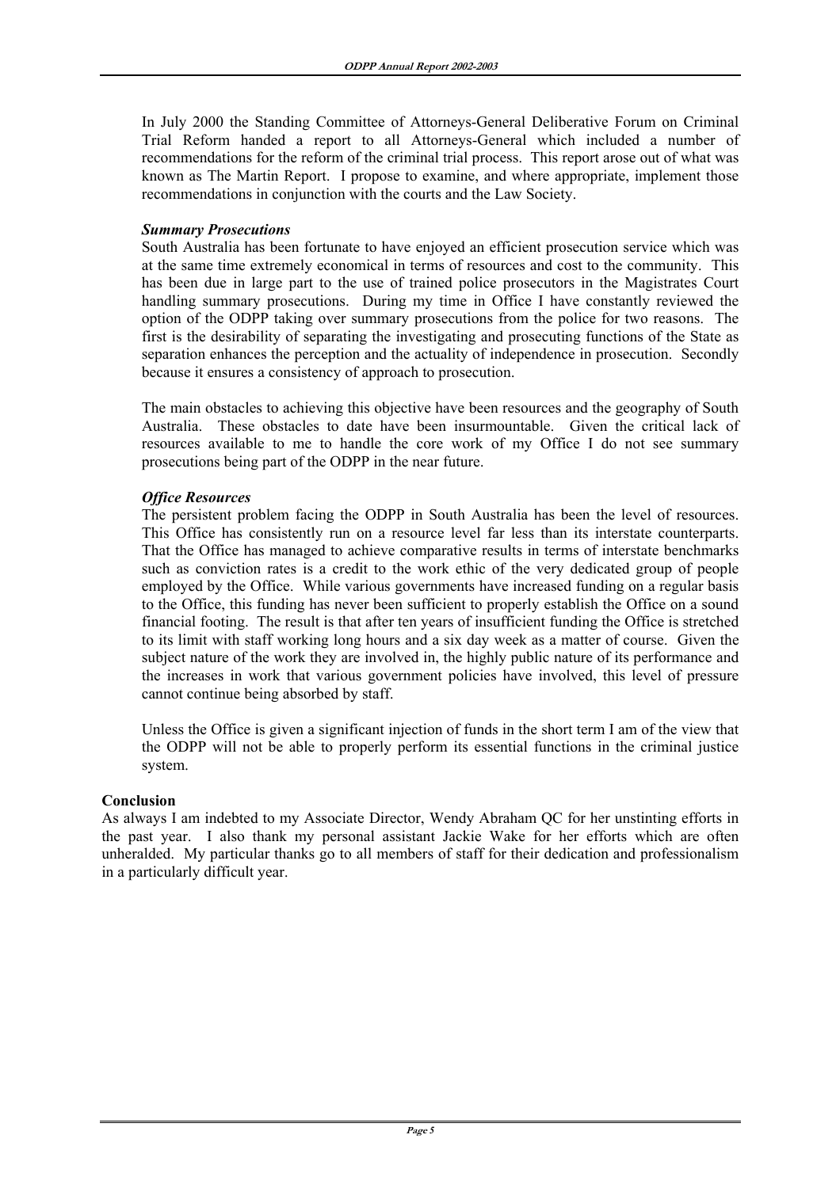In July 2000 the Standing Committee of Attorneys-General Deliberative Forum on Criminal Trial Reform handed a report to all Attorneys-General which included a number of recommendations for the reform of the criminal trial process. This report arose out of what was known as The Martin Report. I propose to examine, and where appropriate, implement those recommendations in conjunction with the courts and the Law Society.

***Summary Prosecutions***

South Australia has been fortunate to have enjoyed an efficient prosecution service which was at the same time extremely economical in terms of resources and cost to the community. This has been due in large part to the use of trained police prosecutors in the Magistrates Court handling summary prosecutions. During my time in Office I have constantly reviewed the option of the ODPP taking over summary prosecutions from the police for two reasons. The first is the desirability of separating the investigating and prosecuting functions of the State as separation enhances the perception and the actuality of independence in prosecution. Secondly because it ensures a consistency of approach to prosecution.

The main obstacles to achieving this objective have been resources and the geography of South Australia. These obstacles to date have been insurmountable. Given the critical lack of resources available to me to handle the core work of my Office I do not see summary prosecutions being part of the ODPP in the near future.

***Office Resources***

The persistent problem facing the ODPP in South Australia has been the level of resources. This Office has consistently run on a resource level far less than its interstate counterparts. That the Office has managed to achieve comparative results in terms of interstate benchmarks such as conviction rates is a credit to the work ethic of the very dedicated group of people employed by the Office. While various governments have increased funding on a regular basis to the Office, this funding has never been sufficient to properly establish the Office on a sound financial footing. The result is that after ten years of insufficient funding the Office is stretched to its limit with staff working long hours and a six day week as a matter of course. Given the subject nature of the work they are involved in, the highly public nature of its performance and the increases in work that various government policies have involved, this level of pressure cannot continue being absorbed by staff.

Unless the Office is given a significant injection of funds in the short term I am of the view that the ODPP will not be able to properly perform its essential functions in the criminal justice system.

**Conclusion**

As always I am indebted to my Associate Director, Wendy Abraham QC for her unstinting efforts in the past year. I also thank my personal assistant Jackie Wake for her efforts which are often unheralded. My particular thanks go to all members of staff for their dedication and professionalism in a particularly difficult year.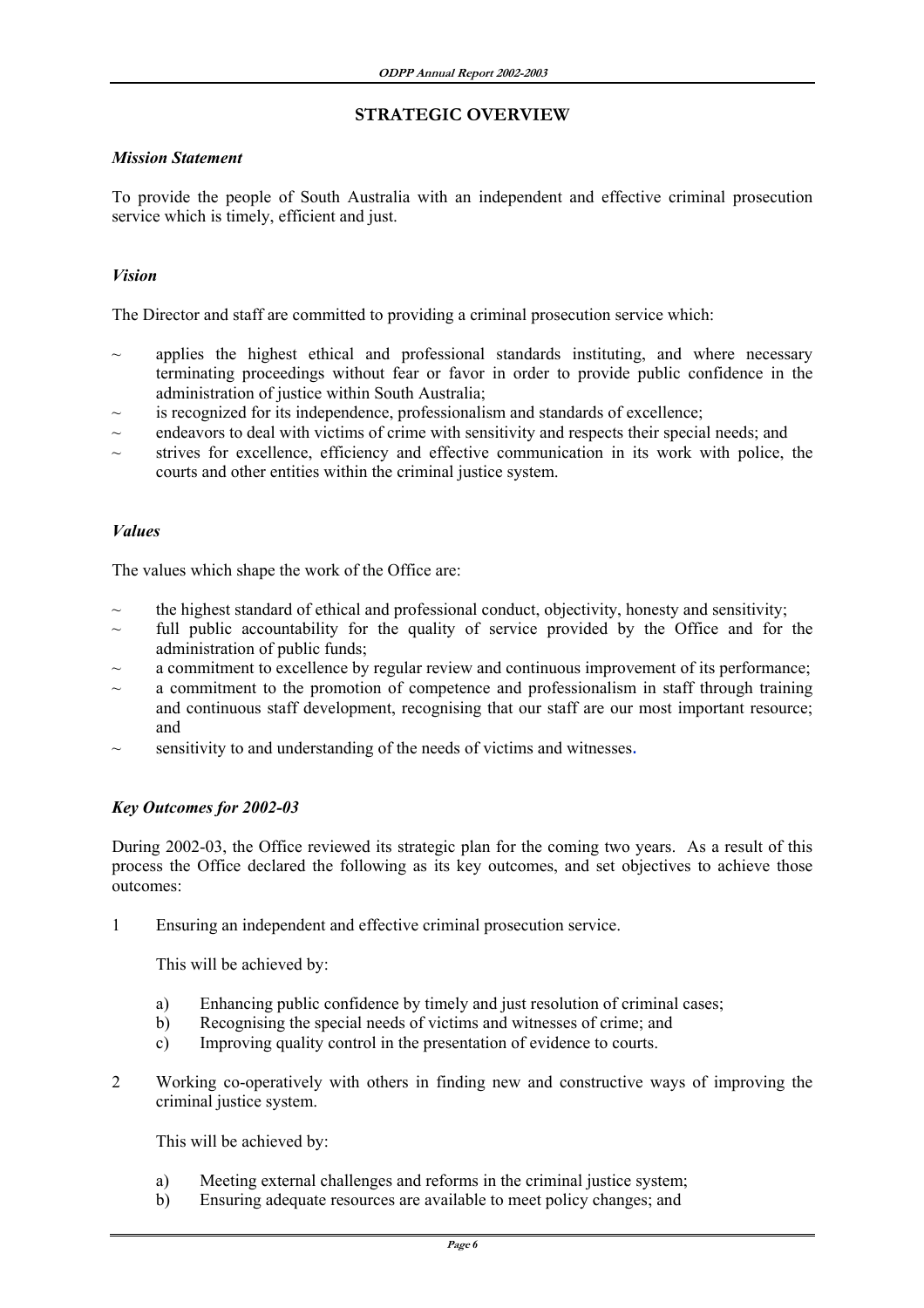## STRATEGIC OVERVIEW

### *Mission Statement*

To provide the people of South Australia with an independent and effective criminal prosecution service which is timely, efficient and just.

### *Vision*

The Director and staff are committed to providing a criminal prosecution service which:

- applies the highest ethical and professional standards instituting, and where necessary terminating proceedings without fear or favor in order to provide public confidence in the administration of justice within South Australia;
- is recognized for its independence, professionalism and standards of excellence;
- endeavors to deal with victims of crime with sensitivity and respects their special needs; and
- strives for excellence, efficiency and effective communication in its work with police, the courts and other entities within the criminal justice system.

### *Values*

The values which shape the work of the Office are:

- the highest standard of ethical and professional conduct, objectivity, honesty and sensitivity;
- full public accountability for the quality of service provided by the Office and for the administration of public funds;
- a commitment to excellence by regular review and continuous improvement of its performance;
- a commitment to the promotion of competence and professionalism in staff through training and continuous staff development, recognising that our staff are our most important resource; and
- sensitivity to and understanding of the needs of victims and witnesses.

### *Key Outcomes for 2002-03*

During 2002-03, the Office reviewed its strategic plan for the coming two years. As a result of this process the Office declared the following as its key outcomes, and set objectives to achieve those outcomes:

1. Ensuring an independent and effective criminal prosecution service.

   This will be achieved by:

   a) Enhancing public confidence by timely and just resolution of criminal cases;
   b) Recognising the special needs of victims and witnesses of crime; and
   c) Improving quality control in the presentation of evidence to courts.

2. Working co-operatively with others in finding new and constructive ways of improving the criminal justice system.

   This will be achieved by:

   a) Meeting external challenges and reforms in the criminal justice system;
   b) Ensuring adequate resources are available to meet policy changes; and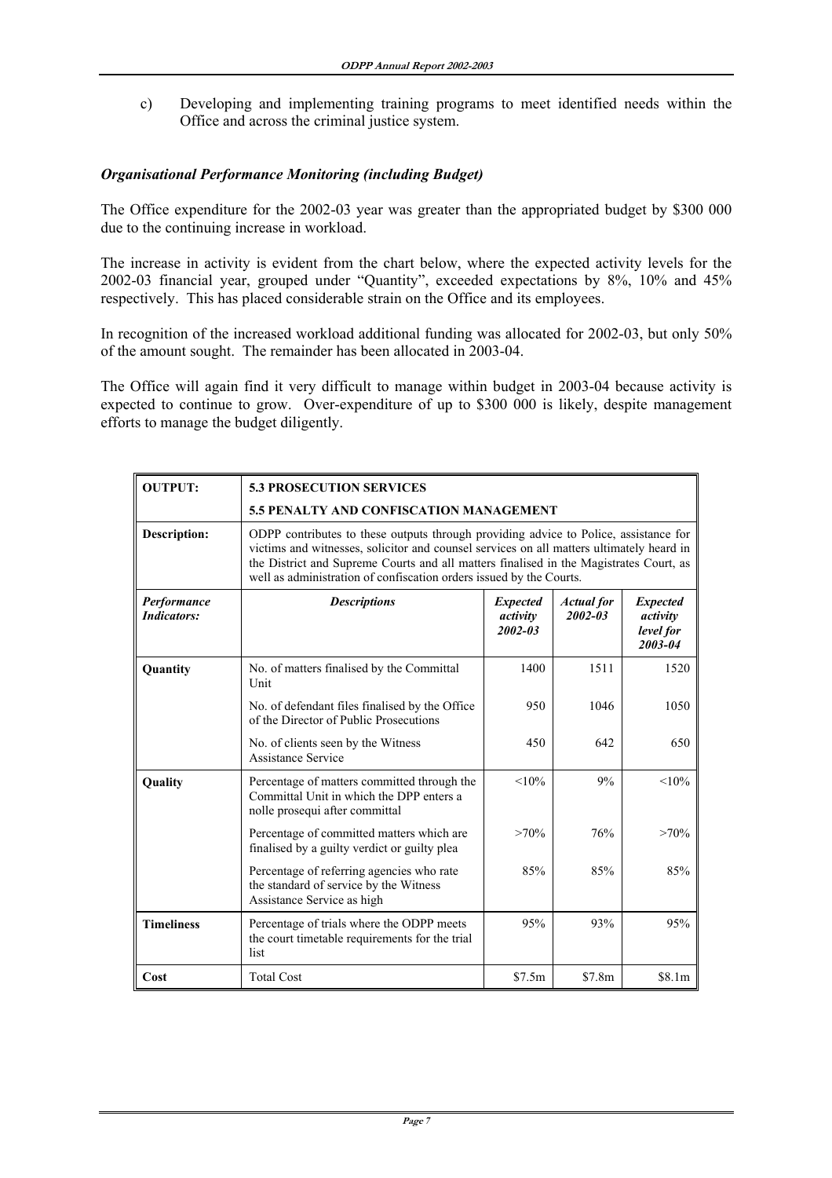c) Developing and implementing training programs to meet identified needs within the Office and across the criminal justice system.

### *Organisational Performance Monitoring (including Budget)*

The Office expenditure for the 2002-03 year was greater than the appropriated budget by $300 000 due to the continuing increase in workload.

The increase in activity is evident from the chart below, where the expected activity levels for the 2002-03 financial year, grouped under "Quantity", exceeded expectations by 8%, 10% and 45% respectively. This has placed considerable strain on the Office and its employees.

In recognition of the increased workload additional funding was allocated for 2002-03, but only 50% of the amount sought. The remainder has been allocated in 2003-04.

The Office will again find it very difficult to manage within budget in 2003-04 because activity is expected to continue to grow. Over-expenditure of up to $300 000 is likely, despite management efforts to manage the budget diligently.

| **OUTPUT:** | **5.3 PROSECUTION SERVICES** | | | |
|---|---|---|---|---|
| | **5.5 PENALTY AND CONFISCATION MANAGEMENT** | | | |
| **Description:** | ODPP contributes to these outputs through providing advice to Police, assistance for victims and witnesses, solicitor and counsel services on all matters ultimately heard in the District and Supreme Courts and all matters finalised in the Magistrates Court, as well as administration of confiscation orders issued by the Courts. | | | |
| ***Performance Indicators:*** | ***Descriptions*** | ***Expected activity 2002-03*** | ***Actual for 2002-03*** | ***Expected activity level for 2003-04*** |
| **Quantity** | No. of matters finalised by the Committal Unit | 1400 | 1511 | 1520 |
| | No. of defendant files finalised by the Office of the Director of Public Prosecutions | 950 | 1046 | 1050 |
| | No. of clients seen by the Witness Assistance Service | 450 | 642 | 650 |
| **Quality** | Percentage of matters committed through the Committal Unit in which the DPP enters a nolle prosequi after committal | <10% | 9% | <10% |
| | Percentage of committed matters which are finalised by a guilty verdict or guilty plea | >70% | 76% | >70% |
| | Percentage of referring agencies who rate the standard of service by the Witness Assistance Service as high | 85% | 85% | 85% |
| **Timeliness** | Percentage of trials where the ODPP meets the court timetable requirements for the trial list | 95% | 93% | 95% |
| **Cost** | Total Cost | $7.5m | $7.8m | $8.1m |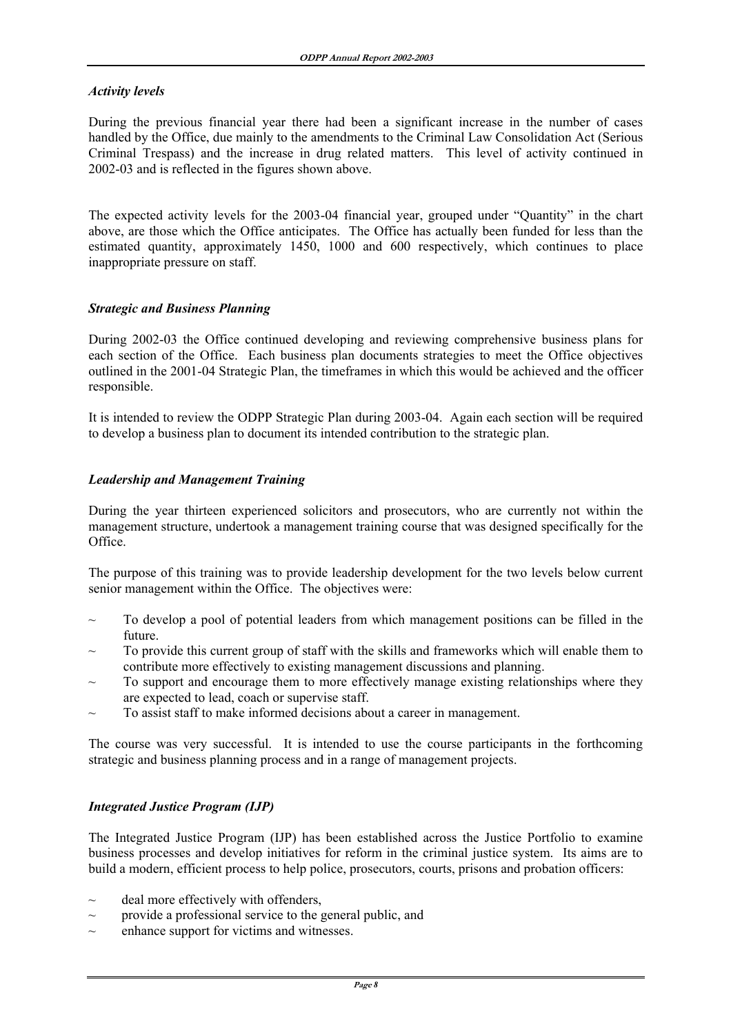*Activity levels*

During the previous financial year there had been a significant increase in the number of cases handled by the Office, due mainly to the amendments to the Criminal Law Consolidation Act (Serious Criminal Trespass) and the increase in drug related matters. This level of activity continued in 2002-03 and is reflected in the figures shown above.

The expected activity levels for the 2003-04 financial year, grouped under "Quantity" in the chart above, are those which the Office anticipates. The Office has actually been funded for less than the estimated quantity, approximately 1450, 1000 and 600 respectively, which continues to place inappropriate pressure on staff.

*Strategic and Business Planning*

During 2002-03 the Office continued developing and reviewing comprehensive business plans for each section of the Office. Each business plan documents strategies to meet the Office objectives outlined in the 2001-04 Strategic Plan, the timeframes in which this would be achieved and the officer responsible.

It is intended to review the ODPP Strategic Plan during 2003-04. Again each section will be required to develop a business plan to document its intended contribution to the strategic plan.

*Leadership and Management Training*

During the year thirteen experienced solicitors and prosecutors, who are currently not within the management structure, undertook a management training course that was designed specifically for the Office.

The purpose of this training was to provide leadership development for the two levels below current senior management within the Office. The objectives were:

~ To develop a pool of potential leaders from which management positions can be filled in the future.
~ To provide this current group of staff with the skills and frameworks which will enable them to contribute more effectively to existing management discussions and planning.
~ To support and encourage them to more effectively manage existing relationships where they are expected to lead, coach or supervise staff.
~ To assist staff to make informed decisions about a career in management.

The course was very successful. It is intended to use the course participants in the forthcoming strategic and business planning process and in a range of management projects.

*Integrated Justice Program (IJP)*

The Integrated Justice Program (IJP) has been established across the Justice Portfolio to examine business processes and develop initiatives for reform in the criminal justice system. Its aims are to build a modern, efficient process to help police, prosecutors, courts, prisons and probation officers:

~ deal more effectively with offenders,
~ provide a professional service to the general public, and
~ enhance support for victims and witnesses.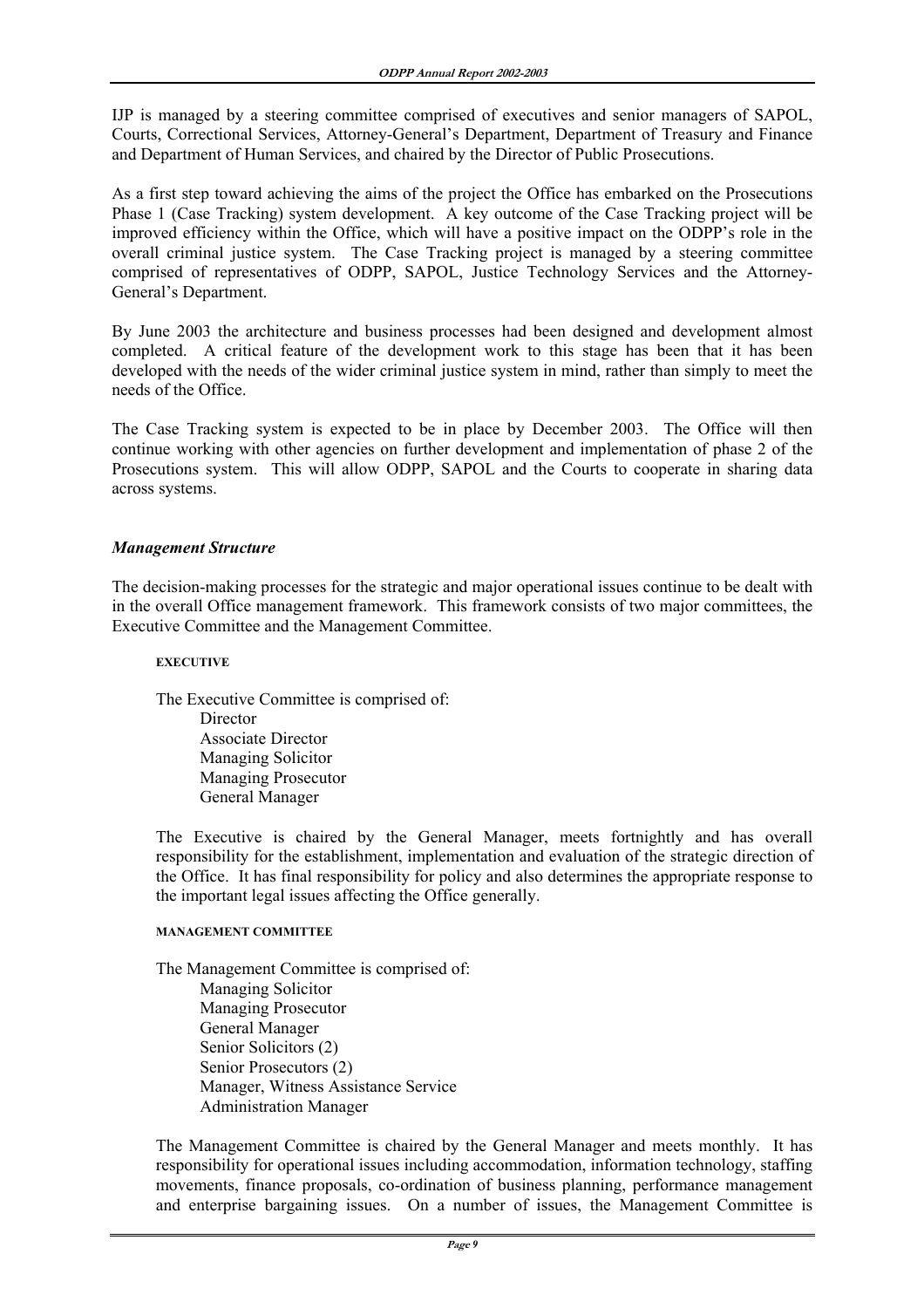IJP is managed by a steering committee comprised of executives and senior managers of SAPOL, Courts, Correctional Services, Attorney-General's Department, Department of Treasury and Finance and Department of Human Services, and chaired by the Director of Public Prosecutions.

As a first step toward achieving the aims of the project the Office has embarked on the Prosecutions Phase 1 (Case Tracking) system development. A key outcome of the Case Tracking project will be improved efficiency within the Office, which will have a positive impact on the ODPP's role in the overall criminal justice system. The Case Tracking project is managed by a steering committee comprised of representatives of ODPP, SAPOL, Justice Technology Services and the Attorney-General's Department.

By June 2003 the architecture and business processes had been designed and development almost completed. A critical feature of the development work to this stage has been that it has been developed with the needs of the wider criminal justice system in mind, rather than simply to meet the needs of the Office.

The Case Tracking system is expected to be in place by December 2003. The Office will then continue working with other agencies on further development and implementation of phase 2 of the Prosecutions system. This will allow ODPP, SAPOL and the Courts to cooperate in sharing data across systems.

### *Management Structure*

The decision-making processes for the strategic and major operational issues continue to be dealt with in the overall Office management framework. This framework consists of two major committees, the Executive Committee and the Management Committee.

#### EXECUTIVE

The Executive Committee is comprised of:

- Director
- Associate Director
- Managing Solicitor
- Managing Prosecutor
- General Manager

The Executive is chaired by the General Manager, meets fortnightly and has overall responsibility for the establishment, implementation and evaluation of the strategic direction of the Office. It has final responsibility for policy and also determines the appropriate response to the important legal issues affecting the Office generally.

#### MANAGEMENT COMMITTEE

The Management Committee is comprised of:

- Managing Solicitor
- Managing Prosecutor
- General Manager
- Senior Solicitors (2)
- Senior Prosecutors (2)
- Manager, Witness Assistance Service
- Administration Manager

The Management Committee is chaired by the General Manager and meets monthly. It has responsibility for operational issues including accommodation, information technology, staffing movements, finance proposals, co-ordination of business planning, performance management and enterprise bargaining issues. On a number of issues, the Management Committee is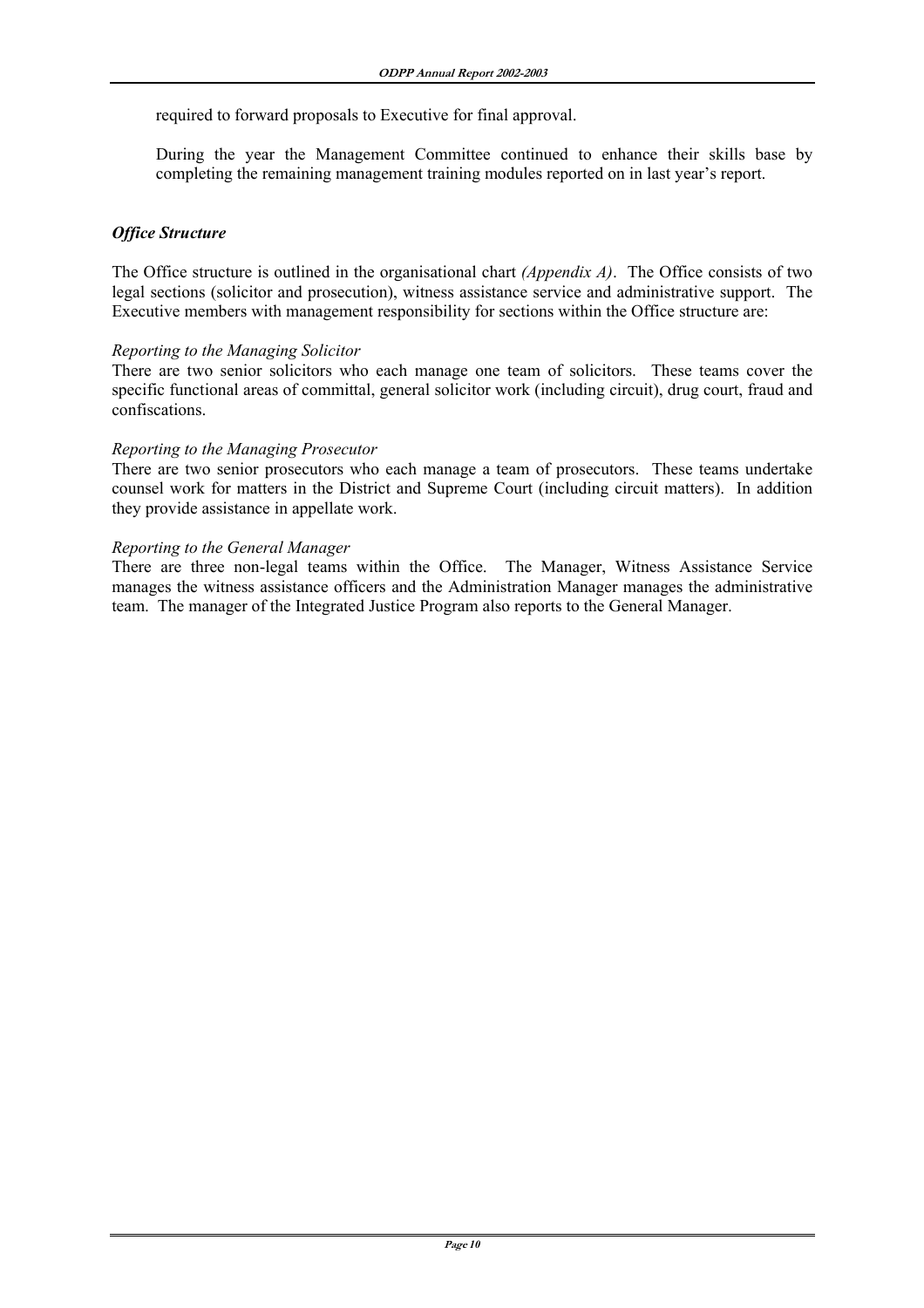required to forward proposals to Executive for final approval.

During the year the Management Committee continued to enhance their skills base by completing the remaining management training modules reported on in last year's report.

### *Office Structure*

The Office structure is outlined in the organisational chart *(Appendix A)*. The Office consists of two legal sections (solicitor and prosecution), witness assistance service and administrative support. The Executive members with management responsibility for sections within the Office structure are:

*Reporting to the Managing Solicitor*
There are two senior solicitors who each manage one team of solicitors. These teams cover the specific functional areas of committal, general solicitor work (including circuit), drug court, fraud and confiscations.

*Reporting to the Managing Prosecutor*
There are two senior prosecutors who each manage a team of prosecutors. These teams undertake counsel work for matters in the District and Supreme Court (including circuit matters). In addition they provide assistance in appellate work.

*Reporting to the General Manager*
There are three non-legal teams within the Office. The Manager, Witness Assistance Service manages the witness assistance officers and the Administration Manager manages the administrative team. The manager of the Integrated Justice Program also reports to the General Manager.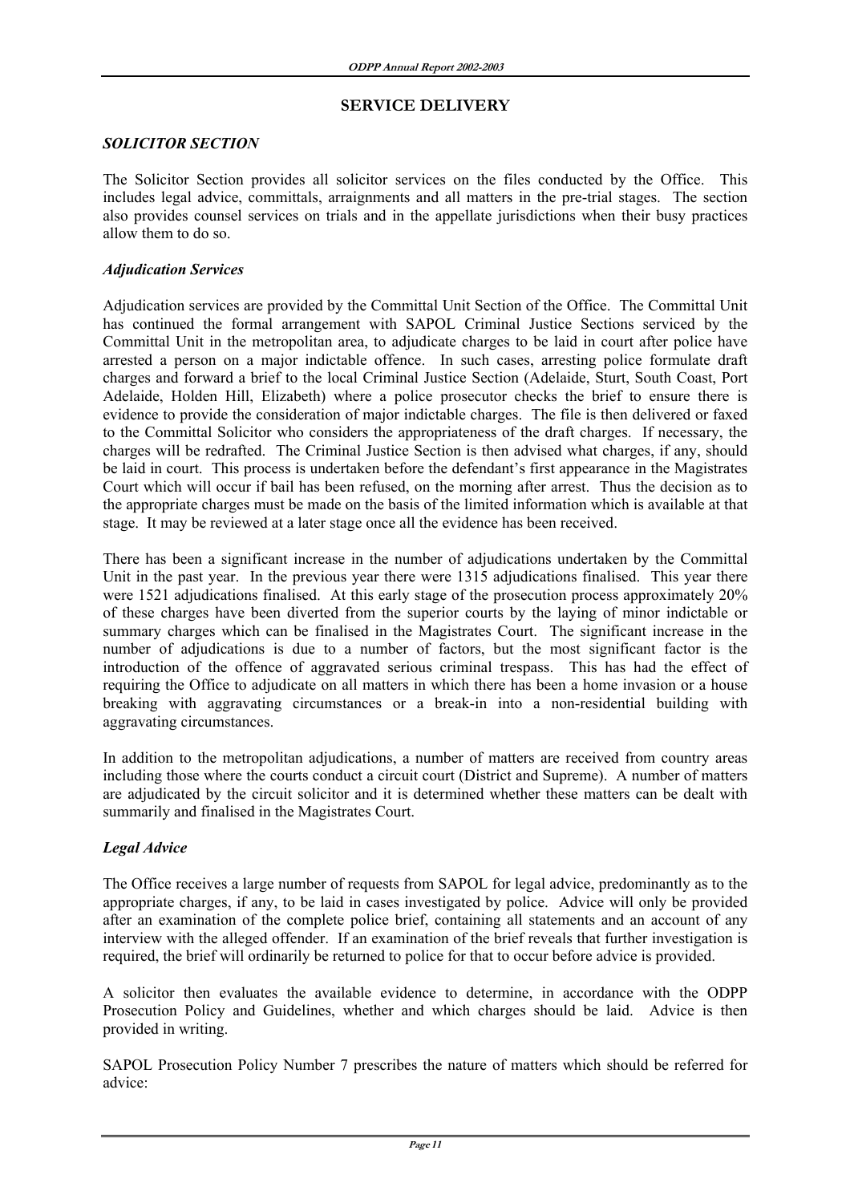## SERVICE DELIVERY

### *SOLICITOR SECTION*

The Solicitor Section provides all solicitor services on the files conducted by the Office. This includes legal advice, committals, arraignments and all matters in the pre-trial stages. The section also provides counsel services on trials and in the appellate jurisdictions when their busy practices allow them to do so.

### *Adjudication Services*

Adjudication services are provided by the Committal Unit Section of the Office. The Committal Unit has continued the formal arrangement with SAPOL Criminal Justice Sections serviced by the Committal Unit in the metropolitan area, to adjudicate charges to be laid in court after police have arrested a person on a major indictable offence. In such cases, arresting police formulate draft charges and forward a brief to the local Criminal Justice Section (Adelaide, Sturt, South Coast, Port Adelaide, Holden Hill, Elizabeth) where a police prosecutor checks the brief to ensure there is evidence to provide the consideration of major indictable charges. The file is then delivered or faxed to the Committal Solicitor who considers the appropriateness of the draft charges. If necessary, the charges will be redrafted. The Criminal Justice Section is then advised what charges, if any, should be laid in court. This process is undertaken before the defendant's first appearance in the Magistrates Court which will occur if bail has been refused, on the morning after arrest. Thus the decision as to the appropriate charges must be made on the basis of the limited information which is available at that stage. It may be reviewed at a later stage once all the evidence has been received.

There has been a significant increase in the number of adjudications undertaken by the Committal Unit in the past year. In the previous year there were 1315 adjudications finalised. This year there were 1521 adjudications finalised. At this early stage of the prosecution process approximately 20% of these charges have been diverted from the superior courts by the laying of minor indictable or summary charges which can be finalised in the Magistrates Court. The significant increase in the number of adjudications is due to a number of factors, but the most significant factor is the introduction of the offence of aggravated serious criminal trespass. This has had the effect of requiring the Office to adjudicate on all matters in which there has been a home invasion or a house breaking with aggravating circumstances or a break-in into a non-residential building with aggravating circumstances.

In addition to the metropolitan adjudications, a number of matters are received from country areas including those where the courts conduct a circuit court (District and Supreme). A number of matters are adjudicated by the circuit solicitor and it is determined whether these matters can be dealt with summarily and finalised in the Magistrates Court.

### *Legal Advice*

The Office receives a large number of requests from SAPOL for legal advice, predominantly as to the appropriate charges, if any, to be laid in cases investigated by police. Advice will only be provided after an examination of the complete police brief, containing all statements and an account of any interview with the alleged offender. If an examination of the brief reveals that further investigation is required, the brief will ordinarily be returned to police for that to occur before advice is provided.

A solicitor then evaluates the available evidence to determine, in accordance with the ODPP Prosecution Policy and Guidelines, whether and which charges should be laid. Advice is then provided in writing.

SAPOL Prosecution Policy Number 7 prescribes the nature of matters which should be referred for advice: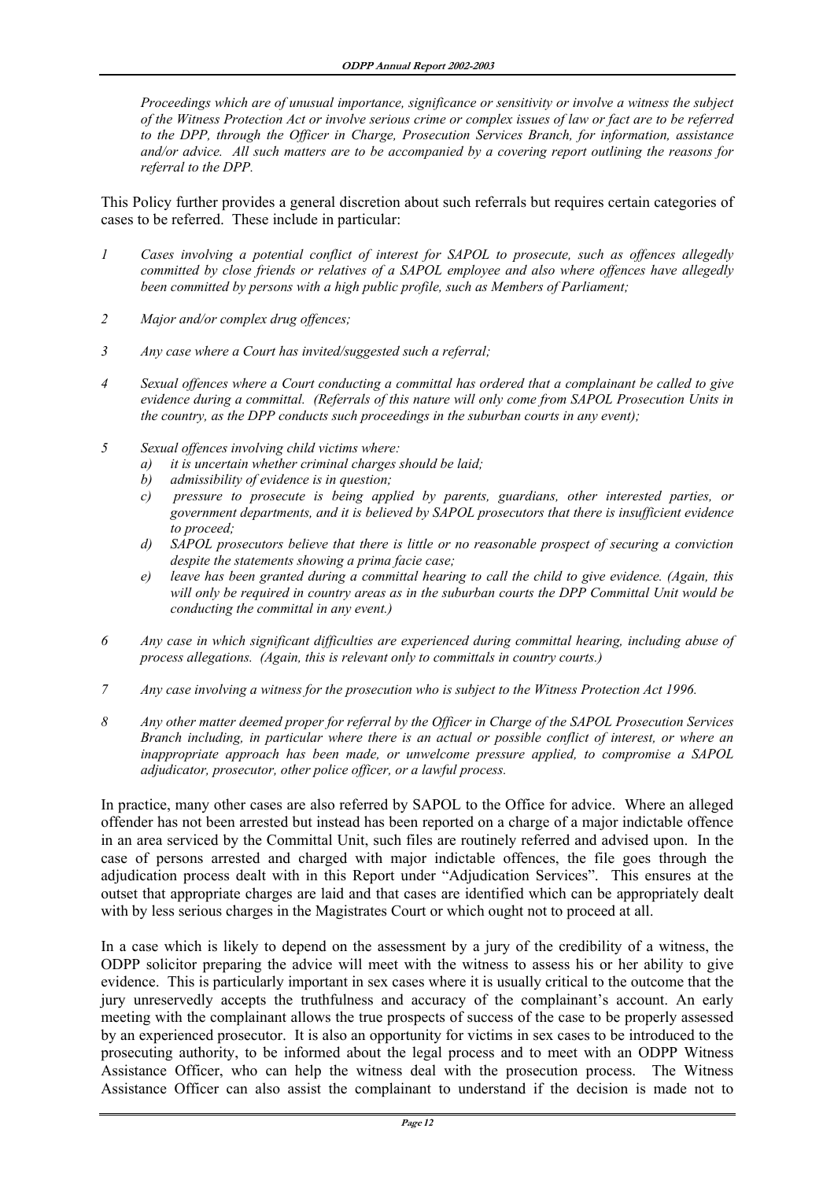*Proceedings which are of unusual importance, significance or sensitivity or involve a witness the subject of the Witness Protection Act or involve serious crime or complex issues of law or fact are to be referred to the DPP, through the Officer in Charge, Prosecution Services Branch, for information, assistance and/or advice. All such matters are to be accompanied by a covering report outlining the reasons for referral to the DPP.*

This Policy further provides a general discretion about such referrals but requires certain categories of cases to be referred. These include in particular:

1. *Cases involving a potential conflict of interest for SAPOL to prosecute, such as offences allegedly committed by close friends or relatives of a SAPOL employee and also where offences have allegedly been committed by persons with a high public profile, such as Members of Parliament;*

2. *Major and/or complex drug offences;*

3. *Any case where a Court has invited/suggested such a referral;*

4. *Sexual offences where a Court conducting a committal has ordered that a complainant be called to give evidence during a committal. (Referrals of this nature will only come from SAPOL Prosecution Units in the country, as the DPP conducts such proceedings in the suburban courts in any event);*

5. *Sexual offences involving child victims where:*
   a) *it is uncertain whether criminal charges should be laid;*
   b) *admissibility of evidence is in question;*
   c) *pressure to prosecute is being applied by parents, guardians, other interested parties, or government departments, and it is believed by SAPOL prosecutors that there is insufficient evidence to proceed;*
   d) *SAPOL prosecutors believe that there is little or no reasonable prospect of securing a conviction despite the statements showing a prima facie case;*
   e) *leave has been granted during a committal hearing to call the child to give evidence. (Again, this will only be required in country areas as in the suburban courts the DPP Committal Unit would be conducting the committal in any event.)*

6. *Any case in which significant difficulties are experienced during committal hearing, including abuse of process allegations. (Again, this is relevant only to committals in country courts.)*

7. *Any case involving a witness for the prosecution who is subject to the Witness Protection Act 1996.*

8. *Any other matter deemed proper for referral by the Officer in Charge of the SAPOL Prosecution Services Branch including, in particular where there is an actual or possible conflict of interest, or where an inappropriate approach has been made, or unwelcome pressure applied, to compromise a SAPOL adjudicator, prosecutor, other police officer, or a lawful process.*

In practice, many other cases are also referred by SAPOL to the Office for advice. Where an alleged offender has not been arrested but instead has been reported on a charge of a major indictable offence in an area serviced by the Committal Unit, such files are routinely referred and advised upon. In the case of persons arrested and charged with major indictable offences, the file goes through the adjudication process dealt with in this Report under "Adjudication Services". This ensures at the outset that appropriate charges are laid and that cases are identified which can be appropriately dealt with by less serious charges in the Magistrates Court or which ought not to proceed at all.

In a case which is likely to depend on the assessment by a jury of the credibility of a witness, the ODPP solicitor preparing the advice will meet with the witness to assess his or her ability to give evidence. This is particularly important in sex cases where it is usually critical to the outcome that the jury unreservedly accepts the truthfulness and accuracy of the complainant's account. An early meeting with the complainant allows the true prospects of success of the case to be properly assessed by an experienced prosecutor. It is also an opportunity for victims in sex cases to be introduced to the prosecuting authority, to be informed about the legal process and to meet with an ODPP Witness Assistance Officer, who can help the witness deal with the prosecution process. The Witness Assistance Officer can also assist the complainant to understand if the decision is made not to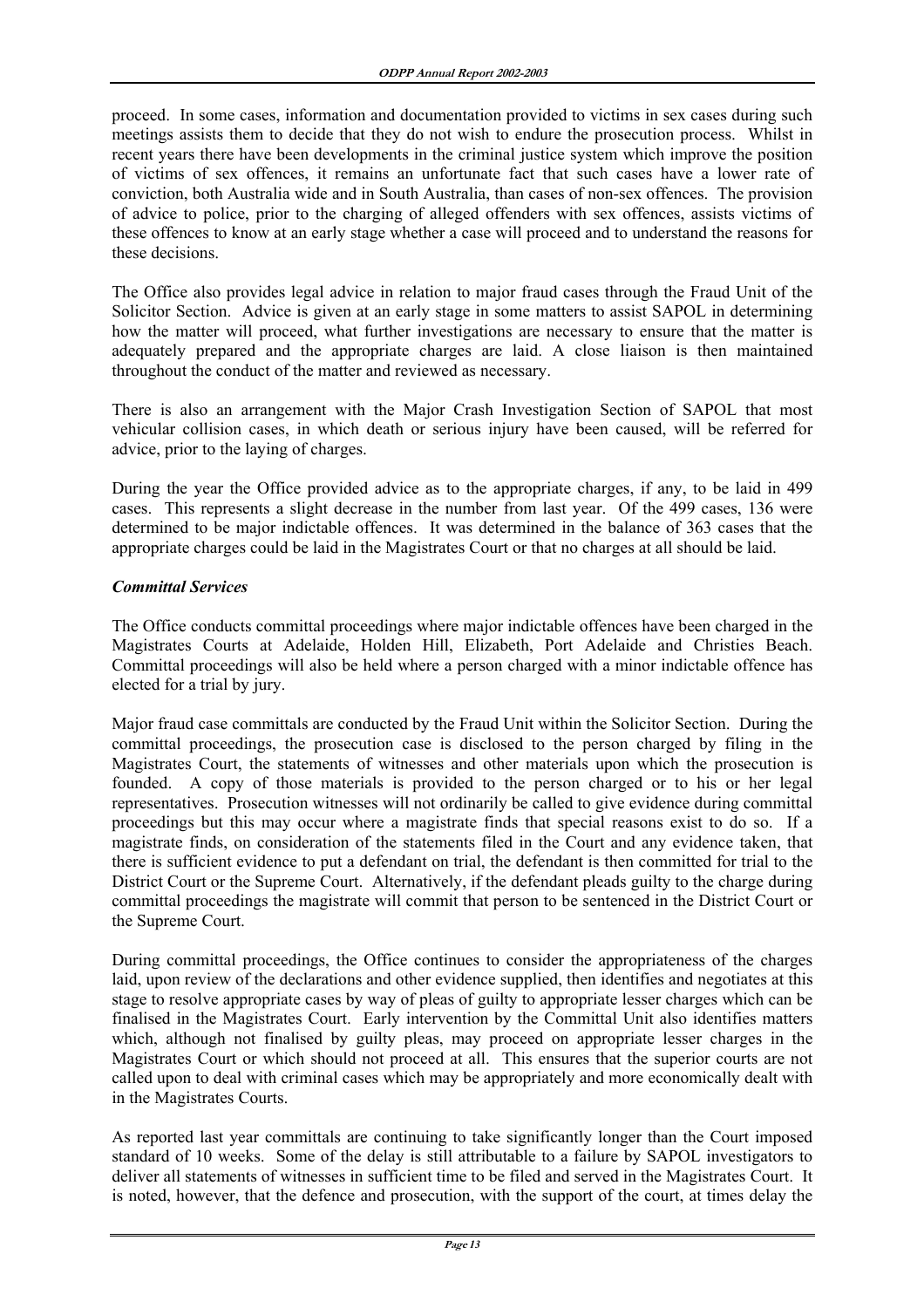proceed. In some cases, information and documentation provided to victims in sex cases during such meetings assists them to decide that they do not wish to endure the prosecution process. Whilst in recent years there have been developments in the criminal justice system which improve the position of victims of sex offences, it remains an unfortunate fact that such cases have a lower rate of conviction, both Australia wide and in South Australia, than cases of non-sex offences. The provision of advice to police, prior to the charging of alleged offenders with sex offences, assists victims of these offences to know at an early stage whether a case will proceed and to understand the reasons for these decisions.

The Office also provides legal advice in relation to major fraud cases through the Fraud Unit of the Solicitor Section. Advice is given at an early stage in some matters to assist SAPOL in determining how the matter will proceed, what further investigations are necessary to ensure that the matter is adequately prepared and the appropriate charges are laid. A close liaison is then maintained throughout the conduct of the matter and reviewed as necessary.

There is also an arrangement with the Major Crash Investigation Section of SAPOL that most vehicular collision cases, in which death or serious injury have been caused, will be referred for advice, prior to the laying of charges.

During the year the Office provided advice as to the appropriate charges, if any, to be laid in 499 cases. This represents a slight decrease in the number from last year. Of the 499 cases, 136 were determined to be major indictable offences. It was determined in the balance of 363 cases that the appropriate charges could be laid in the Magistrates Court or that no charges at all should be laid.

### *Committal Services*

The Office conducts committal proceedings where major indictable offences have been charged in the Magistrates Courts at Adelaide, Holden Hill, Elizabeth, Port Adelaide and Christies Beach. Committal proceedings will also be held where a person charged with a minor indictable offence has elected for a trial by jury.

Major fraud case committals are conducted by the Fraud Unit within the Solicitor Section. During the committal proceedings, the prosecution case is disclosed to the person charged by filing in the Magistrates Court, the statements of witnesses and other materials upon which the prosecution is founded. A copy of those materials is provided to the person charged or to his or her legal representatives. Prosecution witnesses will not ordinarily be called to give evidence during committal proceedings but this may occur where a magistrate finds that special reasons exist to do so. If a magistrate finds, on consideration of the statements filed in the Court and any evidence taken, that there is sufficient evidence to put a defendant on trial, the defendant is then committed for trial to the District Court or the Supreme Court. Alternatively, if the defendant pleads guilty to the charge during committal proceedings the magistrate will commit that person to be sentenced in the District Court or the Supreme Court.

During committal proceedings, the Office continues to consider the appropriateness of the charges laid, upon review of the declarations and other evidence supplied, then identifies and negotiates at this stage to resolve appropriate cases by way of pleas of guilty to appropriate lesser charges which can be finalised in the Magistrates Court. Early intervention by the Committal Unit also identifies matters which, although not finalised by guilty pleas, may proceed on appropriate lesser charges in the Magistrates Court or which should not proceed at all. This ensures that the superior courts are not called upon to deal with criminal cases which may be appropriately and more economically dealt with in the Magistrates Courts.

As reported last year committals are continuing to take significantly longer than the Court imposed standard of 10 weeks. Some of the delay is still attributable to a failure by SAPOL investigators to deliver all statements of witnesses in sufficient time to be filed and served in the Magistrates Court. It is noted, however, that the defence and prosecution, with the support of the court, at times delay the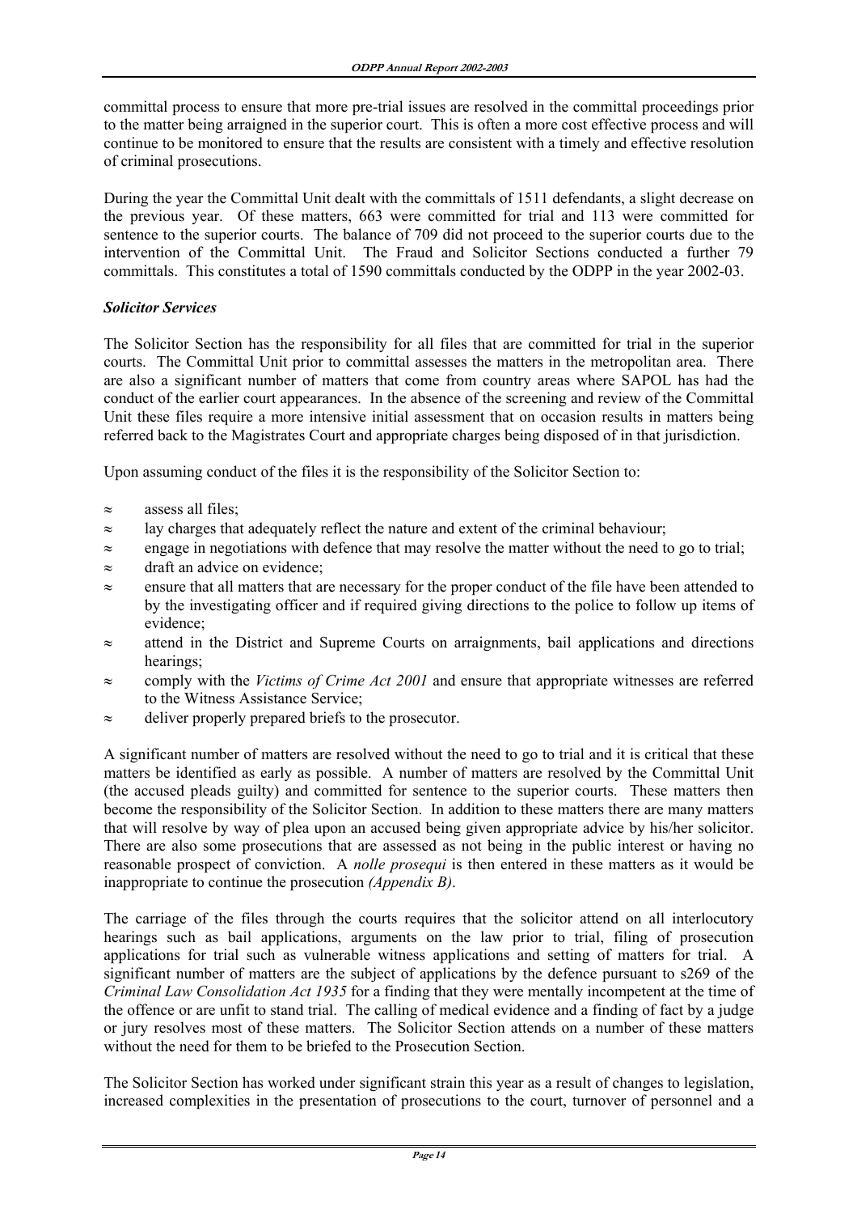committal process to ensure that more pre-trial issues are resolved in the committal proceedings prior to the matter being arraigned in the superior court. This is often a more cost effective process and will continue to be monitored to ensure that the results are consistent with a timely and effective resolution of criminal prosecutions.

During the year the Committal Unit dealt with the committals of 1511 defendants, a slight decrease on the previous year. Of these matters, 663 were committed for trial and 113 were committed for sentence to the superior courts. The balance of 709 did not proceed to the superior courts due to the intervention of the Committal Unit. The Fraud and Solicitor Sections conducted a further 79 committals. This constitutes a total of 1590 committals conducted by the ODPP in the year 2002-03.

***Solicitor Services***

The Solicitor Section has the responsibility for all files that are committed for trial in the superior courts. The Committal Unit prior to committal assesses the matters in the metropolitan area. There are also a significant number of matters that come from country areas where SAPOL has had the conduct of the earlier court appearances. In the absence of the screening and review of the Committal Unit these files require a more intensive initial assessment that on occasion results in matters being referred back to the Magistrates Court and appropriate charges being disposed of in that jurisdiction.

Upon assuming conduct of the files it is the responsibility of the Solicitor Section to:

- assess all files;
- lay charges that adequately reflect the nature and extent of the criminal behaviour;
- engage in negotiations with defence that may resolve the matter without the need to go to trial;
- draft an advice on evidence;
- ensure that all matters that are necessary for the proper conduct of the file have been attended to by the investigating officer and if required giving directions to the police to follow up items of evidence;
- attend in the District and Supreme Courts on arraignments, bail applications and directions hearings;
- comply with the *Victims of Crime Act 2001* and ensure that appropriate witnesses are referred to the Witness Assistance Service;
- deliver properly prepared briefs to the prosecutor.

A significant number of matters are resolved without the need to go to trial and it is critical that these matters be identified as early as possible. A number of matters are resolved by the Committal Unit (the accused pleads guilty) and committed for sentence to the superior courts. These matters then become the responsibility of the Solicitor Section. In addition to these matters there are many matters that will resolve by way of plea upon an accused being given appropriate advice by his/her solicitor. There are also some prosecutions that are assessed as not being in the public interest or having no reasonable prospect of conviction. A *nolle prosequi* is then entered in these matters as it would be inappropriate to continue the prosecution *(Appendix B)*.

The carriage of the files through the courts requires that the solicitor attend on all interlocutory hearings such as bail applications, arguments on the law prior to trial, filing of prosecution applications for trial such as vulnerable witness applications and setting of matters for trial. A significant number of matters are the subject of applications by the defence pursuant to s269 of the *Criminal Law Consolidation Act 1935* for a finding that they were mentally incompetent at the time of the offence or are unfit to stand trial. The calling of medical evidence and a finding of fact by a judge or jury resolves most of these matters. The Solicitor Section attends on a number of these matters without the need for them to be briefed to the Prosecution Section.

The Solicitor Section has worked under significant strain this year as a result of changes to legislation, increased complexities in the presentation of prosecutions to the court, turnover of personnel and a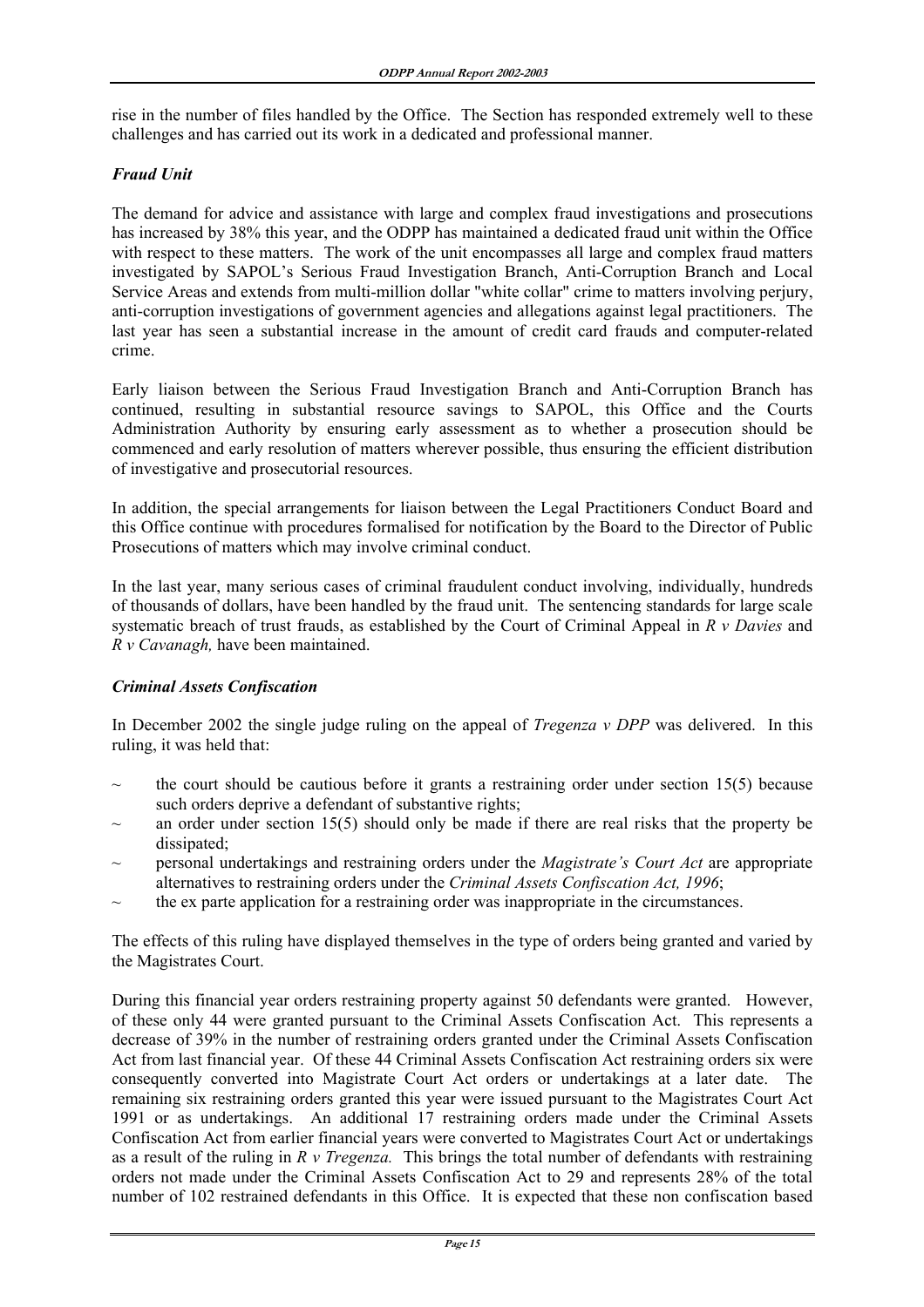rise in the number of files handled by the Office. The Section has responded extremely well to these challenges and has carried out its work in a dedicated and professional manner.

### *Fraud Unit*

The demand for advice and assistance with large and complex fraud investigations and prosecutions has increased by 38% this year, and the ODPP has maintained a dedicated fraud unit within the Office with respect to these matters. The work of the unit encompasses all large and complex fraud matters investigated by SAPOL's Serious Fraud Investigation Branch, Anti-Corruption Branch and Local Service Areas and extends from multi-million dollar "white collar" crime to matters involving perjury, anti-corruption investigations of government agencies and allegations against legal practitioners. The last year has seen a substantial increase in the amount of credit card frauds and computer-related crime.

Early liaison between the Serious Fraud Investigation Branch and Anti-Corruption Branch has continued, resulting in substantial resource savings to SAPOL, this Office and the Courts Administration Authority by ensuring early assessment as to whether a prosecution should be commenced and early resolution of matters wherever possible, thus ensuring the efficient distribution of investigative and prosecutorial resources.

In addition, the special arrangements for liaison between the Legal Practitioners Conduct Board and this Office continue with procedures formalised for notification by the Board to the Director of Public Prosecutions of matters which may involve criminal conduct.

In the last year, many serious cases of criminal fraudulent conduct involving, individually, hundreds of thousands of dollars, have been handled by the fraud unit. The sentencing standards for large scale systematic breach of trust frauds, as established by the Court of Criminal Appeal in *R v Davies* and *R v Cavanagh,* have been maintained.

### *Criminal Assets Confiscation*

In December 2002 the single judge ruling on the appeal of *Tregenza v DPP* was delivered. In this ruling, it was held that:

- ~ the court should be cautious before it grants a restraining order under section 15(5) because such orders deprive a defendant of substantive rights;
- ~ an order under section 15(5) should only be made if there are real risks that the property be dissipated;
- ~ personal undertakings and restraining orders under the *Magistrate's Court Act* are appropriate alternatives to restraining orders under the *Criminal Assets Confiscation Act, 1996*;
- ~ the ex parte application for a restraining order was inappropriate in the circumstances.

The effects of this ruling have displayed themselves in the type of orders being granted and varied by the Magistrates Court.

During this financial year orders restraining property against 50 defendants were granted. However, of these only 44 were granted pursuant to the Criminal Assets Confiscation Act. This represents a decrease of 39% in the number of restraining orders granted under the Criminal Assets Confiscation Act from last financial year. Of these 44 Criminal Assets Confiscation Act restraining orders six were consequently converted into Magistrate Court Act orders or undertakings at a later date. The remaining six restraining orders granted this year were issued pursuant to the Magistrates Court Act 1991 or as undertakings. An additional 17 restraining orders made under the Criminal Assets Confiscation Act from earlier financial years were converted to Magistrates Court Act or undertakings as a result of the ruling in *R v Tregenza.* This brings the total number of defendants with restraining orders not made under the Criminal Assets Confiscation Act to 29 and represents 28% of the total number of 102 restrained defendants in this Office. It is expected that these non confiscation based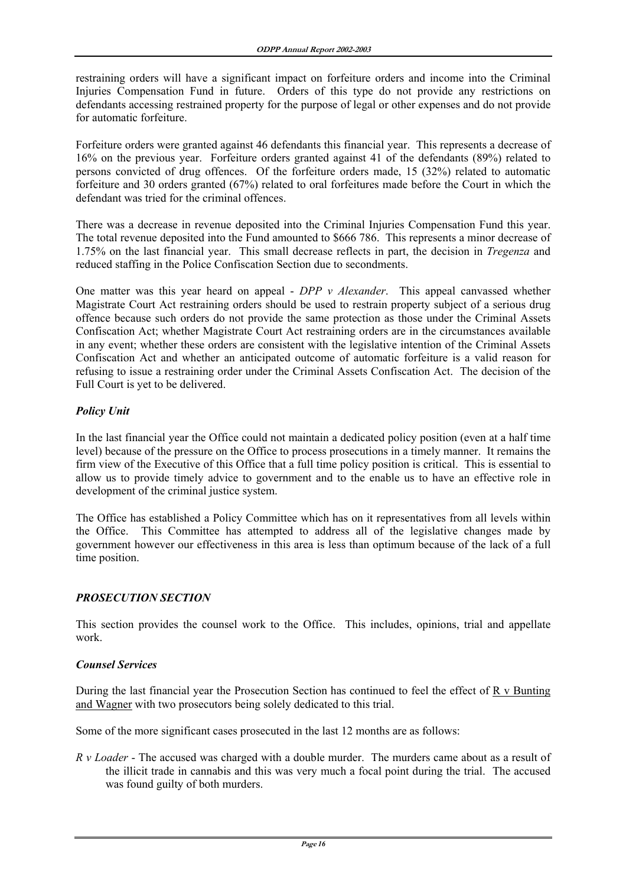restraining orders will have a significant impact on forfeiture orders and income into the Criminal Injuries Compensation Fund in future. Orders of this type do not provide any restrictions on defendants accessing restrained property for the purpose of legal or other expenses and do not provide for automatic forfeiture.

Forfeiture orders were granted against 46 defendants this financial year. This represents a decrease of 16% on the previous year. Forfeiture orders granted against 41 of the defendants (89%) related to persons convicted of drug offences. Of the forfeiture orders made, 15 (32%) related to automatic forfeiture and 30 orders granted (67%) related to oral forfeitures made before the Court in which the defendant was tried for the criminal offences.

There was a decrease in revenue deposited into the Criminal Injuries Compensation Fund this year. The total revenue deposited into the Fund amounted to $666 786. This represents a minor decrease of 1.75% on the last financial year. This small decrease reflects in part, the decision in *Tregenza* and reduced staffing in the Police Confiscation Section due to secondments.

One matter was this year heard on appeal - *DPP v Alexander*. This appeal canvassed whether Magistrate Court Act restraining orders should be used to restrain property subject of a serious drug offence because such orders do not provide the same protection as those under the Criminal Assets Confiscation Act; whether Magistrate Court Act restraining orders are in the circumstances available in any event; whether these orders are consistent with the legislative intention of the Criminal Assets Confiscation Act and whether an anticipated outcome of automatic forfeiture is a valid reason for refusing to issue a restraining order under the Criminal Assets Confiscation Act. The decision of the Full Court is yet to be delivered.

### *Policy Unit*

In the last financial year the Office could not maintain a dedicated policy position (even at a half time level) because of the pressure on the Office to process prosecutions in a timely manner. It remains the firm view of the Executive of this Office that a full time policy position is critical. This is essential to allow us to provide timely advice to government and to the enable us to have an effective role in development of the criminal justice system.

The Office has established a Policy Committee which has on it representatives from all levels within the Office. This Committee has attempted to address all of the legislative changes made by government however our effectiveness in this area is less than optimum because of the lack of a full time position.

## *PROSECUTION SECTION*

This section provides the counsel work to the Office. This includes, opinions, trial and appellate work.

### *Counsel Services*

During the last financial year the Prosecution Section has continued to feel the effect of R v Bunting and Wagner with two prosecutors being solely dedicated to this trial.

Some of the more significant cases prosecuted in the last 12 months are as follows:

*R v Loader* - The accused was charged with a double murder. The murders came about as a result of the illicit trade in cannabis and this was very much a focal point during the trial. The accused was found guilty of both murders.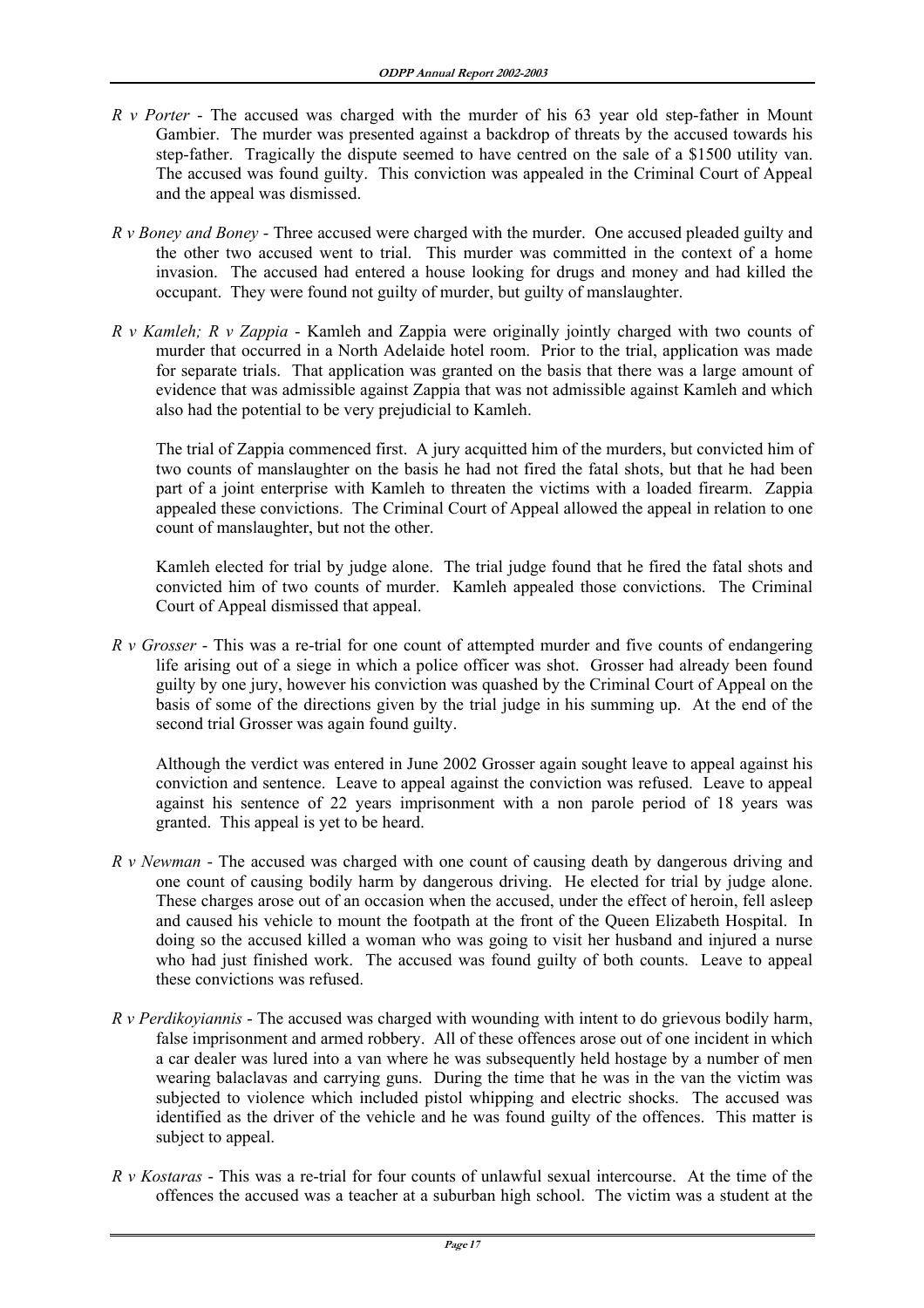*R v Porter* - The accused was charged with the murder of his 63 year old step-father in Mount Gambier. The murder was presented against a backdrop of threats by the accused towards his step-father. Tragically the dispute seemed to have centred on the sale of a $1500 utility van. The accused was found guilty. This conviction was appealed in the Criminal Court of Appeal and the appeal was dismissed.

*R v Boney and Boney* - Three accused were charged with the murder. One accused pleaded guilty and the other two accused went to trial. This murder was committed in the context of a home invasion. The accused had entered a house looking for drugs and money and had killed the occupant. They were found not guilty of murder, but guilty of manslaughter.

*R v Kamleh; R v Zappia* - Kamleh and Zappia were originally jointly charged with two counts of murder that occurred in a North Adelaide hotel room. Prior to the trial, application was made for separate trials. That application was granted on the basis that there was a large amount of evidence that was admissible against Zappia that was not admissible against Kamleh and which also had the potential to be very prejudicial to Kamleh.

The trial of Zappia commenced first. A jury acquitted him of the murders, but convicted him of two counts of manslaughter on the basis he had not fired the fatal shots, but that he had been part of a joint enterprise with Kamleh to threaten the victims with a loaded firearm. Zappia appealed these convictions. The Criminal Court of Appeal allowed the appeal in relation to one count of manslaughter, but not the other.

Kamleh elected for trial by judge alone. The trial judge found that he fired the fatal shots and convicted him of two counts of murder. Kamleh appealed those convictions. The Criminal Court of Appeal dismissed that appeal.

*R v Grosser* - This was a re-trial for one count of attempted murder and five counts of endangering life arising out of a siege in which a police officer was shot. Grosser had already been found guilty by one jury, however his conviction was quashed by the Criminal Court of Appeal on the basis of some of the directions given by the trial judge in his summing up. At the end of the second trial Grosser was again found guilty.

Although the verdict was entered in June 2002 Grosser again sought leave to appeal against his conviction and sentence. Leave to appeal against the conviction was refused. Leave to appeal against his sentence of 22 years imprisonment with a non parole period of 18 years was granted. This appeal is yet to be heard.

*R v Newman* - The accused was charged with one count of causing death by dangerous driving and one count of causing bodily harm by dangerous driving. He elected for trial by judge alone. These charges arose out of an occasion when the accused, under the effect of heroin, fell asleep and caused his vehicle to mount the footpath at the front of the Queen Elizabeth Hospital. In doing so the accused killed a woman who was going to visit her husband and injured a nurse who had just finished work. The accused was found guilty of both counts. Leave to appeal these convictions was refused.

*R v Perdikoyiannis* - The accused was charged with wounding with intent to do grievous bodily harm, false imprisonment and armed robbery. All of these offences arose out of one incident in which a car dealer was lured into a van where he was subsequently held hostage by a number of men wearing balaclavas and carrying guns. During the time that he was in the van the victim was subjected to violence which included pistol whipping and electric shocks. The accused was identified as the driver of the vehicle and he was found guilty of the offences. This matter is subject to appeal.

*R v Kostaras* - This was a re-trial for four counts of unlawful sexual intercourse. At the time of the offences the accused was a teacher at a suburban high school. The victim was a student at the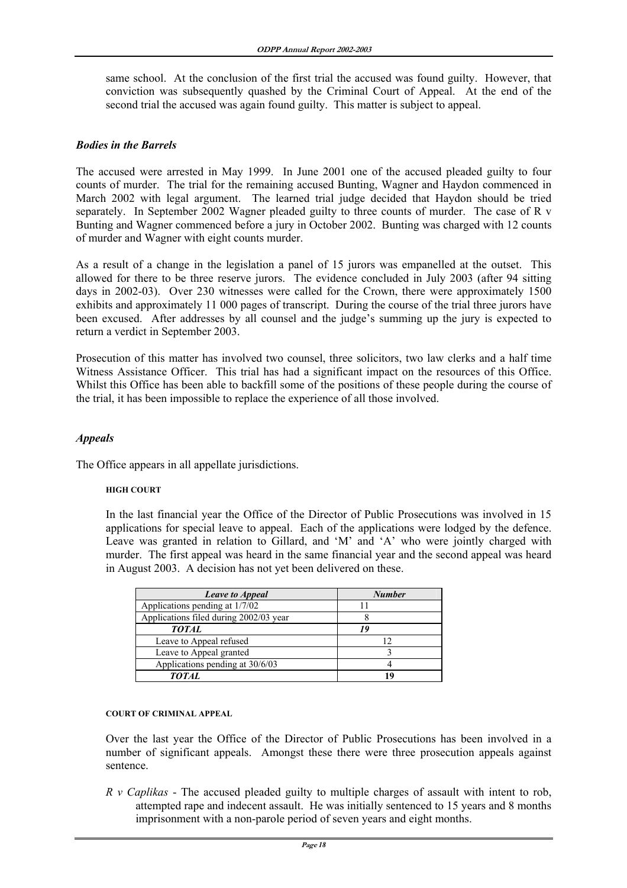same school. At the conclusion of the first trial the accused was found guilty. However, that conviction was subsequently quashed by the Criminal Court of Appeal. At the end of the second trial the accused was again found guilty. This matter is subject to appeal.

### *Bodies in the Barrels*

The accused were arrested in May 1999. In June 2001 one of the accused pleaded guilty to four counts of murder. The trial for the remaining accused Bunting, Wagner and Haydon commenced in March 2002 with legal argument. The learned trial judge decided that Haydon should be tried separately. In September 2002 Wagner pleaded guilty to three counts of murder. The case of R v Bunting and Wagner commenced before a jury in October 2002. Bunting was charged with 12 counts of murder and Wagner with eight counts murder.

As a result of a change in the legislation a panel of 15 jurors was empanelled at the outset. This allowed for there to be three reserve jurors. The evidence concluded in July 2003 (after 94 sitting days in 2002-03). Over 230 witnesses were called for the Crown, there were approximately 1500 exhibits and approximately 11 000 pages of transcript. During the course of the trial three jurors have been excused. After addresses by all counsel and the judge's summing up the jury is expected to return a verdict in September 2003.

Prosecution of this matter has involved two counsel, three solicitors, two law clerks and a half time Witness Assistance Officer. This trial has had a significant impact on the resources of this Office. Whilst this Office has been able to backfill some of the positions of these people during the course of the trial, it has been impossible to replace the experience of all those involved.

### *Appeals*

The Office appears in all appellate jurisdictions.

#### HIGH COURT

In the last financial year the Office of the Director of Public Prosecutions was involved in 15 applications for special leave to appeal. Each of the applications were lodged by the defence. Leave was granted in relation to Gillard, and 'M' and 'A' who were jointly charged with murder. The first appeal was heard in the same financial year and the second appeal was heard in August 2003. A decision has not yet been delivered on these.

| *Leave to Appeal* | *Number* |
|---|---|
| Applications pending at 1/7/02 | 11 |
| Applications filed during 2002/03 year | 8 |
| ***TOTAL*** | ***19*** |
| Leave to Appeal refused | 12 |
| Leave to Appeal granted | 3 |
| Applications pending at 30/6/03 | 4 |
| ***TOTAL*** | **19** |

#### COURT OF CRIMINAL APPEAL

Over the last year the Office of the Director of Public Prosecutions has been involved in a number of significant appeals. Amongst these there were three prosecution appeals against sentence.

*R v Caplikas* - The accused pleaded guilty to multiple charges of assault with intent to rob, attempted rape and indecent assault. He was initially sentenced to 15 years and 8 months imprisonment with a non-parole period of seven years and eight months.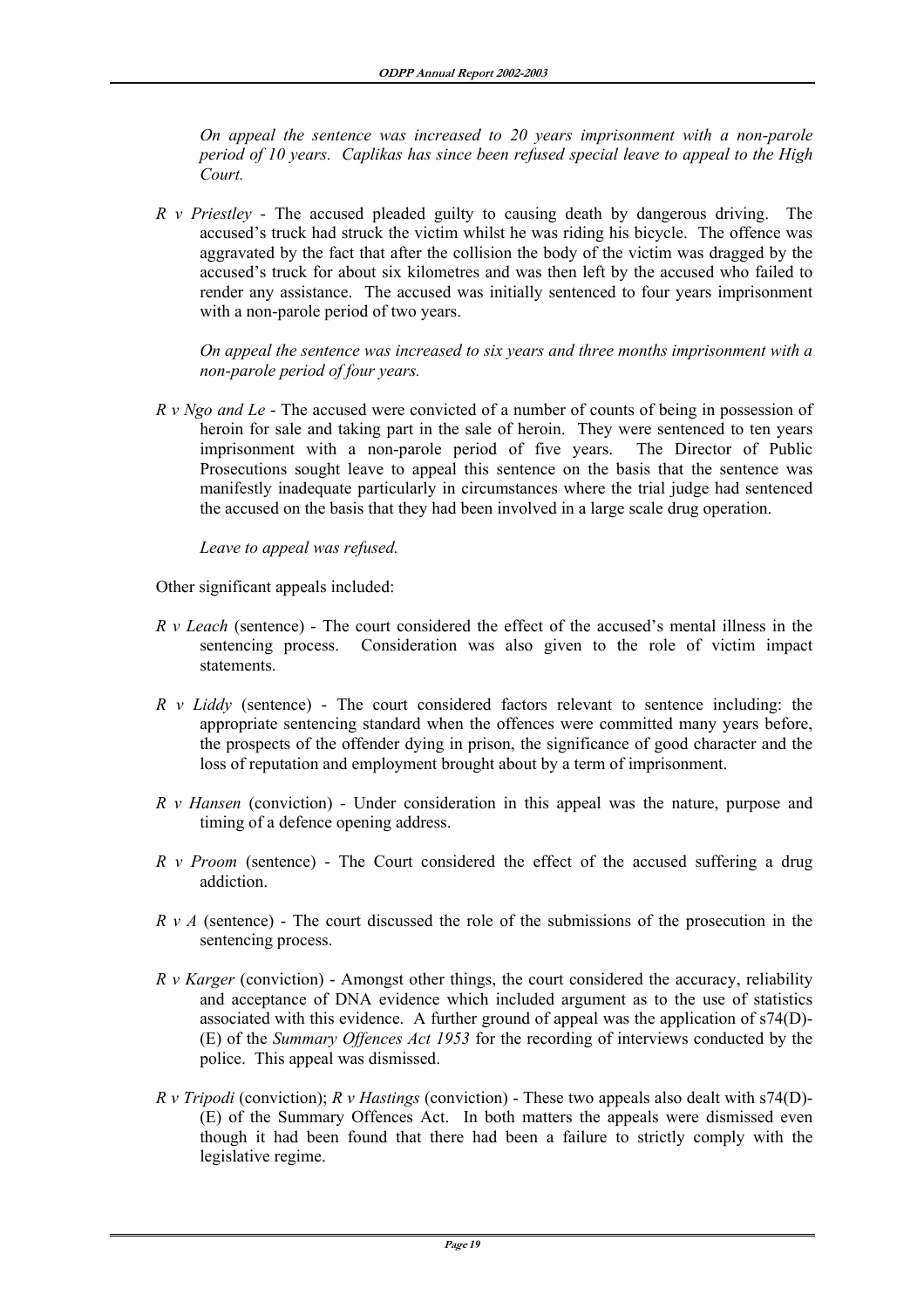*On appeal the sentence was increased to 20 years imprisonment with a non-parole period of 10 years. Caplikas has since been refused special leave to appeal to the High Court.*

*R v Priestley* - The accused pleaded guilty to causing death by dangerous driving. The accused's truck had struck the victim whilst he was riding his bicycle. The offence was aggravated by the fact that after the collision the body of the victim was dragged by the accused's truck for about six kilometres and was then left by the accused who failed to render any assistance. The accused was initially sentenced to four years imprisonment with a non-parole period of two years.

*On appeal the sentence was increased to six years and three months imprisonment with a non-parole period of four years.*

*R v Ngo and Le* - The accused were convicted of a number of counts of being in possession of heroin for sale and taking part in the sale of heroin. They were sentenced to ten years imprisonment with a non-parole period of five years. The Director of Public Prosecutions sought leave to appeal this sentence on the basis that the sentence was manifestly inadequate particularly in circumstances where the trial judge had sentenced the accused on the basis that they had been involved in a large scale drug operation.

*Leave to appeal was refused.*

Other significant appeals included:

*R v Leach* (sentence) - The court considered the effect of the accused's mental illness in the sentencing process. Consideration was also given to the role of victim impact statements.

*R v Liddy* (sentence) - The court considered factors relevant to sentence including: the appropriate sentencing standard when the offences were committed many years before, the prospects of the offender dying in prison, the significance of good character and the loss of reputation and employment brought about by a term of imprisonment.

*R v Hansen* (conviction) - Under consideration in this appeal was the nature, purpose and timing of a defence opening address.

*R v Proom* (sentence) - The Court considered the effect of the accused suffering a drug addiction.

*R v A* (sentence) - The court discussed the role of the submissions of the prosecution in the sentencing process.

*R v Karger* (conviction) - Amongst other things, the court considered the accuracy, reliability and acceptance of DNA evidence which included argument as to the use of statistics associated with this evidence. A further ground of appeal was the application of s74(D)-(E) of the *Summary Offences Act 1953* for the recording of interviews conducted by the police. This appeal was dismissed.

*R v Tripodi* (conviction); *R v Hastings* (conviction) - These two appeals also dealt with s74(D)-(E) of the Summary Offences Act. In both matters the appeals were dismissed even though it had been found that there had been a failure to strictly comply with the legislative regime.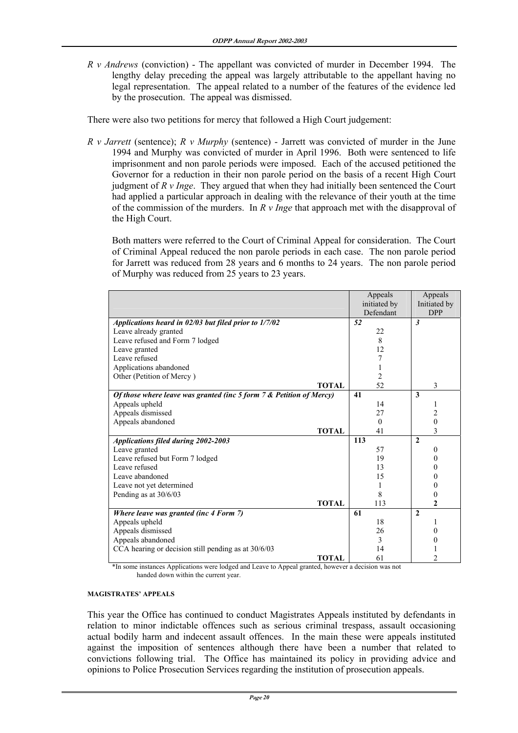*R v Andrews* (conviction) - The appellant was convicted of murder in December 1994. The lengthy delay preceding the appeal was largely attributable to the appellant having no legal representation. The appeal related to a number of the features of the evidence led by the prosecution. The appeal was dismissed.

There were also two petitions for mercy that followed a High Court judgement:

*R v Jarrett* (sentence); *R v Murphy* (sentence) - Jarrett was convicted of murder in the June 1994 and Murphy was convicted of murder in April 1996. Both were sentenced to life imprisonment and non parole periods were imposed. Each of the accused petitioned the Governor for a reduction in their non parole period on the basis of a recent High Court judgment of *R v Inge*. They argued that when they had initially been sentenced the Court had applied a particular approach in dealing with the relevance of their youth at the time of the commission of the murders. In *R v Inge* that approach met with the disapproval of the High Court.

Both matters were referred to the Court of Criminal Appeal for consideration. The Court of Criminal Appeal reduced the non parole periods in each case. The non parole period for Jarrett was reduced from 28 years and 6 months to 24 years. The non parole period of Murphy was reduced from 25 years to 23 years.

| | Appeals initiated by Defendant | Appeals Initiated by DPP |
|---|---|---|
| ***Applications heard in 02/03 but filed prior to 1/7/02*** | ***52*** | ***3*** |
| Leave already granted | 22 | |
| Leave refused and Form 7 lodged | 8 | |
| Leave granted | 12 | |
| Leave refused | 7 | |
| Applications abandoned | 1 | |
| Other (Petition of Mercy ) | 2 | |
| **TOTAL** | 52 | 3 |
| ***Of those where leave was granted (inc 5 form 7 & Petition of Mercy)*** | **41** | **3** |
| Appeals upheld | 14 | 1 |
| Appeals dismissed | 27 | 2 |
| Appeals abandoned | 0 | 0 |
| **TOTAL** | 41 | 3 |
| ***Applications filed during 2002-2003*** | **113** | **2** |
| Leave granted | 57 | 0 |
| Leave refused but Form 7 lodged | 19 | 0 |
| Leave refused | 13 | 0 |
| Leave abandoned | 15 | 0 |
| Leave not yet determined | 1 | 0 |
| Pending as at 30/6/03 | 8 | 0 |
| **TOTAL** | 113 | **2** |
| ***Where leave was granted (inc 4 Form 7)*** | **61** | **2** |
| Appeals upheld | 18 | 1 |
| Appeals dismissed | 26 | 0 |
| Appeals abandoned | 3 | 0 |
| CCA hearing or decision still pending as at 30/6/03 | 14 | 1 |
| **TOTAL** | 61 | 2 |

*In some instances Applications were lodged and Leave to Appeal granted, however a decision was not handed down within the current year.

#### MAGISTRATES' APPEALS

This year the Office has continued to conduct Magistrates Appeals instituted by defendants in relation to minor indictable offences such as serious criminal trespass, assault occasioning actual bodily harm and indecent assault offences. In the main these were appeals instituted against the imposition of sentences although there have been a number that related to convictions following trial. The Office has maintained its policy in providing advice and opinions to Police Prosecution Services regarding the institution of prosecution appeals.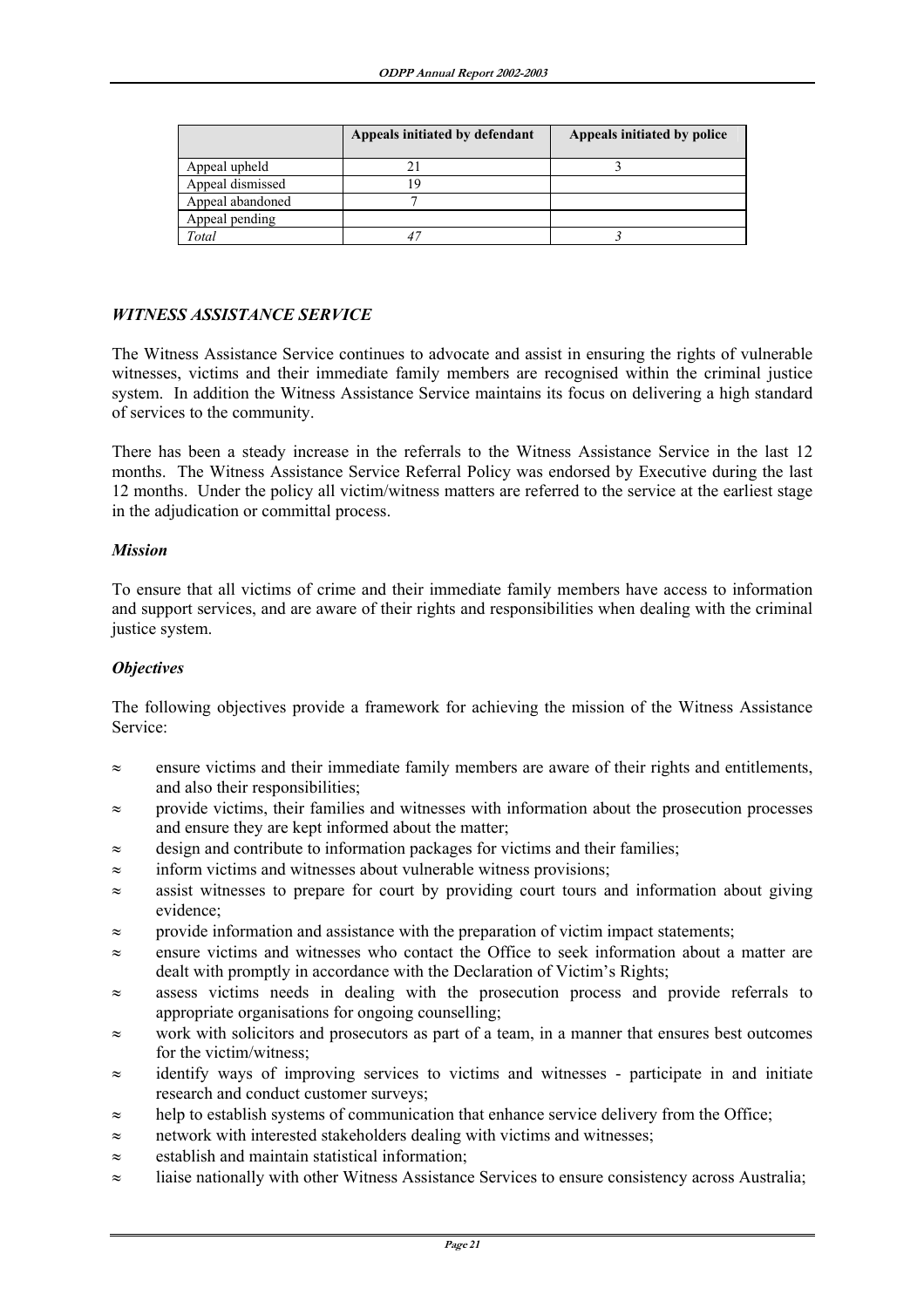|  | Appeals initiated by defendant | Appeals initiated by police |
|---|---|---|
| Appeal upheld | 21 | 3 |
| Appeal dismissed | 19 |  |
| Appeal abandoned | 7 |  |
| Appeal pending |  |  |
| *Total* | *47* | *3* |

### *WITNESS ASSISTANCE SERVICE*

The Witness Assistance Service continues to advocate and assist in ensuring the rights of vulnerable witnesses, victims and their immediate family members are recognised within the criminal justice system. In addition the Witness Assistance Service maintains its focus on delivering a high standard of services to the community.

There has been a steady increase in the referrals to the Witness Assistance Service in the last 12 months. The Witness Assistance Service Referral Policy was endorsed by Executive during the last 12 months. Under the policy all victim/witness matters are referred to the service at the earliest stage in the adjudication or committal process.

#### *Mission*

To ensure that all victims of crime and their immediate family members have access to information and support services, and are aware of their rights and responsibilities when dealing with the criminal justice system.

#### *Objectives*

The following objectives provide a framework for achieving the mission of the Witness Assistance Service:

- ensure victims and their immediate family members are aware of their rights and entitlements, and also their responsibilities;
- provide victims, their families and witnesses with information about the prosecution processes and ensure they are kept informed about the matter;
- design and contribute to information packages for victims and their families;
- inform victims and witnesses about vulnerable witness provisions;
- assist witnesses to prepare for court by providing court tours and information about giving evidence;
- provide information and assistance with the preparation of victim impact statements;
- ensure victims and witnesses who contact the Office to seek information about a matter are dealt with promptly in accordance with the Declaration of Victim's Rights;
- assess victims needs in dealing with the prosecution process and provide referrals to appropriate organisations for ongoing counselling;
- work with solicitors and prosecutors as part of a team, in a manner that ensures best outcomes for the victim/witness;
- identify ways of improving services to victims and witnesses - participate in and initiate research and conduct customer surveys;
- help to establish systems of communication that enhance service delivery from the Office;
- network with interested stakeholders dealing with victims and witnesses;
- establish and maintain statistical information;
- liaise nationally with other Witness Assistance Services to ensure consistency across Australia;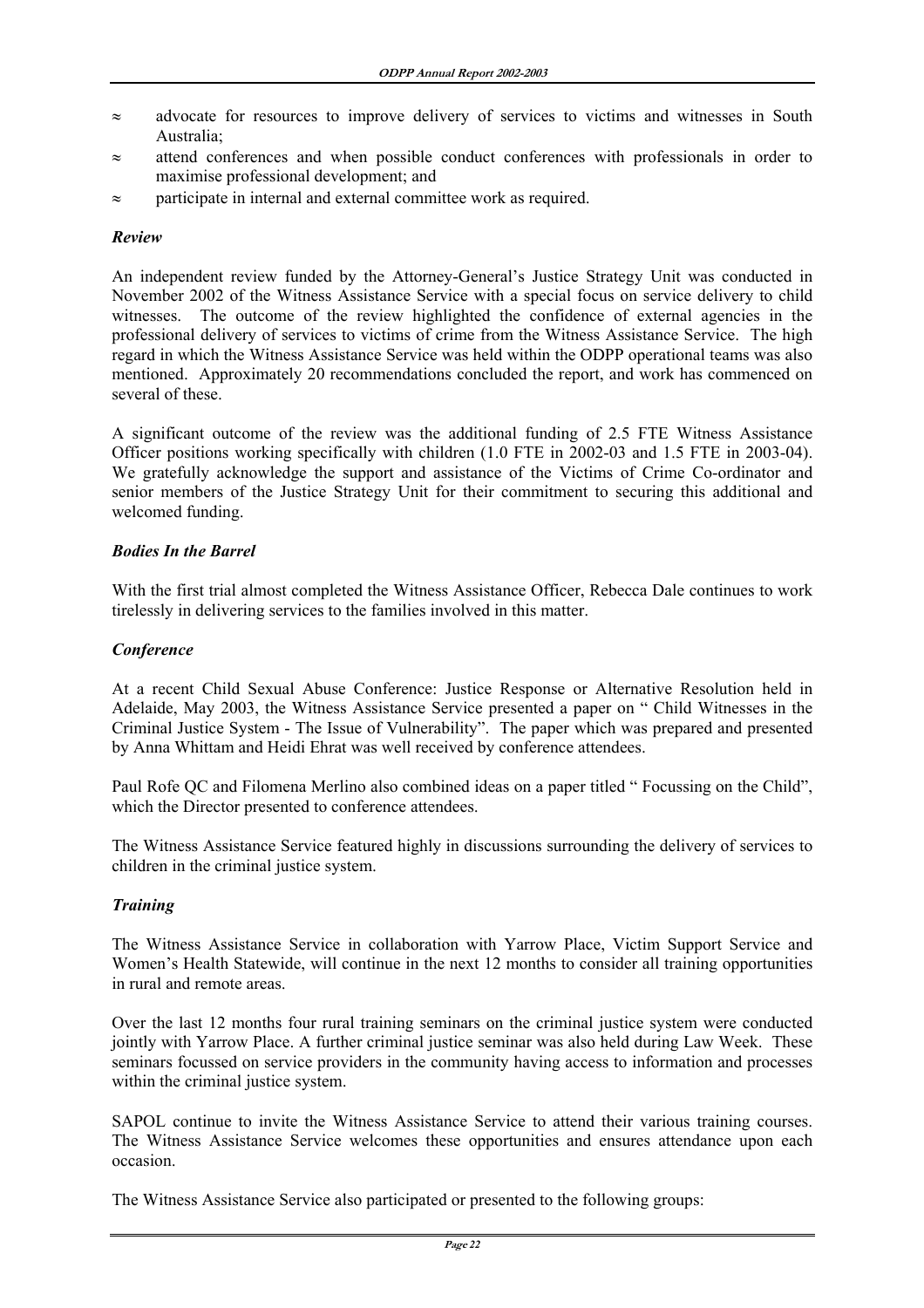- ≈ advocate for resources to improve delivery of services to victims and witnesses in South Australia;
- ≈ attend conferences and when possible conduct conferences with professionals in order to maximise professional development; and
- ≈ participate in internal and external committee work as required.

### *Review*

An independent review funded by the Attorney-General's Justice Strategy Unit was conducted in November 2002 of the Witness Assistance Service with a special focus on service delivery to child witnesses. The outcome of the review highlighted the confidence of external agencies in the professional delivery of services to victims of crime from the Witness Assistance Service. The high regard in which the Witness Assistance Service was held within the ODPP operational teams was also mentioned. Approximately 20 recommendations concluded the report, and work has commenced on several of these.

A significant outcome of the review was the additional funding of 2.5 FTE Witness Assistance Officer positions working specifically with children (1.0 FTE in 2002-03 and 1.5 FTE in 2003-04). We gratefully acknowledge the support and assistance of the Victims of Crime Co-ordinator and senior members of the Justice Strategy Unit for their commitment to securing this additional and welcomed funding.

### *Bodies In the Barrel*

With the first trial almost completed the Witness Assistance Officer, Rebecca Dale continues to work tirelessly in delivering services to the families involved in this matter.

### *Conference*

At a recent Child Sexual Abuse Conference: Justice Response or Alternative Resolution held in Adelaide, May 2003, the Witness Assistance Service presented a paper on " Child Witnesses in the Criminal Justice System - The Issue of Vulnerability". The paper which was prepared and presented by Anna Whittam and Heidi Ehrat was well received by conference attendees.

Paul Rofe QC and Filomena Merlino also combined ideas on a paper titled " Focussing on the Child", which the Director presented to conference attendees.

The Witness Assistance Service featured highly in discussions surrounding the delivery of services to children in the criminal justice system.

### *Training*

The Witness Assistance Service in collaboration with Yarrow Place, Victim Support Service and Women's Health Statewide, will continue in the next 12 months to consider all training opportunities in rural and remote areas.

Over the last 12 months four rural training seminars on the criminal justice system were conducted jointly with Yarrow Place. A further criminal justice seminar was also held during Law Week. These seminars focussed on service providers in the community having access to information and processes within the criminal justice system.

SAPOL continue to invite the Witness Assistance Service to attend their various training courses. The Witness Assistance Service welcomes these opportunities and ensures attendance upon each occasion.

The Witness Assistance Service also participated or presented to the following groups: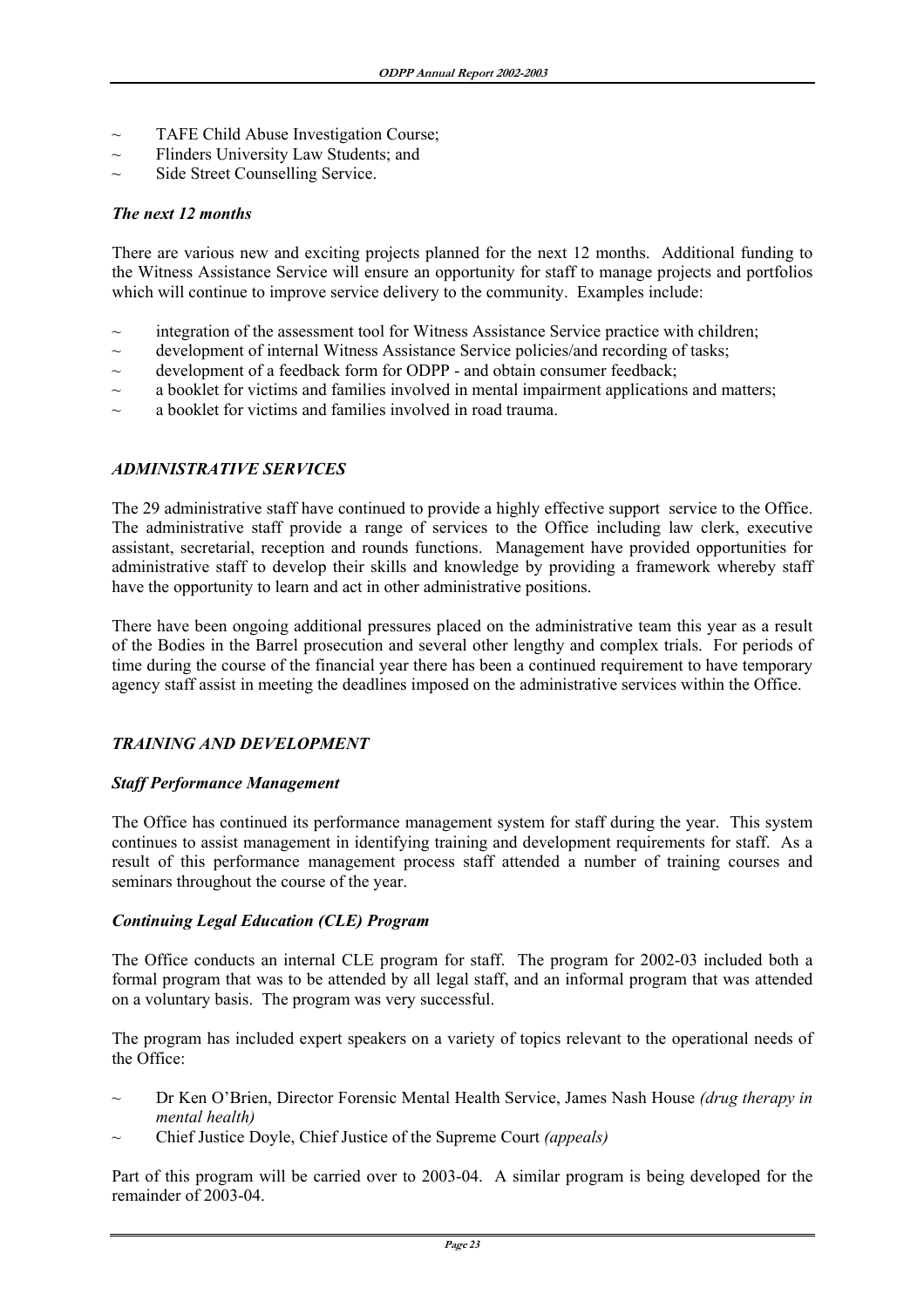- TAFE Child Abuse Investigation Course;
- Flinders University Law Students; and
- Side Street Counselling Service.

### *The next 12 months*

There are various new and exciting projects planned for the next 12 months. Additional funding to the Witness Assistance Service will ensure an opportunity for staff to manage projects and portfolios which will continue to improve service delivery to the community. Examples include:

- integration of the assessment tool for Witness Assistance Service practice with children;
- development of internal Witness Assistance Service policies/and recording of tasks;
- development of a feedback form for ODPP - and obtain consumer feedback;
- a booklet for victims and families involved in mental impairment applications and matters;
- a booklet for victims and families involved in road trauma.

## *ADMINISTRATIVE SERVICES*

The 29 administrative staff have continued to provide a highly effective support service to the Office. The administrative staff provide a range of services to the Office including law clerk, executive assistant, secretarial, reception and rounds functions. Management have provided opportunities for administrative staff to develop their skills and knowledge by providing a framework whereby staff have the opportunity to learn and act in other administrative positions.

There have been ongoing additional pressures placed on the administrative team this year as a result of the Bodies in the Barrel prosecution and several other lengthy and complex trials. For periods of time during the course of the financial year there has been a continued requirement to have temporary agency staff assist in meeting the deadlines imposed on the administrative services within the Office.

## *TRAINING AND DEVELOPMENT*

### *Staff Performance Management*

The Office has continued its performance management system for staff during the year. This system continues to assist management in identifying training and development requirements for staff. As a result of this performance management process staff attended a number of training courses and seminars throughout the course of the year.

### *Continuing Legal Education (CLE) Program*

The Office conducts an internal CLE program for staff. The program for 2002-03 included both a formal program that was to be attended by all legal staff, and an informal program that was attended on a voluntary basis. The program was very successful.

The program has included expert speakers on a variety of topics relevant to the operational needs of the Office:

- Dr Ken O'Brien, Director Forensic Mental Health Service, James Nash House *(drug therapy in mental health)*
- Chief Justice Doyle, Chief Justice of the Supreme Court *(appeals)*

Part of this program will be carried over to 2003-04. A similar program is being developed for the remainder of 2003-04.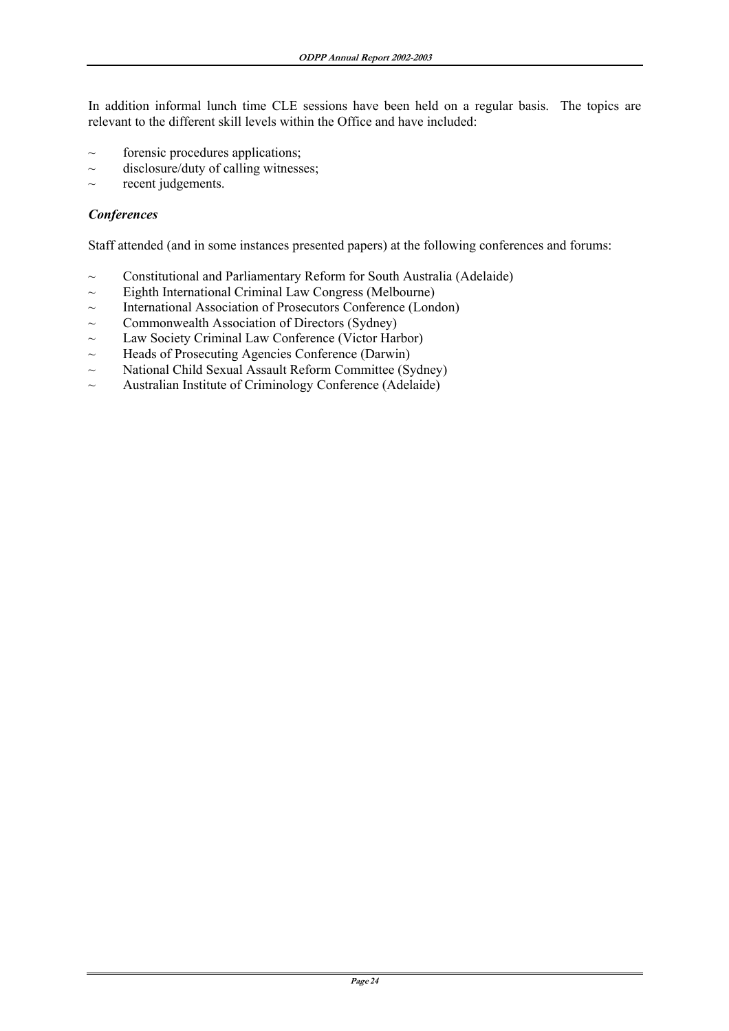In addition informal lunch time CLE sessions have been held on a regular basis. The topics are relevant to the different skill levels within the Office and have included:

- forensic procedures applications;
- disclosure/duty of calling witnesses;
- recent judgements.

### *Conferences*

Staff attended (and in some instances presented papers) at the following conferences and forums:

- Constitutional and Parliamentary Reform for South Australia (Adelaide)
- Eighth International Criminal Law Congress (Melbourne)
- International Association of Prosecutors Conference (London)
- Commonwealth Association of Directors (Sydney)
- Law Society Criminal Law Conference (Victor Harbor)
- Heads of Prosecuting Agencies Conference (Darwin)
- National Child Sexual Assault Reform Committee (Sydney)
- Australian Institute of Criminology Conference (Adelaide)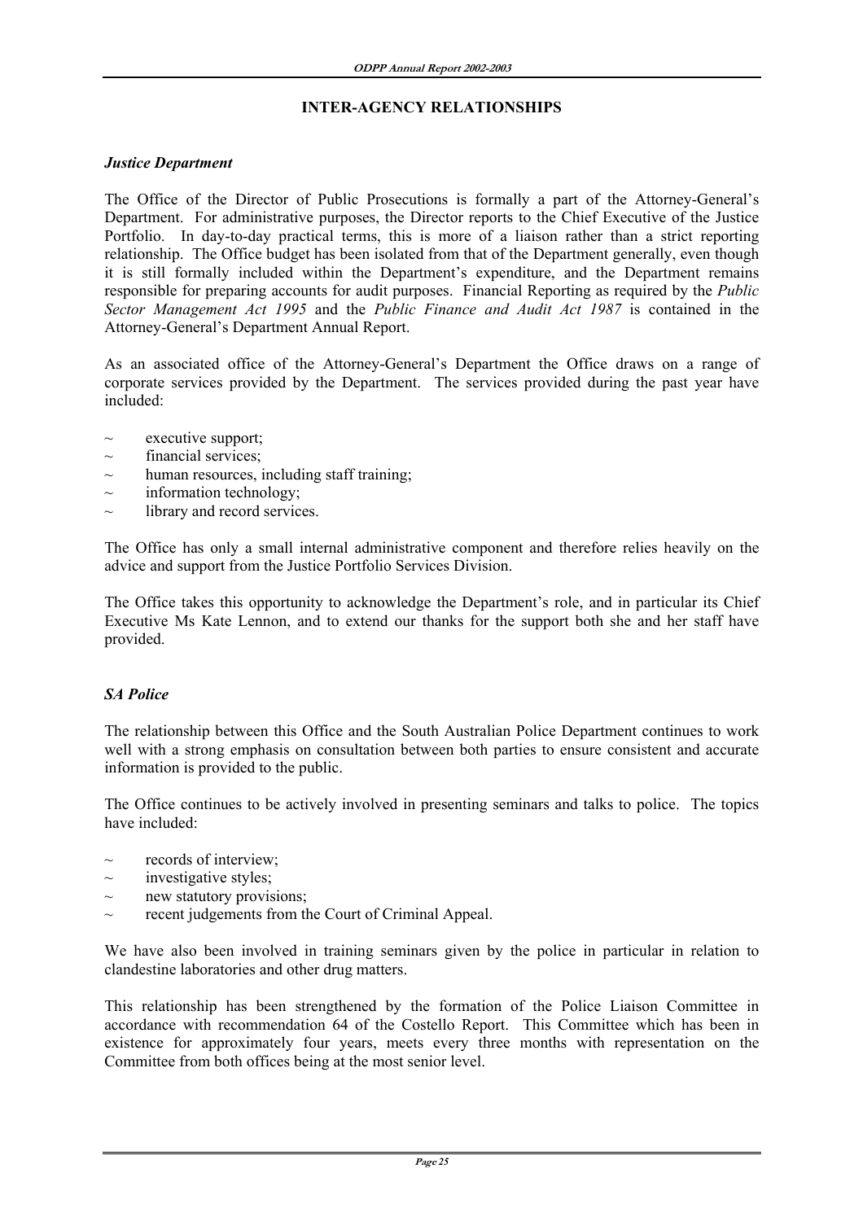## INTER-AGENCY RELATIONSHIPS

### *Justice Department*

The Office of the Director of Public Prosecutions is formally a part of the Attorney-General's Department. For administrative purposes, the Director reports to the Chief Executive of the Justice Portfolio. In day-to-day practical terms, this is more of a liaison rather than a strict reporting relationship. The Office budget has been isolated from that of the Department generally, even though it is still formally included within the Department's expenditure, and the Department remains responsible for preparing accounts for audit purposes. Financial Reporting as required by the *Public Sector Management Act 1995* and the *Public Finance and Audit Act 1987* is contained in the Attorney-General's Department Annual Report.

As an associated office of the Attorney-General's Department the Office draws on a range of corporate services provided by the Department. The services provided during the past year have included:

- executive support;
- financial services;
- human resources, including staff training;
- information technology;
- library and record services.

The Office has only a small internal administrative component and therefore relies heavily on the advice and support from the Justice Portfolio Services Division.

The Office takes this opportunity to acknowledge the Department's role, and in particular its Chief Executive Ms Kate Lennon, and to extend our thanks for the support both she and her staff have provided.

### *SA Police*

The relationship between this Office and the South Australian Police Department continues to work well with a strong emphasis on consultation between both parties to ensure consistent and accurate information is provided to the public.

The Office continues to be actively involved in presenting seminars and talks to police. The topics have included:

- records of interview;
- investigative styles;
- new statutory provisions;
- recent judgements from the Court of Criminal Appeal.

We have also been involved in training seminars given by the police in particular in relation to clandestine laboratories and other drug matters.

This relationship has been strengthened by the formation of the Police Liaison Committee in accordance with recommendation 64 of the Costello Report. This Committee which has been in existence for approximately four years, meets every three months with representation on the Committee from both offices being at the most senior level.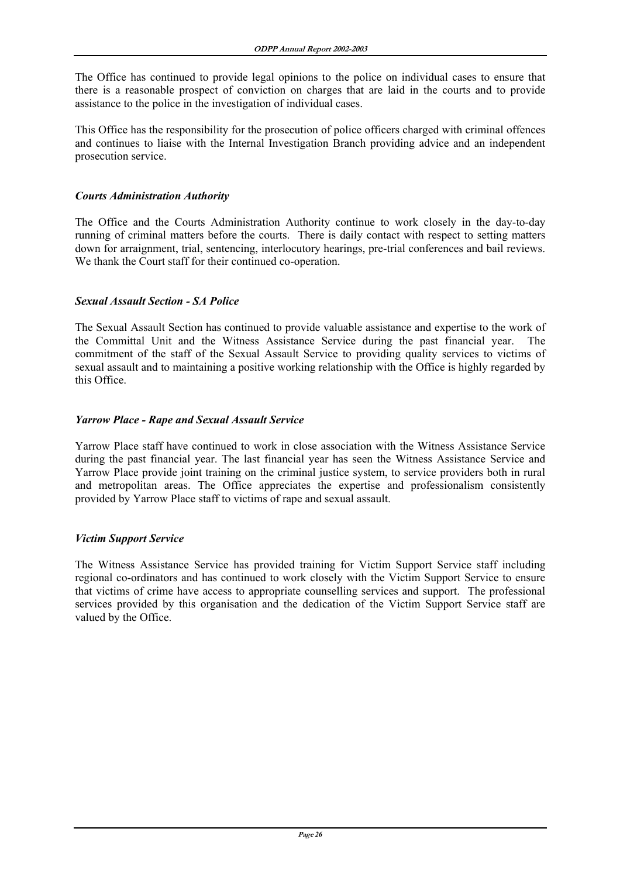The Office has continued to provide legal opinions to the police on individual cases to ensure that there is a reasonable prospect of conviction on charges that are laid in the courts and to provide assistance to the police in the investigation of individual cases.

This Office has the responsibility for the prosecution of police officers charged with criminal offences and continues to liaise with the Internal Investigation Branch providing advice and an independent prosecution service.

### *Courts Administration Authority*

The Office and the Courts Administration Authority continue to work closely in the day-to-day running of criminal matters before the courts. There is daily contact with respect to setting matters down for arraignment, trial, sentencing, interlocutory hearings, pre-trial conferences and bail reviews. We thank the Court staff for their continued co-operation.

### *Sexual Assault Section - SA Police*

The Sexual Assault Section has continued to provide valuable assistance and expertise to the work of the Committal Unit and the Witness Assistance Service during the past financial year. The commitment of the staff of the Sexual Assault Service to providing quality services to victims of sexual assault and to maintaining a positive working relationship with the Office is highly regarded by this Office.

### *Yarrow Place - Rape and Sexual Assault Service*

Yarrow Place staff have continued to work in close association with the Witness Assistance Service during the past financial year. The last financial year has seen the Witness Assistance Service and Yarrow Place provide joint training on the criminal justice system, to service providers both in rural and metropolitan areas. The Office appreciates the expertise and professionalism consistently provided by Yarrow Place staff to victims of rape and sexual assault.

### *Victim Support Service*

The Witness Assistance Service has provided training for Victim Support Service staff including regional co-ordinators and has continued to work closely with the Victim Support Service to ensure that victims of crime have access to appropriate counselling services and support. The professional services provided by this organisation and the dedication of the Victim Support Service staff are valued by the Office.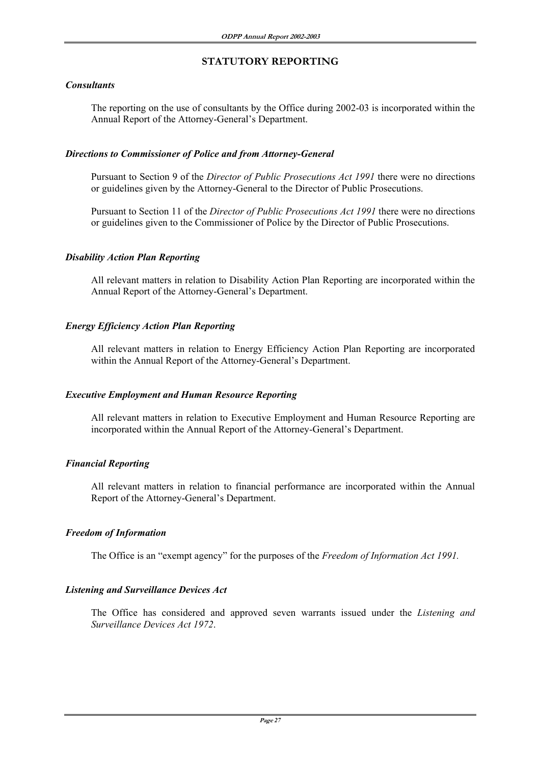## STATUTORY REPORTING

### *Consultants*

The reporting on the use of consultants by the Office during 2002-03 is incorporated within the Annual Report of the Attorney-General's Department.

### *Directions to Commissioner of Police and from Attorney-General*

Pursuant to Section 9 of the *Director of Public Prosecutions Act 1991* there were no directions or guidelines given by the Attorney-General to the Director of Public Prosecutions.

Pursuant to Section 11 of the *Director of Public Prosecutions Act 1991* there were no directions or guidelines given to the Commissioner of Police by the Director of Public Prosecutions.

### *Disability Action Plan Reporting*

All relevant matters in relation to Disability Action Plan Reporting are incorporated within the Annual Report of the Attorney-General's Department.

### *Energy Efficiency Action Plan Reporting*

All relevant matters in relation to Energy Efficiency Action Plan Reporting are incorporated within the Annual Report of the Attorney-General's Department.

### *Executive Employment and Human Resource Reporting*

All relevant matters in relation to Executive Employment and Human Resource Reporting are incorporated within the Annual Report of the Attorney-General's Department.

### *Financial Reporting*

All relevant matters in relation to financial performance are incorporated within the Annual Report of the Attorney-General's Department.

### *Freedom of Information*

The Office is an "exempt agency" for the purposes of the *Freedom of Information Act 1991.*

### *Listening and Surveillance Devices Act*

The Office has considered and approved seven warrants issued under the *Listening and Surveillance Devices Act 1972*.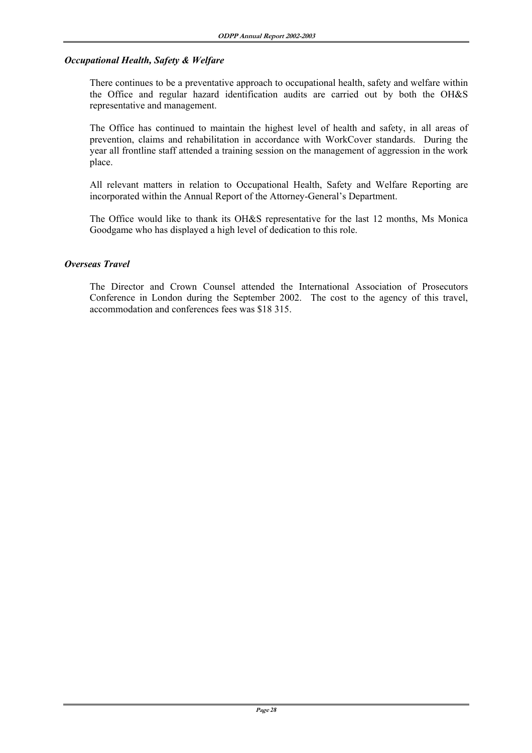### *Occupational Health, Safety & Welfare*

There continues to be a preventative approach to occupational health, safety and welfare within the Office and regular hazard identification audits are carried out by both the OH&S representative and management.

The Office has continued to maintain the highest level of health and safety, in all areas of prevention, claims and rehabilitation in accordance with WorkCover standards. During the year all frontline staff attended a training session on the management of aggression in the work place.

All relevant matters in relation to Occupational Health, Safety and Welfare Reporting are incorporated within the Annual Report of the Attorney-General's Department.

The Office would like to thank its OH&S representative for the last 12 months, Ms Monica Goodgame who has displayed a high level of dedication to this role.

### *Overseas Travel*

The Director and Crown Counsel attended the International Association of Prosecutors Conference in London during the September 2002. The cost to the agency of this travel, accommodation and conferences fees was $18 315.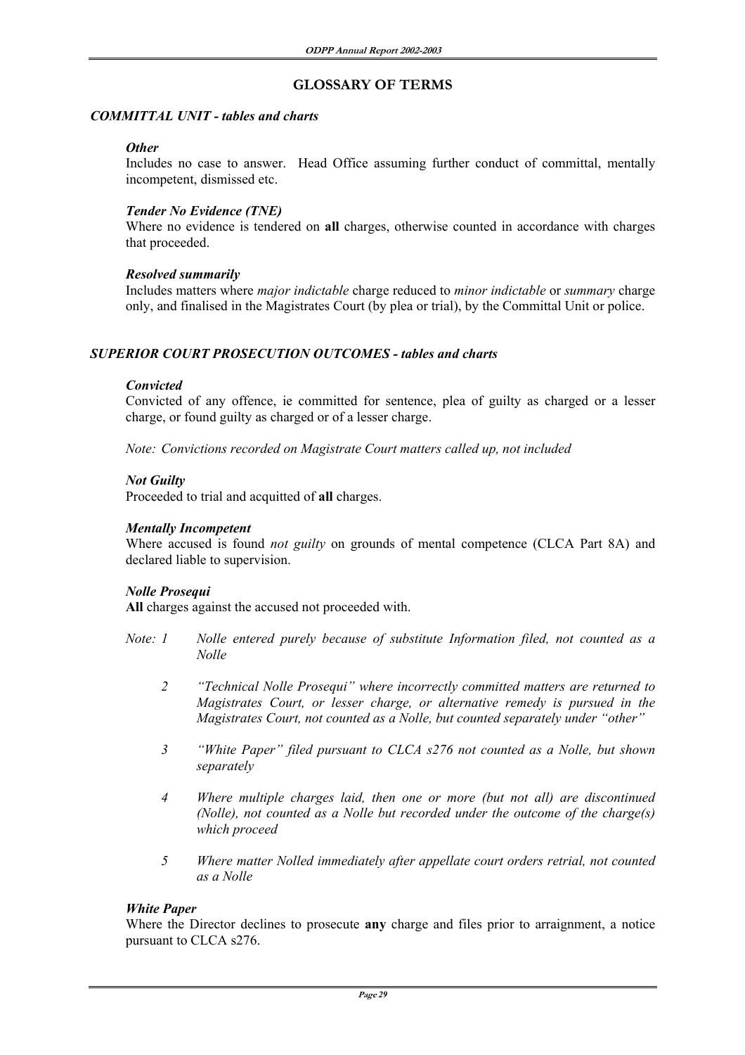# GLOSSARY OF TERMS

## *COMMITTAL UNIT - tables and charts*

***Other***

Includes no case to answer. Head Office assuming further conduct of committal, mentally incompetent, dismissed etc.

***Tender No Evidence (TNE)***

Where no evidence is tendered on **all** charges, otherwise counted in accordance with charges that proceeded.

***Resolved summarily***

Includes matters where *major indictable* charge reduced to *minor indictable* or *summary* charge only, and finalised in the Magistrates Court (by plea or trial), by the Committal Unit or police.

## *SUPERIOR COURT PROSECUTION OUTCOMES - tables and charts*

***Convicted***

Convicted of any offence, ie committed for sentence, plea of guilty as charged or a lesser charge, or found guilty as charged or of a lesser charge.

*Note: Convictions recorded on Magistrate Court matters called up, not included*

***Not Guilty***

Proceeded to trial and acquitted of **all** charges.

***Mentally Incompetent***

Where accused is found *not guilty* on grounds of mental competence (CLCA Part 8A) and declared liable to supervision.

***Nolle Prosequi***

**All** charges against the accused not proceeded with.

*Note: 1 Nolle entered purely because of substitute Information filed, not counted as a Nolle*

*2 "Technical Nolle Prosequi" where incorrectly committed matters are returned to Magistrates Court, or lesser charge, or alternative remedy is pursued in the Magistrates Court, not counted as a Nolle, but counted separately under "other"*

*3 "White Paper" filed pursuant to CLCA s276 not counted as a Nolle, but shown separately*

*4 Where multiple charges laid, then one or more (but not all) are discontinued (Nolle), not counted as a Nolle but recorded under the outcome of the charge(s) which proceed*

*5 Where matter Nolled immediately after appellate court orders retrial, not counted as a Nolle*

***White Paper***

Where the Director declines to prosecute **any** charge and files prior to arraignment, a notice pursuant to CLCA s276.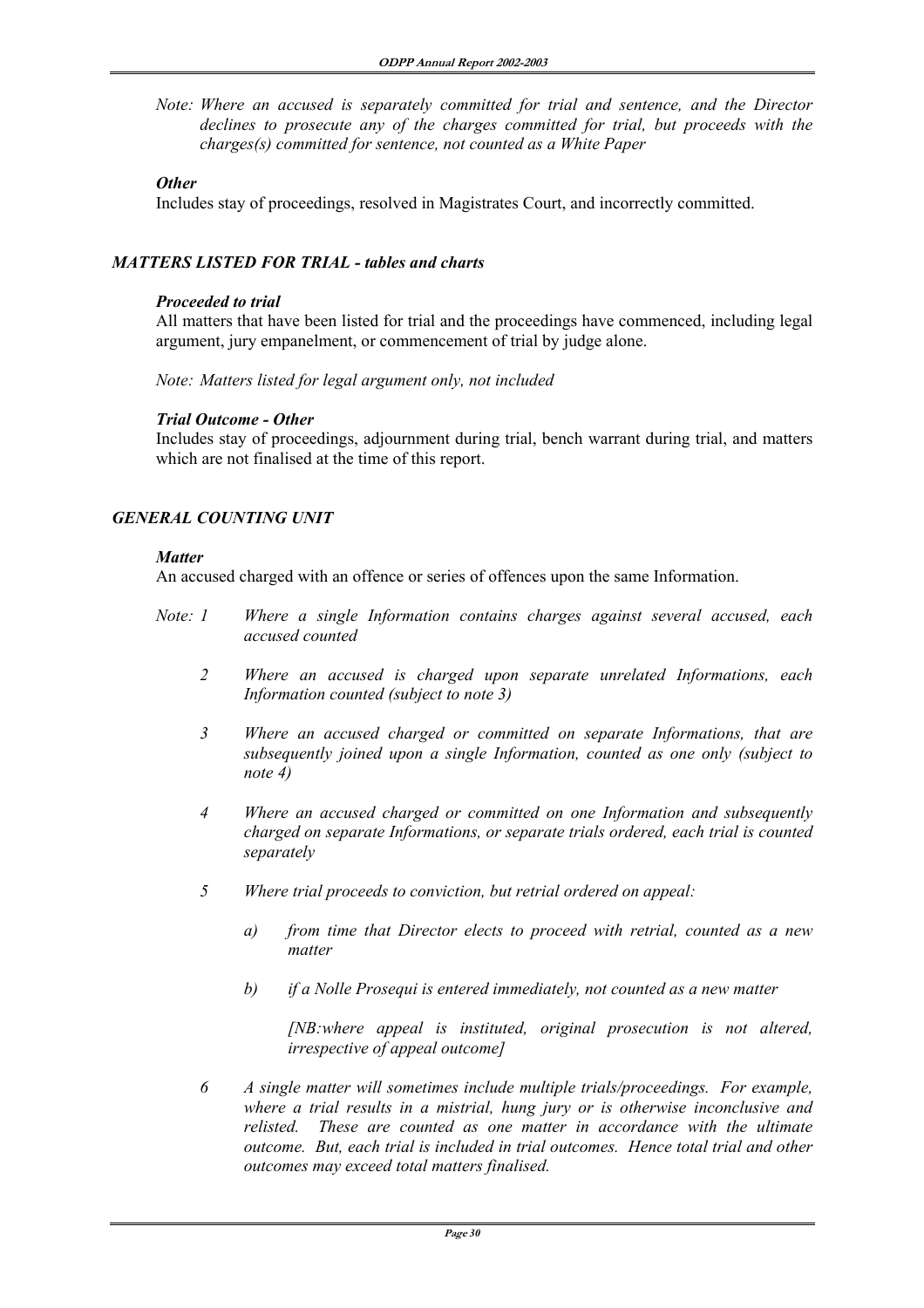*Note: Where an accused is separately committed for trial and sentence, and the Director declines to prosecute any of the charges committed for trial, but proceeds with the charges(s) committed for sentence, not counted as a White Paper*

***Other***

Includes stay of proceedings, resolved in Magistrates Court, and incorrectly committed.

## *MATTERS LISTED FOR TRIAL - tables and charts*

***Proceeded to trial***

All matters that have been listed for trial and the proceedings have commenced, including legal argument, jury empanelment, or commencement of trial by judge alone.

*Note: Matters listed for legal argument only, not included*

***Trial Outcome - Other***

Includes stay of proceedings, adjournment during trial, bench warrant during trial, and matters which are not finalised at the time of this report.

## *GENERAL COUNTING UNIT*

***Matter***

An accused charged with an offence or series of offences upon the same Information.

*Note: 1 Where a single Information contains charges against several accused, each accused counted*

*2 Where an accused is charged upon separate unrelated Informations, each Information counted (subject to note 3)*

*3 Where an accused charged or committed on separate Informations, that are subsequently joined upon a single Information, counted as one only (subject to note 4)*

*4 Where an accused charged or committed on one Information and subsequently charged on separate Informations, or separate trials ordered, each trial is counted separately*

*5 Where trial proceeds to conviction, but retrial ordered on appeal:*

*a) from time that Director elects to proceed with retrial, counted as a new matter*

*b) if a Nolle Prosequi is entered immediately, not counted as a new matter*

*[NB:where appeal is instituted, original prosecution is not altered, irrespective of appeal outcome]*

*6 A single matter will sometimes include multiple trials/proceedings. For example, where a trial results in a mistrial, hung jury or is otherwise inconclusive and relisted. These are counted as one matter in accordance with the ultimate outcome. But, each trial is included in trial outcomes. Hence total trial and other outcomes may exceed total matters finalised.*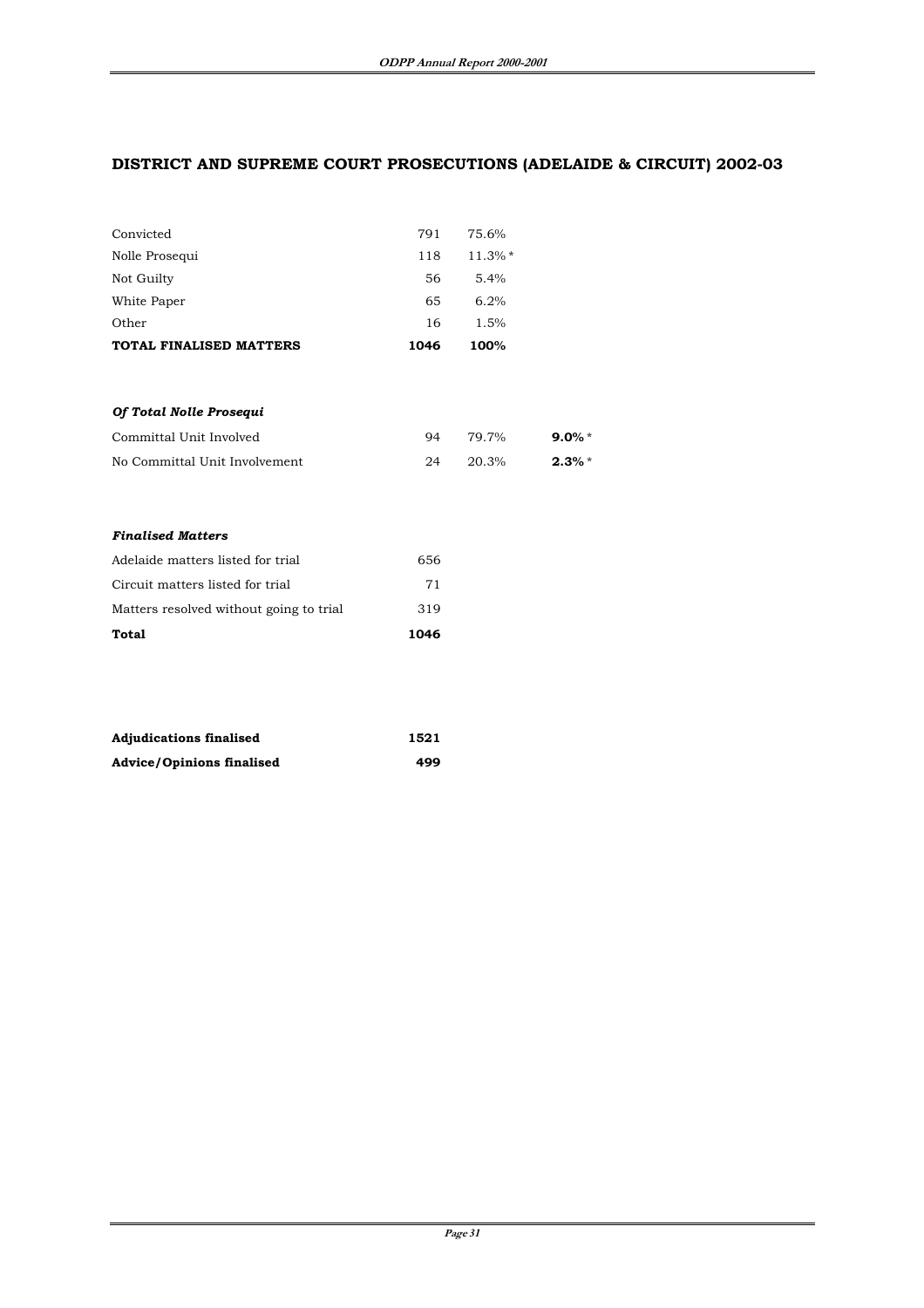## DISTRICT AND SUPREME COURT PROSECUTIONS (ADELAIDE & CIRCUIT) 2002-03

| | | |
|---|---|---|
| Convicted | 791 | 75.6% |
| Nolle Prosequi | 118 | 11.3%* |
| Not Guilty | 56 | 5.4% |
| White Paper | 65 | 6.2% |
| Other | 16 | 1.5% |
| **TOTAL FINALISED MATTERS** | **1046** | **100%** |

***Of Total Nolle Prosequi***

| | | | |
|---|---|---|---|
| Committal Unit Involved | 94 | 79.7% | **9.0%*** |
| No Committal Unit Involvement | 24 | 20.3% | **2.3%*** |

***Finalised Matters***

| | |
|---|---|
| Adelaide matters listed for trial | 656 |
| Circuit matters listed for trial | 71 |
| Matters resolved without going to trial | 319 |
| **Total** | **1046** |

| | |
|---|---|
| **Adjudications finalised** | **1521** |
| **Advice/Opinions finalised** | **499** |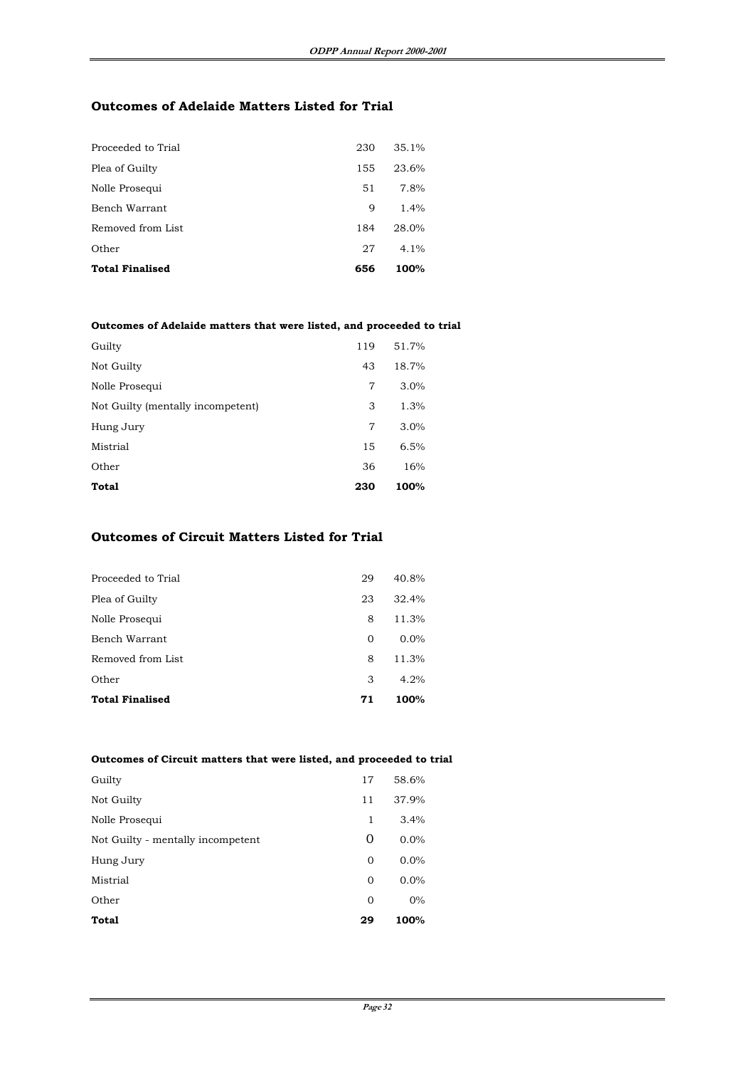## Outcomes of Adelaide Matters Listed for Trial

| | | |
|---|---|---|
| Proceeded to Trial | 230 | 35.1% |
| Plea of Guilty | 155 | 23.6% |
| Nolle Prosequi | 51 | 7.8% |
| Bench Warrant | 9 | 1.4% |
| Removed from List | 184 | 28.0% |
| Other | 27 | 4.1% |
| **Total Finalised** | **656** | **100%** |

**Outcomes of Adelaide matters that were listed, and proceeded to trial**

| | | |
|---|---|---|
| Guilty | 119 | 51.7% |
| Not Guilty | 43 | 18.7% |
| Nolle Prosequi | 7 | 3.0% |
| Not Guilty (mentally incompetent) | 3 | 1.3% |
| Hung Jury | 7 | 3.0% |
| Mistrial | 15 | 6.5% |
| Other | 36 | 16% |
| **Total** | **230** | **100%** |

## Outcomes of Circuit Matters Listed for Trial

| | | |
|---|---|---|
| Proceeded to Trial | 29 | 40.8% |
| Plea of Guilty | 23 | 32.4% |
| Nolle Prosequi | 8 | 11.3% |
| Bench Warrant | 0 | 0.0% |
| Removed from List | 8 | 11.3% |
| Other | 3 | 4.2% |
| **Total Finalised** | **71** | **100%** |

**Outcomes of Circuit matters that were listed, and proceeded to trial**

| | | |
|---|---|---|
| Guilty | 17 | 58.6% |
| Not Guilty | 11 | 37.9% |
| Nolle Prosequi | 1 | 3.4% |
| Not Guilty - mentally incompetent | 0 | 0.0% |
| Hung Jury | 0 | 0.0% |
| Mistrial | 0 | 0.0% |
| Other | 0 | 0% |
| **Total** | **29** | **100%** |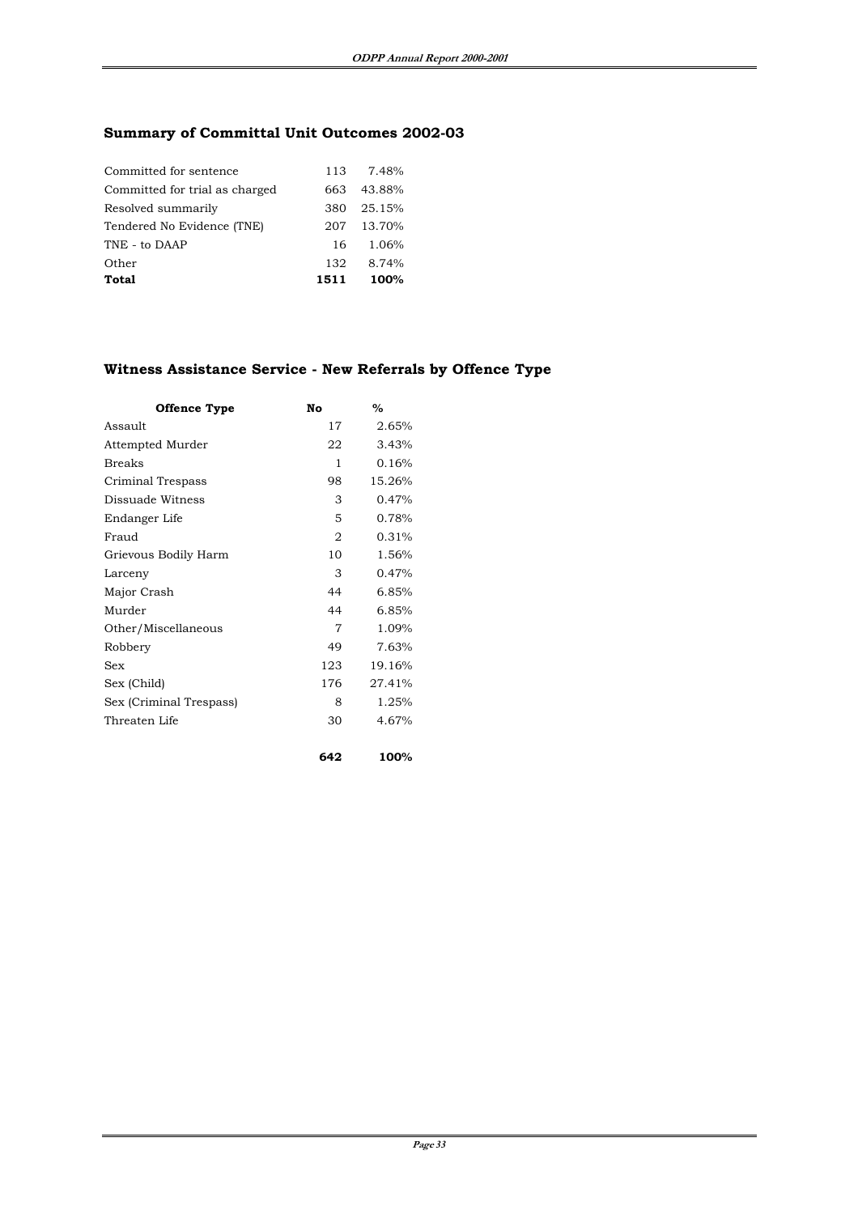## Summary of Committal Unit Outcomes 2002-03

| | | |
|---|---|---|
| Committed for sentence | 113 | 7.48% |
| Committed for trial as charged | 663 | 43.88% |
| Resolved summarily | 380 | 25.15% |
| Tendered No Evidence (TNE) | 207 | 13.70% |
| TNE - to DAAP | 16 | 1.06% |
| Other | 132 | 8.74% |
| **Total** | **1511** | **100%** |

## Witness Assistance Service - New Referrals by Offence Type

| Offence Type | No | % |
|---|---|---|
| Assault | 17 | 2.65% |
| Attempted Murder | 22 | 3.43% |
| Breaks | 1 | 0.16% |
| Criminal Trespass | 98 | 15.26% |
| Dissuade Witness | 3 | 0.47% |
| Endanger Life | 5 | 0.78% |
| Fraud | 2 | 0.31% |
| Grievous Bodily Harm | 10 | 1.56% |
| Larceny | 3 | 0.47% |
| Major Crash | 44 | 6.85% |
| Murder | 44 | 6.85% |
| Other/Miscellaneous | 7 | 1.09% |
| Robbery | 49 | 7.63% |
| Sex | 123 | 19.16% |
| Sex (Child) | 176 | 27.41% |
| Sex (Criminal Trespass) | 8 | 1.25% |
| Threaten Life | 30 | 4.67% |
| | **642** | **100%** |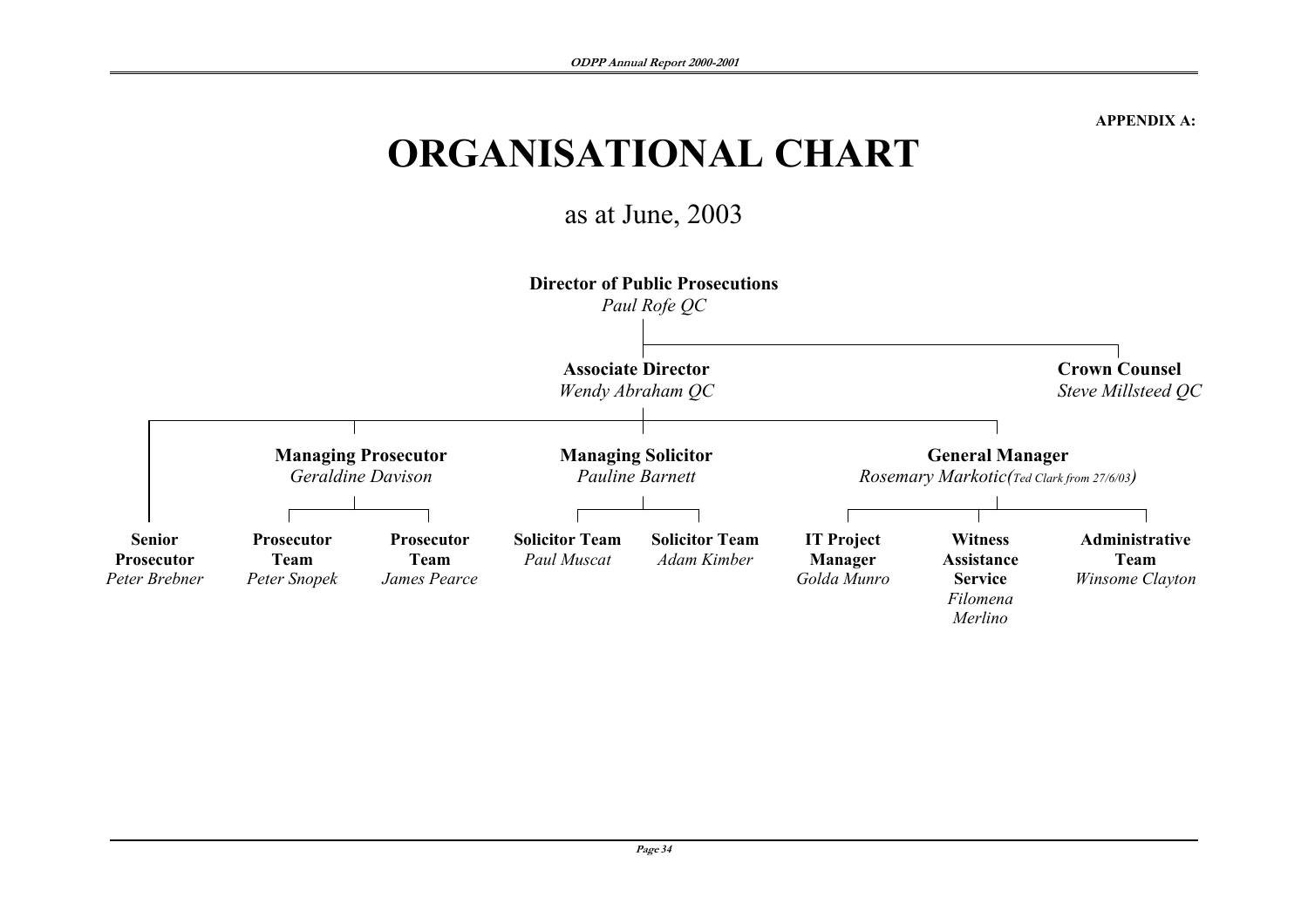**APPENDIX A:**

# ORGANISATIONAL CHART

as at June, 2003

- **Director of Public Prosecutions** — *Paul Rofe QC*
  - **Crown Counsel** — *Steve Millsteed QC*
  - **Associate Director** — *Wendy Abraham QC*
    - **Senior Prosecutor** — *Peter Brebner*
    - **Managing Prosecutor** — *Geraldine Davison*
      - **Prosecutor Team** — *Peter Snopek*
      - **Prosecutor Team** — *James Pearce*
    - **Managing Solicitor** — *Pauline Barnett*
      - **Solicitor Team** — *Paul Muscat*
      - **Solicitor Team** — *Adam Kimber*
    - **General Manager** — *Rosemary Markotic (Ted Clark from 27/6/03)*
      - **IT Project Manager** — *Golda Munro*
      - **Witness Assistance Service** — *Filomena Merlino*
      - **Administrative Team** — *Winsome Clayton*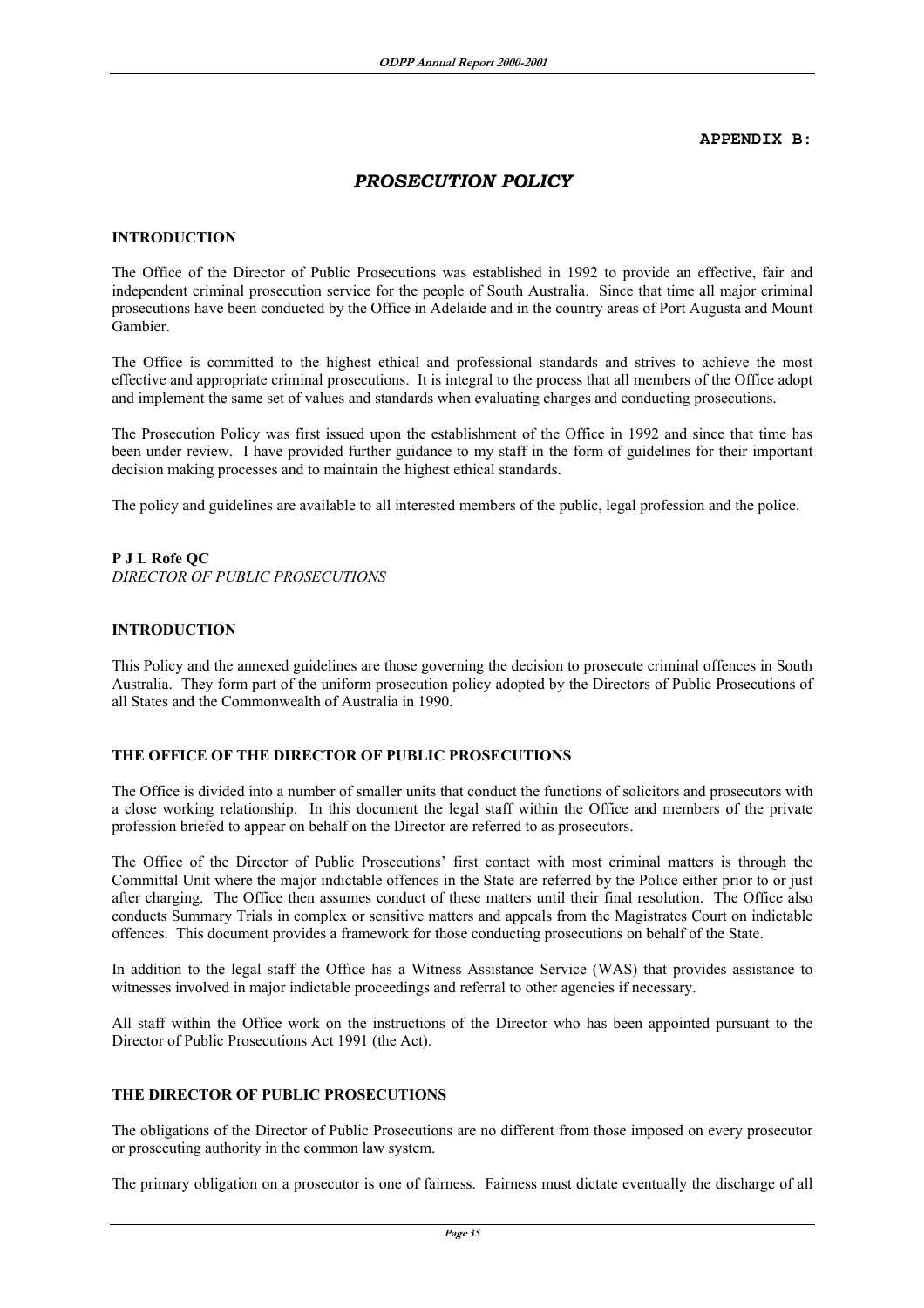**APPENDIX B:**

# *PROSECUTION POLICY*

## INTRODUCTION

The Office of the Director of Public Prosecutions was established in 1992 to provide an effective, fair and independent criminal prosecution service for the people of South Australia. Since that time all major criminal prosecutions have been conducted by the Office in Adelaide and in the country areas of Port Augusta and Mount Gambier.

The Office is committed to the highest ethical and professional standards and strives to achieve the most effective and appropriate criminal prosecutions. It is integral to the process that all members of the Office adopt and implement the same set of values and standards when evaluating charges and conducting prosecutions.

The Prosecution Policy was first issued upon the establishment of the Office in 1992 and since that time has been under review. I have provided further guidance to my staff in the form of guidelines for their important decision making processes and to maintain the highest ethical standards.

The policy and guidelines are available to all interested members of the public, legal profession and the police.

**P J L Rofe QC**
*DIRECTOR OF PUBLIC PROSECUTIONS*

## INTRODUCTION

This Policy and the annexed guidelines are those governing the decision to prosecute criminal offences in South Australia. They form part of the uniform prosecution policy adopted by the Directors of Public Prosecutions of all States and the Commonwealth of Australia in 1990.

## THE OFFICE OF THE DIRECTOR OF PUBLIC PROSECUTIONS

The Office is divided into a number of smaller units that conduct the functions of solicitors and prosecutors with a close working relationship. In this document the legal staff within the Office and members of the private profession briefed to appear on behalf on the Director are referred to as prosecutors.

The Office of the Director of Public Prosecutions' first contact with most criminal matters is through the Committal Unit where the major indictable offences in the State are referred by the Police either prior to or just after charging. The Office then assumes conduct of these matters until their final resolution. The Office also conducts Summary Trials in complex or sensitive matters and appeals from the Magistrates Court on indictable offences. This document provides a framework for those conducting prosecutions on behalf of the State.

In addition to the legal staff the Office has a Witness Assistance Service (WAS) that provides assistance to witnesses involved in major indictable proceedings and referral to other agencies if necessary.

All staff within the Office work on the instructions of the Director who has been appointed pursuant to the Director of Public Prosecutions Act 1991 (the Act).

## THE DIRECTOR OF PUBLIC PROSECUTIONS

The obligations of the Director of Public Prosecutions are no different from those imposed on every prosecutor or prosecuting authority in the common law system.

The primary obligation on a prosecutor is one of fairness. Fairness must dictate eventually the discharge of all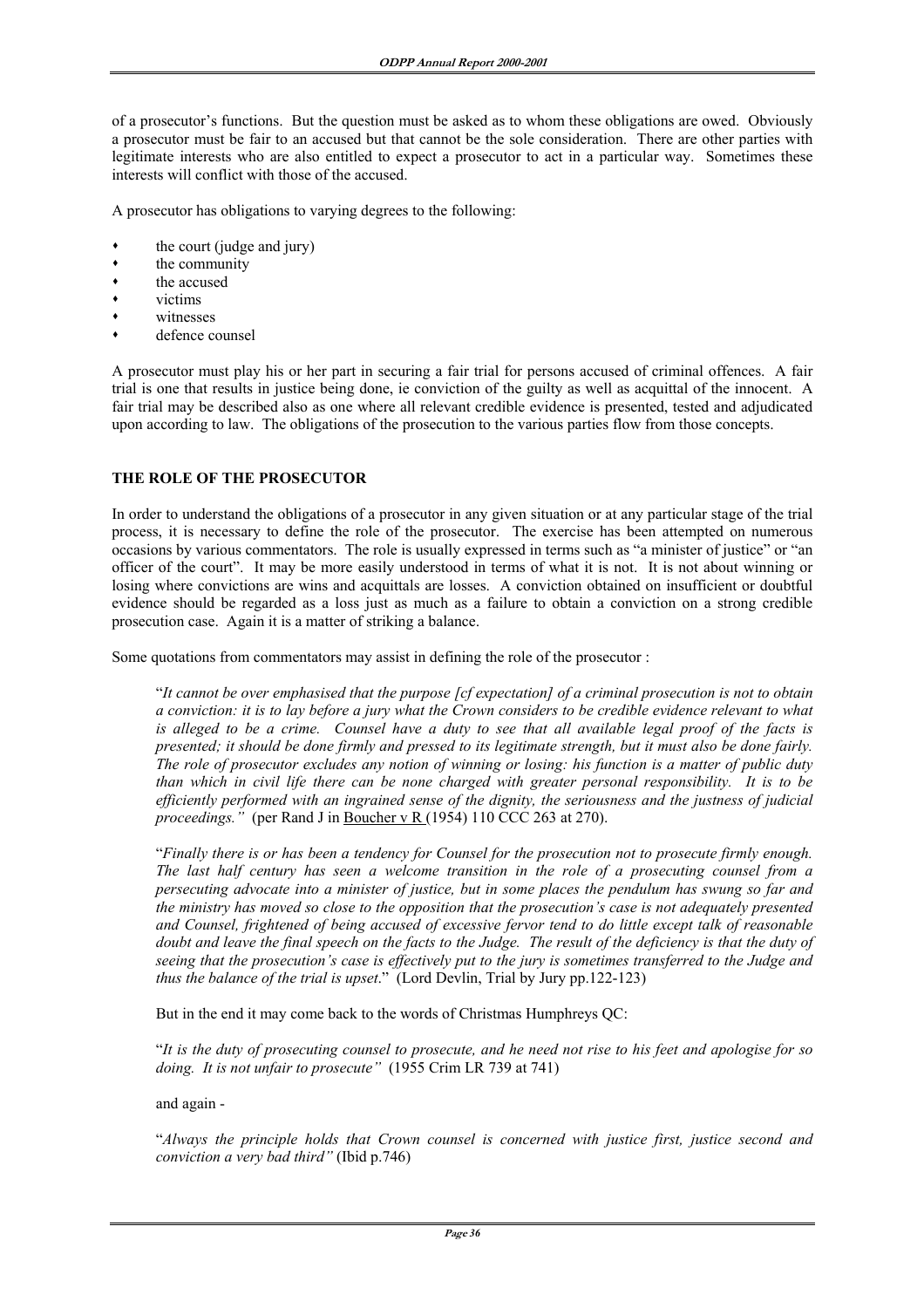of a prosecutor's functions. But the question must be asked as to whom these obligations are owed. Obviously a prosecutor must be fair to an accused but that cannot be the sole consideration. There are other parties with legitimate interests who are also entitled to expect a prosecutor to act in a particular way. Sometimes these interests will conflict with those of the accused.

A prosecutor has obligations to varying degrees to the following:

- the court (judge and jury)
- the community
- the accused
- victims
- witnesses
- defence counsel

A prosecutor must play his or her part in securing a fair trial for persons accused of criminal offences. A fair trial is one that results in justice being done, ie conviction of the guilty as well as acquittal of the innocent. A fair trial may be described also as one where all relevant credible evidence is presented, tested and adjudicated upon according to law. The obligations of the prosecution to the various parties flow from those concepts.

## THE ROLE OF THE PROSECUTOR

In order to understand the obligations of a prosecutor in any given situation or at any particular stage of the trial process, it is necessary to define the role of the prosecutor. The exercise has been attempted on numerous occasions by various commentators. The role is usually expressed in terms such as "a minister of justice" or "an officer of the court". It may be more easily understood in terms of what it is not. It is not about winning or losing where convictions are wins and acquittals are losses. A conviction obtained on insufficient or doubtful evidence should be regarded as a loss just as much as a failure to obtain a conviction on a strong credible prosecution case. Again it is a matter of striking a balance.

Some quotations from commentators may assist in defining the role of the prosecutor :

> "*It cannot be over emphasised that the purpose [cf expectation] of a criminal prosecution is not to obtain a conviction: it is to lay before a jury what the Crown considers to be credible evidence relevant to what is alleged to be a crime. Counsel have a duty to see that all available legal proof of the facts is presented; it should be done firmly and pressed to its legitimate strength, but it must also be done fairly. The role of prosecutor excludes any notion of winning or losing: his function is a matter of public duty than which in civil life there can be none charged with greater personal responsibility. It is to be efficiently performed with an ingrained sense of the dignity, the seriousness and the justness of judicial proceedings."* (per Rand J in Boucher v R (1954) 110 CCC 263 at 270).
>
> "*Finally there is or has been a tendency for Counsel for the prosecution not to prosecute firmly enough. The last half century has seen a welcome transition in the role of a prosecuting counsel from a persecuting advocate into a minister of justice, but in some places the pendulum has swung so far and the ministry has moved so close to the opposition that the prosecution's case is not adequately presented and Counsel, frightened of being accused of excessive fervor tend to do little except talk of reasonable doubt and leave the final speech on the facts to the Judge. The result of the deficiency is that the duty of seeing that the prosecution's case is effectively put to the jury is sometimes transferred to the Judge and thus the balance of the trial is upset*." (Lord Devlin, Trial by Jury pp.122-123)
>
> But in the end it may come back to the words of Christmas Humphreys QC:
>
> "*It is the duty of prosecuting counsel to prosecute, and he need not rise to his feet and apologise for so doing. It is not unfair to prosecute"* (1955 Crim LR 739 at 741)
>
> and again -
>
> "*Always the principle holds that Crown counsel is concerned with justice first, justice second and conviction a very bad third"* (Ibid p.746)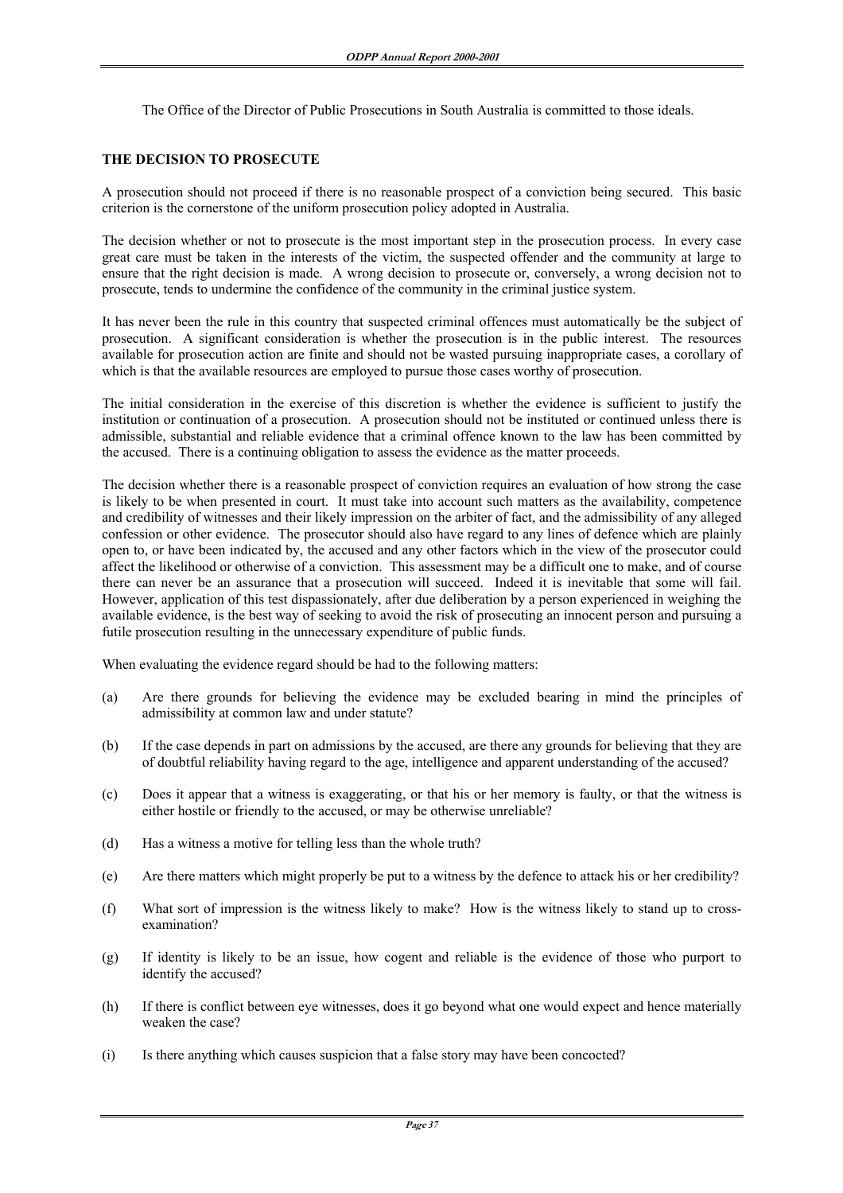The Office of the Director of Public Prosecutions in South Australia is committed to those ideals.

## THE DECISION TO PROSECUTE

A prosecution should not proceed if there is no reasonable prospect of a conviction being secured. This basic criterion is the cornerstone of the uniform prosecution policy adopted in Australia.

The decision whether or not to prosecute is the most important step in the prosecution process. In every case great care must be taken in the interests of the victim, the suspected offender and the community at large to ensure that the right decision is made. A wrong decision to prosecute or, conversely, a wrong decision not to prosecute, tends to undermine the confidence of the community in the criminal justice system.

It has never been the rule in this country that suspected criminal offences must automatically be the subject of prosecution. A significant consideration is whether the prosecution is in the public interest. The resources available for prosecution action are finite and should not be wasted pursuing inappropriate cases, a corollary of which is that the available resources are employed to pursue those cases worthy of prosecution.

The initial consideration in the exercise of this discretion is whether the evidence is sufficient to justify the institution or continuation of a prosecution. A prosecution should not be instituted or continued unless there is admissible, substantial and reliable evidence that a criminal offence known to the law has been committed by the accused. There is a continuing obligation to assess the evidence as the matter proceeds.

The decision whether there is a reasonable prospect of conviction requires an evaluation of how strong the case is likely to be when presented in court. It must take into account such matters as the availability, competence and credibility of witnesses and their likely impression on the arbiter of fact, and the admissibility of any alleged confession or other evidence. The prosecutor should also have regard to any lines of defence which are plainly open to, or have been indicated by, the accused and any other factors which in the view of the prosecutor could affect the likelihood or otherwise of a conviction. This assessment may be a difficult one to make, and of course there can never be an assurance that a prosecution will succeed. Indeed it is inevitable that some will fail. However, application of this test dispassionately, after due deliberation by a person experienced in weighing the available evidence, is the best way of seeking to avoid the risk of prosecuting an innocent person and pursuing a futile prosecution resulting in the unnecessary expenditure of public funds.

When evaluating the evidence regard should be had to the following matters:

(a) Are there grounds for believing the evidence may be excluded bearing in mind the principles of admissibility at common law and under statute?

(b) If the case depends in part on admissions by the accused, are there any grounds for believing that they are of doubtful reliability having regard to the age, intelligence and apparent understanding of the accused?

(c) Does it appear that a witness is exaggerating, or that his or her memory is faulty, or that the witness is either hostile or friendly to the accused, or may be otherwise unreliable?

(d) Has a witness a motive for telling less than the whole truth?

(e) Are there matters which might properly be put to a witness by the defence to attack his or her credibility?

(f) What sort of impression is the witness likely to make? How is the witness likely to stand up to cross-examination?

(g) If identity is likely to be an issue, how cogent and reliable is the evidence of those who purport to identify the accused?

(h) If there is conflict between eye witnesses, does it go beyond what one would expect and hence materially weaken the case?

(i) Is there anything which causes suspicion that a false story may have been concocted?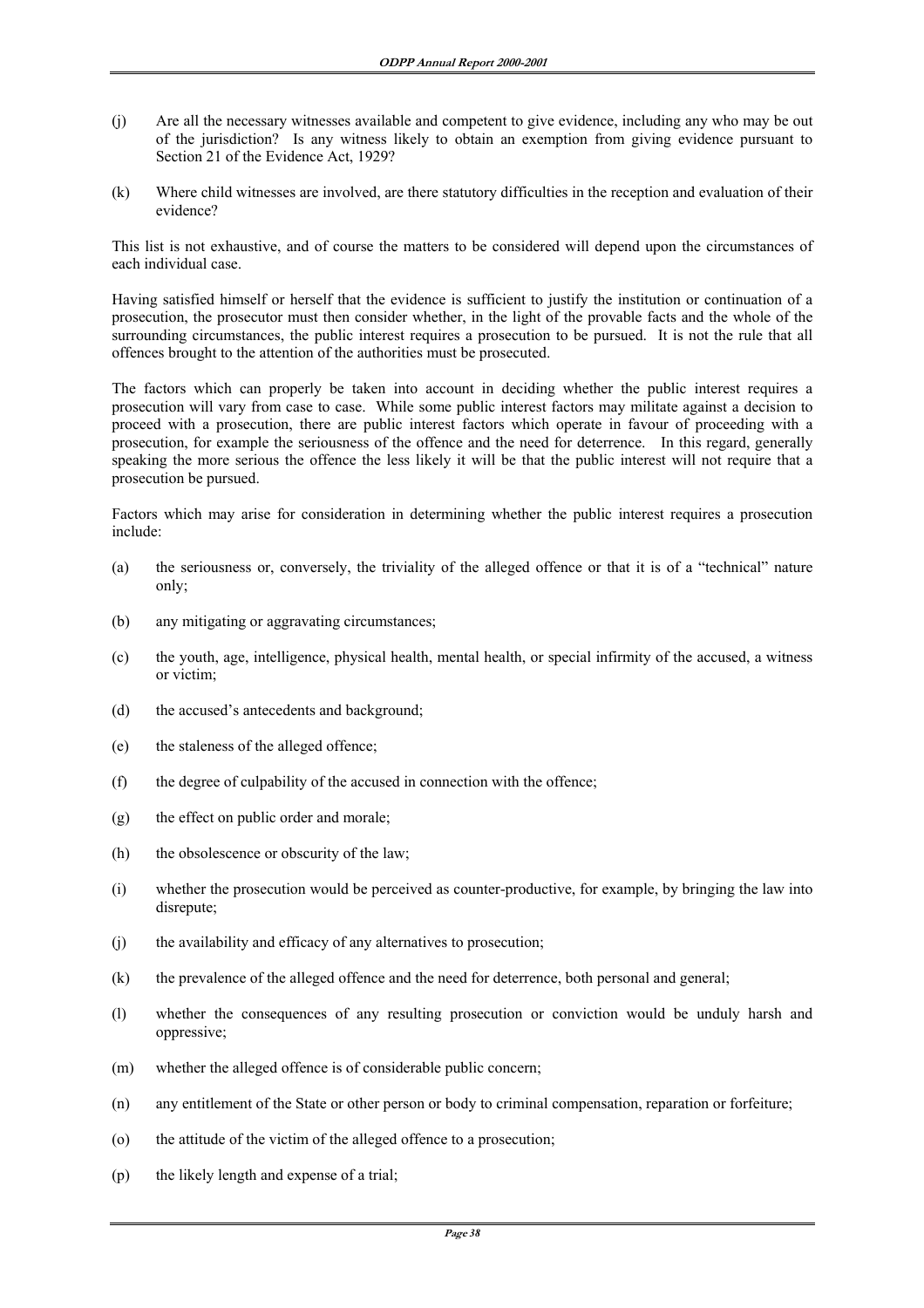(j) Are all the necessary witnesses available and competent to give evidence, including any who may be out of the jurisdiction? Is any witness likely to obtain an exemption from giving evidence pursuant to Section 21 of the Evidence Act, 1929?

(k) Where child witnesses are involved, are there statutory difficulties in the reception and evaluation of their evidence?

This list is not exhaustive, and of course the matters to be considered will depend upon the circumstances of each individual case.

Having satisfied himself or herself that the evidence is sufficient to justify the institution or continuation of a prosecution, the prosecutor must then consider whether, in the light of the provable facts and the whole of the surrounding circumstances, the public interest requires a prosecution to be pursued. It is not the rule that all offences brought to the attention of the authorities must be prosecuted.

The factors which can properly be taken into account in deciding whether the public interest requires a prosecution will vary from case to case. While some public interest factors may militate against a decision to proceed with a prosecution, there are public interest factors which operate in favour of proceeding with a prosecution, for example the seriousness of the offence and the need for deterrence. In this regard, generally speaking the more serious the offence the less likely it will be that the public interest will not require that a prosecution be pursued.

Factors which may arise for consideration in determining whether the public interest requires a prosecution include:

(a) the seriousness or, conversely, the triviality of the alleged offence or that it is of a "technical" nature only;

(b) any mitigating or aggravating circumstances;

(c) the youth, age, intelligence, physical health, mental health, or special infirmity of the accused, a witness or victim;

(d) the accused's antecedents and background;

(e) the staleness of the alleged offence;

(f) the degree of culpability of the accused in connection with the offence;

(g) the effect on public order and morale;

(h) the obsolescence or obscurity of the law;

(i) whether the prosecution would be perceived as counter-productive, for example, by bringing the law into disrepute;

(j) the availability and efficacy of any alternatives to prosecution;

(k) the prevalence of the alleged offence and the need for deterrence, both personal and general;

(l) whether the consequences of any resulting prosecution or conviction would be unduly harsh and oppressive;

(m) whether the alleged offence is of considerable public concern;

(n) any entitlement of the State or other person or body to criminal compensation, reparation or forfeiture;

(o) the attitude of the victim of the alleged offence to a prosecution;

(p) the likely length and expense of a trial;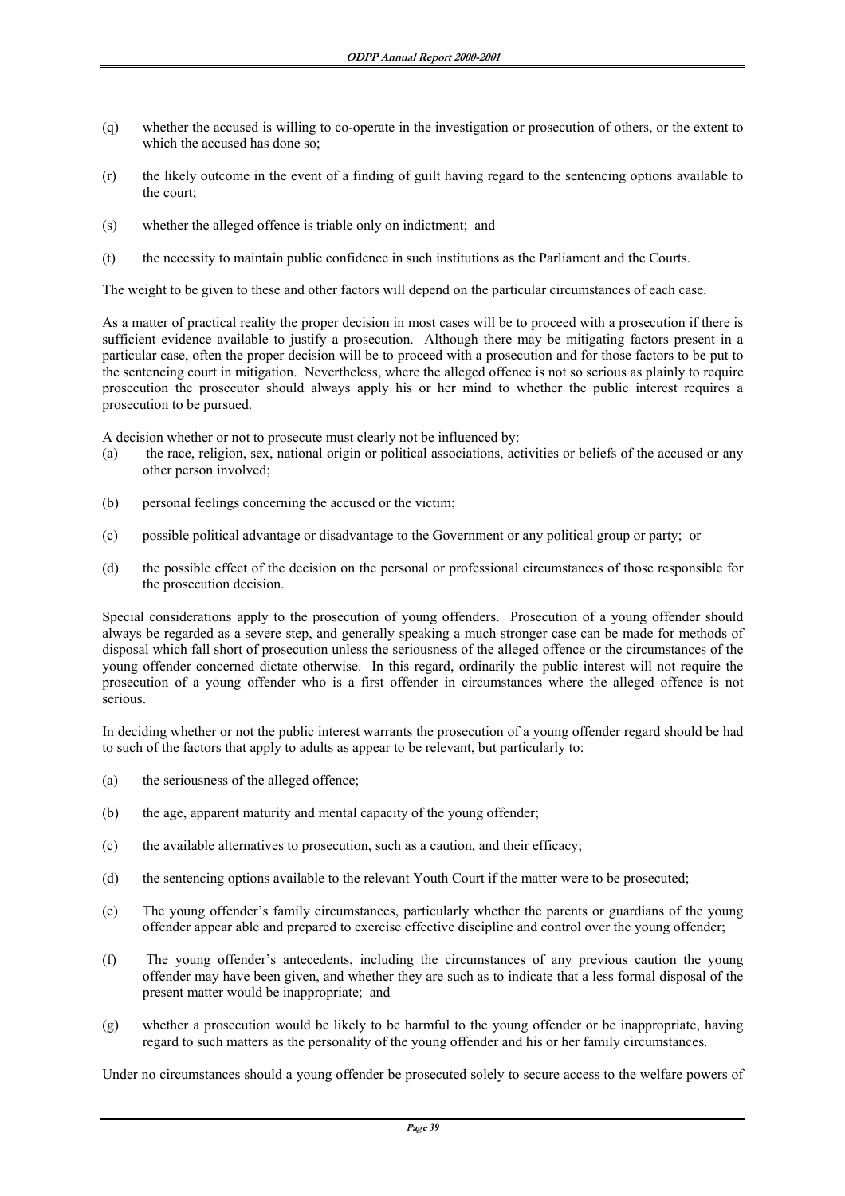(q) whether the accused is willing to co-operate in the investigation or prosecution of others, or the extent to which the accused has done so;

(r) the likely outcome in the event of a finding of guilt having regard to the sentencing options available to the court;

(s) whether the alleged offence is triable only on indictment; and

(t) the necessity to maintain public confidence in such institutions as the Parliament and the Courts.

The weight to be given to these and other factors will depend on the particular circumstances of each case.

As a matter of practical reality the proper decision in most cases will be to proceed with a prosecution if there is sufficient evidence available to justify a prosecution. Although there may be mitigating factors present in a particular case, often the proper decision will be to proceed with a prosecution and for those factors to be put to the sentencing court in mitigation. Nevertheless, where the alleged offence is not so serious as plainly to require prosecution the prosecutor should always apply his or her mind to whether the public interest requires a prosecution to be pursued.

A decision whether or not to prosecute must clearly not be influenced by:

(a) the race, religion, sex, national origin or political associations, activities or beliefs of the accused or any other person involved;

(b) personal feelings concerning the accused or the victim;

(c) possible political advantage or disadvantage to the Government or any political group or party; or

(d) the possible effect of the decision on the personal or professional circumstances of those responsible for the prosecution decision.

Special considerations apply to the prosecution of young offenders. Prosecution of a young offender should always be regarded as a severe step, and generally speaking a much stronger case can be made for methods of disposal which fall short of prosecution unless the seriousness of the alleged offence or the circumstances of the young offender concerned dictate otherwise. In this regard, ordinarily the public interest will not require the prosecution of a young offender who is a first offender in circumstances where the alleged offence is not serious.

In deciding whether or not the public interest warrants the prosecution of a young offender regard should be had to such of the factors that apply to adults as appear to be relevant, but particularly to:

(a) the seriousness of the alleged offence;

(b) the age, apparent maturity and mental capacity of the young offender;

(c) the available alternatives to prosecution, such as a caution, and their efficacy;

(d) the sentencing options available to the relevant Youth Court if the matter were to be prosecuted;

(e) The young offender's family circumstances, particularly whether the parents or guardians of the young offender appear able and prepared to exercise effective discipline and control over the young offender;

(f) The young offender's antecedents, including the circumstances of any previous caution the young offender may have been given, and whether they are such as to indicate that a less formal disposal of the present matter would be inappropriate; and

(g) whether a prosecution would be likely to be harmful to the young offender or be inappropriate, having regard to such matters as the personality of the young offender and his or her family circumstances.

Under no circumstances should a young offender be prosecuted solely to secure access to the welfare powers of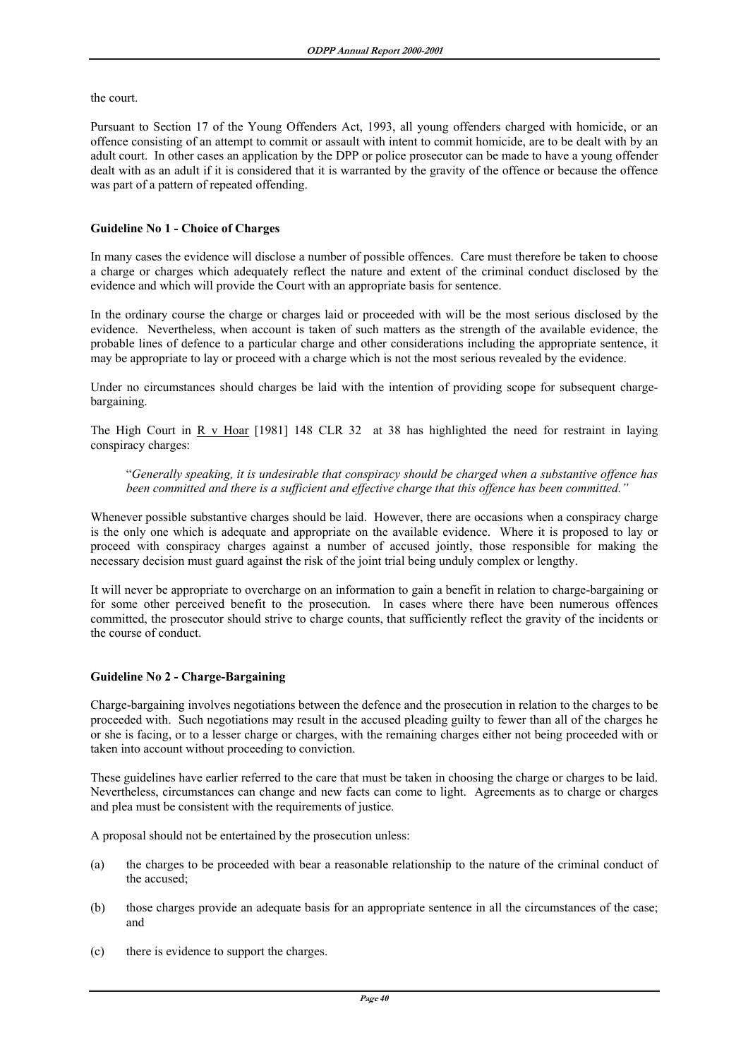the court.

Pursuant to Section 17 of the Young Offenders Act, 1993, all young offenders charged with homicide, or an offence consisting of an attempt to commit or assault with intent to commit homicide, are to be dealt with by an adult court. In other cases an application by the DPP or police prosecutor can be made to have a young offender dealt with as an adult if it is considered that it is warranted by the gravity of the offence or because the offence was part of a pattern of repeated offending.

**Guideline No 1 - Choice of Charges**

In many cases the evidence will disclose a number of possible offences. Care must therefore be taken to choose a charge or charges which adequately reflect the nature and extent of the criminal conduct disclosed by the evidence and which will provide the Court with an appropriate basis for sentence.

In the ordinary course the charge or charges laid or proceeded with will be the most serious disclosed by the evidence. Nevertheless, when account is taken of such matters as the strength of the available evidence, the probable lines of defence to a particular charge and other considerations including the appropriate sentence, it may be appropriate to lay or proceed with a charge which is not the most serious revealed by the evidence.

Under no circumstances should charges be laid with the intention of providing scope for subsequent charge-bargaining.

The High Court in R v Hoar [1981] 148 CLR 32 at 38 has highlighted the need for restraint in laying conspiracy charges:

> "*Generally speaking, it is undesirable that conspiracy should be charged when a substantive offence has been committed and there is a sufficient and effective charge that this offence has been committed.*"

Whenever possible substantive charges should be laid. However, there are occasions when a conspiracy charge is the only one which is adequate and appropriate on the available evidence. Where it is proposed to lay or proceed with conspiracy charges against a number of accused jointly, those responsible for making the necessary decision must guard against the risk of the joint trial being unduly complex or lengthy.

It will never be appropriate to overcharge on an information to gain a benefit in relation to charge-bargaining or for some other perceived benefit to the prosecution. In cases where there have been numerous offences committed, the prosecutor should strive to charge counts, that sufficiently reflect the gravity of the incidents or the course of conduct.

**Guideline No 2 - Charge-Bargaining**

Charge-bargaining involves negotiations between the defence and the prosecution in relation to the charges to be proceeded with. Such negotiations may result in the accused pleading guilty to fewer than all of the charges he or she is facing, or to a lesser charge or charges, with the remaining charges either not being proceeded with or taken into account without proceeding to conviction.

These guidelines have earlier referred to the care that must be taken in choosing the charge or charges to be laid. Nevertheless, circumstances can change and new facts can come to light. Agreements as to charge or charges and plea must be consistent with the requirements of justice.

A proposal should not be entertained by the prosecution unless:

(a) the charges to be proceeded with bear a reasonable relationship to the nature of the criminal conduct of the accused;

(b) those charges provide an adequate basis for an appropriate sentence in all the circumstances of the case; and

(c) there is evidence to support the charges.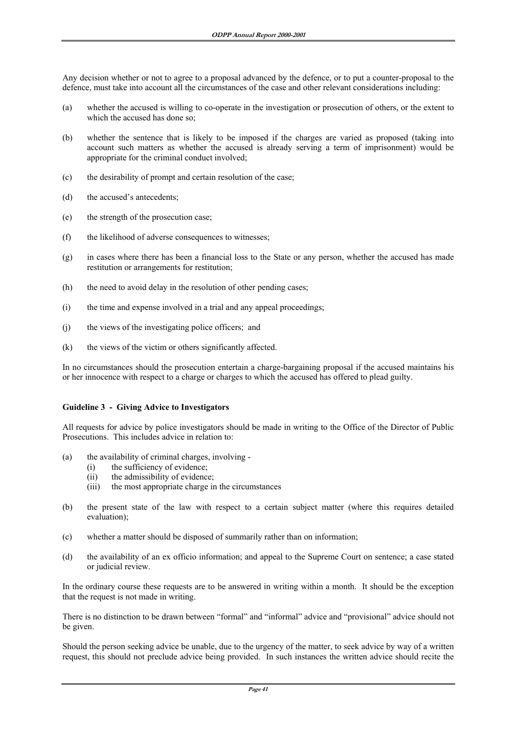Any decision whether or not to agree to a proposal advanced by the defence, or to put a counter-proposal to the defence, must take into account all the circumstances of the case and other relevant considerations including:

(a) whether the accused is willing to co-operate in the investigation or prosecution of others, or the extent to which the accused has done so;

(b) whether the sentence that is likely to be imposed if the charges are varied as proposed (taking into account such matters as whether the accused is already serving a term of imprisonment) would be appropriate for the criminal conduct involved;

(c) the desirability of prompt and certain resolution of the case;

(d) the accused's antecedents;

(e) the strength of the prosecution case;

(f) the likelihood of adverse consequences to witnesses;

(g) in cases where there has been a financial loss to the State or any person, whether the accused has made restitution or arrangements for restitution;

(h) the need to avoid delay in the resolution of other pending cases;

(i) the time and expense involved in a trial and any appeal proceedings;

(j) the views of the investigating police officers; and

(k) the views of the victim or others significantly affected.

In no circumstances should the prosecution entertain a charge-bargaining proposal if the accused maintains his or her innocence with respect to a charge or charges to which the accused has offered to plead guilty.

**Guideline 3 - Giving Advice to Investigators**

All requests for advice by police investigators should be made in writing to the Office of the Director of Public Prosecutions. This includes advice in relation to:

(a) the availability of criminal charges, involving -
  (i) the sufficiency of evidence;
  (ii) the admissibility of evidence;
  (iii) the most appropriate charge in the circumstances

(b) the present state of the law with respect to a certain subject matter (where this requires detailed evaluation);

(c) whether a matter should be disposed of summarily rather than on information;

(d) the availability of an ex officio information; and appeal to the Supreme Court on sentence; a case stated or judicial review.

In the ordinary course these requests are to be answered in writing within a month. It should be the exception that the request is not made in writing.

There is no distinction to be drawn between "formal" and "informal" advice and "provisional" advice should not be given.

Should the person seeking advice be unable, due to the urgency of the matter, to seek advice by way of a written request, this should not preclude advice being provided. In such instances the written advice should recite the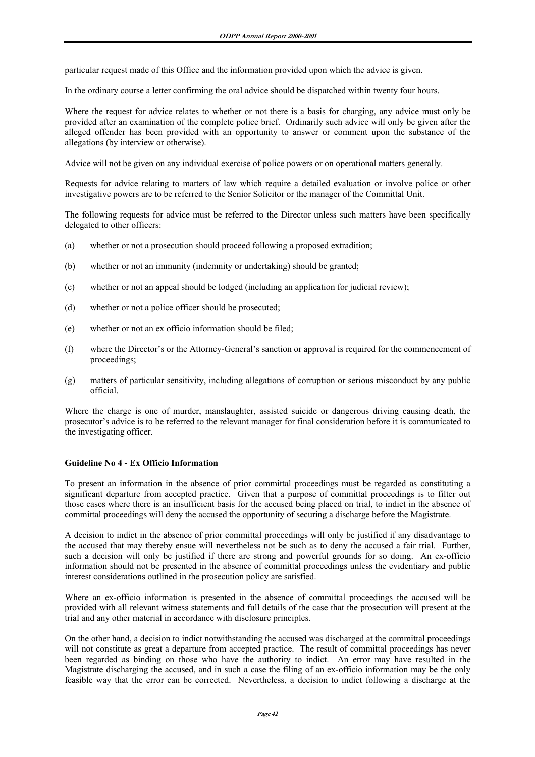particular request made of this Office and the information provided upon which the advice is given.

In the ordinary course a letter confirming the oral advice should be dispatched within twenty four hours.

Where the request for advice relates to whether or not there is a basis for charging, any advice must only be provided after an examination of the complete police brief. Ordinarily such advice will only be given after the alleged offender has been provided with an opportunity to answer or comment upon the substance of the allegations (by interview or otherwise).

Advice will not be given on any individual exercise of police powers or on operational matters generally.

Requests for advice relating to matters of law which require a detailed evaluation or involve police or other investigative powers are to be referred to the Senior Solicitor or the manager of the Committal Unit.

The following requests for advice must be referred to the Director unless such matters have been specifically delegated to other officers:

(a) whether or not a prosecution should proceed following a proposed extradition;

(b) whether or not an immunity (indemnity or undertaking) should be granted;

(c) whether or not an appeal should be lodged (including an application for judicial review);

(d) whether or not a police officer should be prosecuted;

(e) whether or not an ex officio information should be filed;

(f) where the Director's or the Attorney-General's sanction or approval is required for the commencement of proceedings;

(g) matters of particular sensitivity, including allegations of corruption or serious misconduct by any public official.

Where the charge is one of murder, manslaughter, assisted suicide or dangerous driving causing death, the prosecutor's advice is to be referred to the relevant manager for final consideration before it is communicated to the investigating officer.

**Guideline No 4 - Ex Officio Information**

To present an information in the absence of prior committal proceedings must be regarded as constituting a significant departure from accepted practice. Given that a purpose of committal proceedings is to filter out those cases where there is an insufficient basis for the accused being placed on trial, to indict in the absence of committal proceedings will deny the accused the opportunity of securing a discharge before the Magistrate.

A decision to indict in the absence of prior committal proceedings will only be justified if any disadvantage to the accused that may thereby ensue will nevertheless not be such as to deny the accused a fair trial. Further, such a decision will only be justified if there are strong and powerful grounds for so doing. An ex-officio information should not be presented in the absence of committal proceedings unless the evidentiary and public interest considerations outlined in the prosecution policy are satisfied.

Where an ex-officio information is presented in the absence of committal proceedings the accused will be provided with all relevant witness statements and full details of the case that the prosecution will present at the trial and any other material in accordance with disclosure principles.

On the other hand, a decision to indict notwithstanding the accused was discharged at the committal proceedings will not constitute as great a departure from accepted practice. The result of committal proceedings has never been regarded as binding on those who have the authority to indict. An error may have resulted in the Magistrate discharging the accused, and in such a case the filing of an ex-officio information may be the only feasible way that the error can be corrected. Nevertheless, a decision to indict following a discharge at the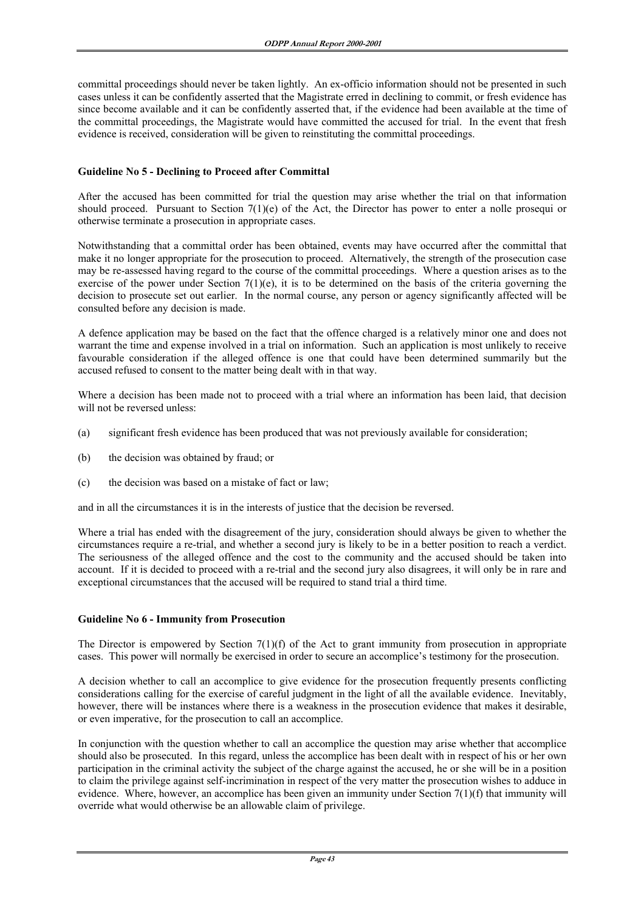committal proceedings should never be taken lightly. An ex-officio information should not be presented in such cases unless it can be confidently asserted that the Magistrate erred in declining to commit, or fresh evidence has since become available and it can be confidently asserted that, if the evidence had been available at the time of the committal proceedings, the Magistrate would have committed the accused for trial. In the event that fresh evidence is received, consideration will be given to reinstituting the committal proceedings.

#### Guideline No 5 - Declining to Proceed after Committal

After the accused has been committed for trial the question may arise whether the trial on that information should proceed. Pursuant to Section 7(1)(e) of the Act, the Director has power to enter a nolle prosequi or otherwise terminate a prosecution in appropriate cases.

Notwithstanding that a committal order has been obtained, events may have occurred after the committal that make it no longer appropriate for the prosecution to proceed. Alternatively, the strength of the prosecution case may be re-assessed having regard to the course of the committal proceedings. Where a question arises as to the exercise of the power under Section 7(1)(e), it is to be determined on the basis of the criteria governing the decision to prosecute set out earlier. In the normal course, any person or agency significantly affected will be consulted before any decision is made.

A defence application may be based on the fact that the offence charged is a relatively minor one and does not warrant the time and expense involved in a trial on information. Such an application is most unlikely to receive favourable consideration if the alleged offence is one that could have been determined summarily but the accused refused to consent to the matter being dealt with in that way.

Where a decision has been made not to proceed with a trial where an information has been laid, that decision will not be reversed unless:

(a) significant fresh evidence has been produced that was not previously available for consideration;

(b) the decision was obtained by fraud; or

(c) the decision was based on a mistake of fact or law;

and in all the circumstances it is in the interests of justice that the decision be reversed.

Where a trial has ended with the disagreement of the jury, consideration should always be given to whether the circumstances require a re-trial, and whether a second jury is likely to be in a better position to reach a verdict. The seriousness of the alleged offence and the cost to the community and the accused should be taken into account. If it is decided to proceed with a re-trial and the second jury also disagrees, it will only be in rare and exceptional circumstances that the accused will be required to stand trial a third time.

#### Guideline No 6 - Immunity from Prosecution

The Director is empowered by Section 7(1)(f) of the Act to grant immunity from prosecution in appropriate cases. This power will normally be exercised in order to secure an accomplice's testimony for the prosecution.

A decision whether to call an accomplice to give evidence for the prosecution frequently presents conflicting considerations calling for the exercise of careful judgment in the light of all the available evidence. Inevitably, however, there will be instances where there is a weakness in the prosecution evidence that makes it desirable, or even imperative, for the prosecution to call an accomplice.

In conjunction with the question whether to call an accomplice the question may arise whether that accomplice should also be prosecuted. In this regard, unless the accomplice has been dealt with in respect of his or her own participation in the criminal activity the subject of the charge against the accused, he or she will be in a position to claim the privilege against self-incrimination in respect of the very matter the prosecution wishes to adduce in evidence. Where, however, an accomplice has been given an immunity under Section 7(1)(f) that immunity will override what would otherwise be an allowable claim of privilege.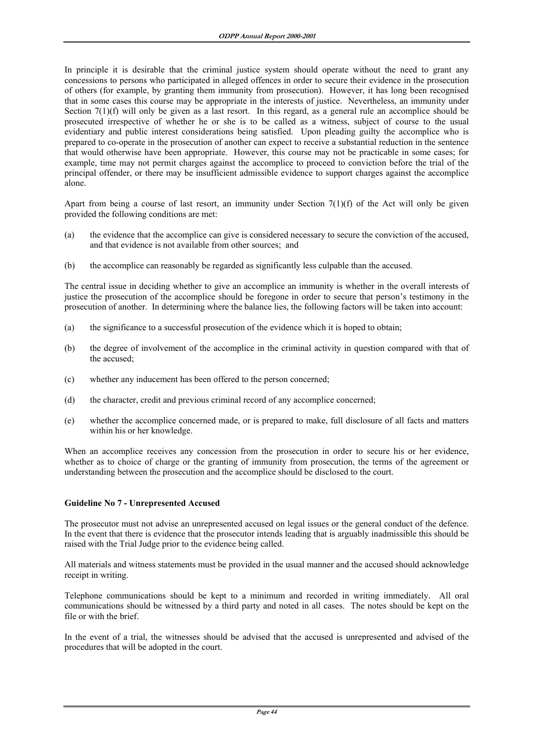In principle it is desirable that the criminal justice system should operate without the need to grant any concessions to persons who participated in alleged offences in order to secure their evidence in the prosecution of others (for example, by granting them immunity from prosecution). However, it has long been recognised that in some cases this course may be appropriate in the interests of justice. Nevertheless, an immunity under Section 7(1)(f) will only be given as a last resort. In this regard, as a general rule an accomplice should be prosecuted irrespective of whether he or she is to be called as a witness, subject of course to the usual evidentiary and public interest considerations being satisfied. Upon pleading guilty the accomplice who is prepared to co-operate in the prosecution of another can expect to receive a substantial reduction in the sentence that would otherwise have been appropriate. However, this course may not be practicable in some cases; for example, time may not permit charges against the accomplice to proceed to conviction before the trial of the principal offender, or there may be insufficient admissible evidence to support charges against the accomplice alone.

Apart from being a course of last resort, an immunity under Section 7(1)(f) of the Act will only be given provided the following conditions are met:

(a) the evidence that the accomplice can give is considered necessary to secure the conviction of the accused, and that evidence is not available from other sources; and

(b) the accomplice can reasonably be regarded as significantly less culpable than the accused.

The central issue in deciding whether to give an accomplice an immunity is whether in the overall interests of justice the prosecution of the accomplice should be foregone in order to secure that person's testimony in the prosecution of another. In determining where the balance lies, the following factors will be taken into account:

(a) the significance to a successful prosecution of the evidence which it is hoped to obtain;

(b) the degree of involvement of the accomplice in the criminal activity in question compared with that of the accused;

(c) whether any inducement has been offered to the person concerned;

(d) the character, credit and previous criminal record of any accomplice concerned;

(e) whether the accomplice concerned made, or is prepared to make, full disclosure of all facts and matters within his or her knowledge.

When an accomplice receives any concession from the prosecution in order to secure his or her evidence, whether as to choice of charge or the granting of immunity from prosecution, the terms of the agreement or understanding between the prosecution and the accomplice should be disclosed to the court.

**Guideline No 7 - Unrepresented Accused**

The prosecutor must not advise an unrepresented accused on legal issues or the general conduct of the defence. In the event that there is evidence that the prosecutor intends leading that is arguably inadmissible this should be raised with the Trial Judge prior to the evidence being called.

All materials and witness statements must be provided in the usual manner and the accused should acknowledge receipt in writing.

Telephone communications should be kept to a minimum and recorded in writing immediately. All oral communications should be witnessed by a third party and noted in all cases. The notes should be kept on the file or with the brief.

In the event of a trial, the witnesses should be advised that the accused is unrepresented and advised of the procedures that will be adopted in the court.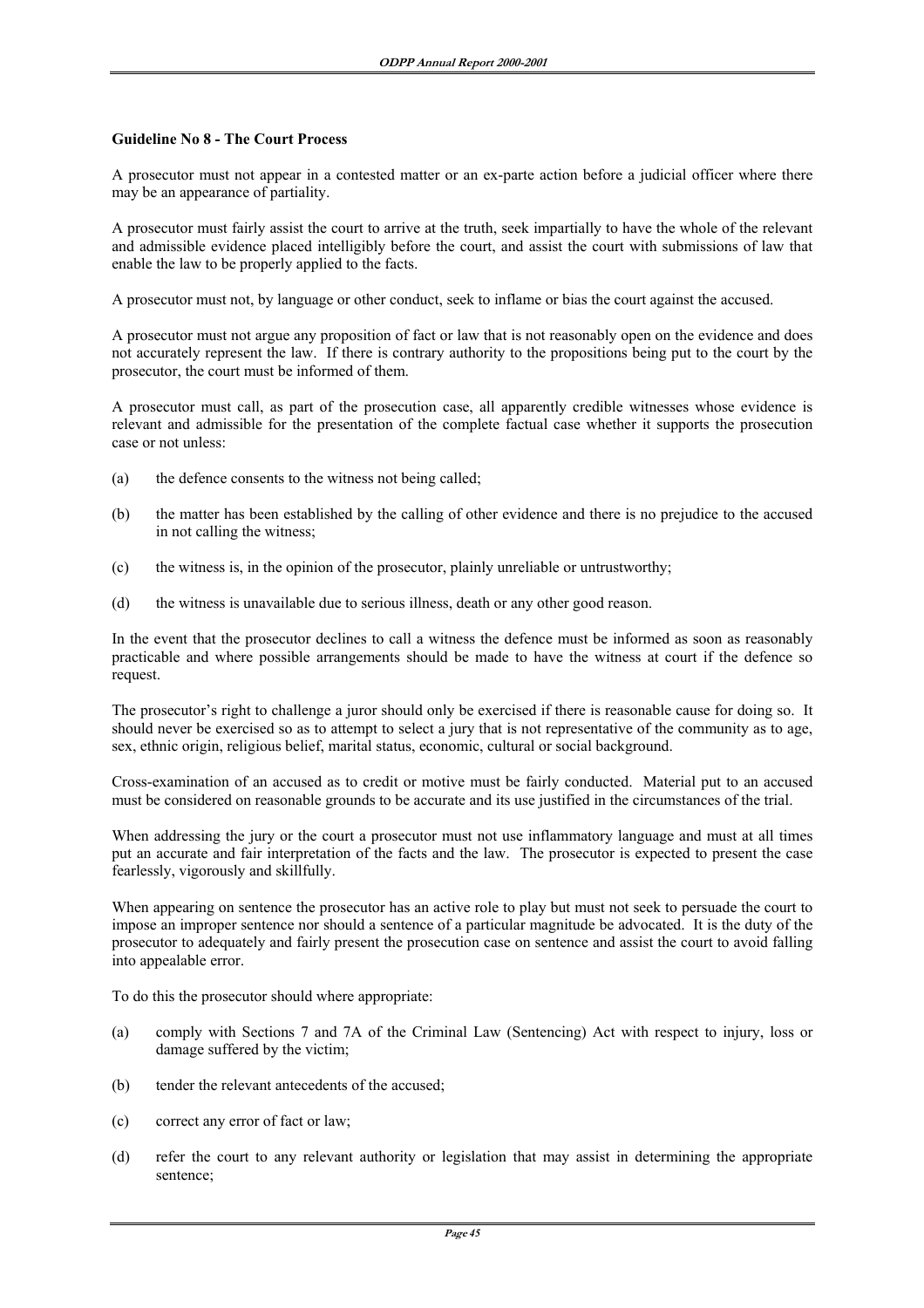**Guideline No 8 - The Court Process**

A prosecutor must not appear in a contested matter or an ex-parte action before a judicial officer where there may be an appearance of partiality.

A prosecutor must fairly assist the court to arrive at the truth, seek impartially to have the whole of the relevant and admissible evidence placed intelligibly before the court, and assist the court with submissions of law that enable the law to be properly applied to the facts.

A prosecutor must not, by language or other conduct, seek to inflame or bias the court against the accused.

A prosecutor must not argue any proposition of fact or law that is not reasonably open on the evidence and does not accurately represent the law. If there is contrary authority to the propositions being put to the court by the prosecutor, the court must be informed of them.

A prosecutor must call, as part of the prosecution case, all apparently credible witnesses whose evidence is relevant and admissible for the presentation of the complete factual case whether it supports the prosecution case or not unless:

(a) the defence consents to the witness not being called;

(b) the matter has been established by the calling of other evidence and there is no prejudice to the accused in not calling the witness;

(c) the witness is, in the opinion of the prosecutor, plainly unreliable or untrustworthy;

(d) the witness is unavailable due to serious illness, death or any other good reason.

In the event that the prosecutor declines to call a witness the defence must be informed as soon as reasonably practicable and where possible arrangements should be made to have the witness at court if the defence so request.

The prosecutor's right to challenge a juror should only be exercised if there is reasonable cause for doing so. It should never be exercised so as to attempt to select a jury that is not representative of the community as to age, sex, ethnic origin, religious belief, marital status, economic, cultural or social background.

Cross-examination of an accused as to credit or motive must be fairly conducted. Material put to an accused must be considered on reasonable grounds to be accurate and its use justified in the circumstances of the trial.

When addressing the jury or the court a prosecutor must not use inflammatory language and must at all times put an accurate and fair interpretation of the facts and the law. The prosecutor is expected to present the case fearlessly, vigorously and skillfully.

When appearing on sentence the prosecutor has an active role to play but must not seek to persuade the court to impose an improper sentence nor should a sentence of a particular magnitude be advocated. It is the duty of the prosecutor to adequately and fairly present the prosecution case on sentence and assist the court to avoid falling into appealable error.

To do this the prosecutor should where appropriate:

(a) comply with Sections 7 and 7A of the Criminal Law (Sentencing) Act with respect to injury, loss or damage suffered by the victim;

(b) tender the relevant antecedents of the accused;

(c) correct any error of fact or law;

(d) refer the court to any relevant authority or legislation that may assist in determining the appropriate sentence;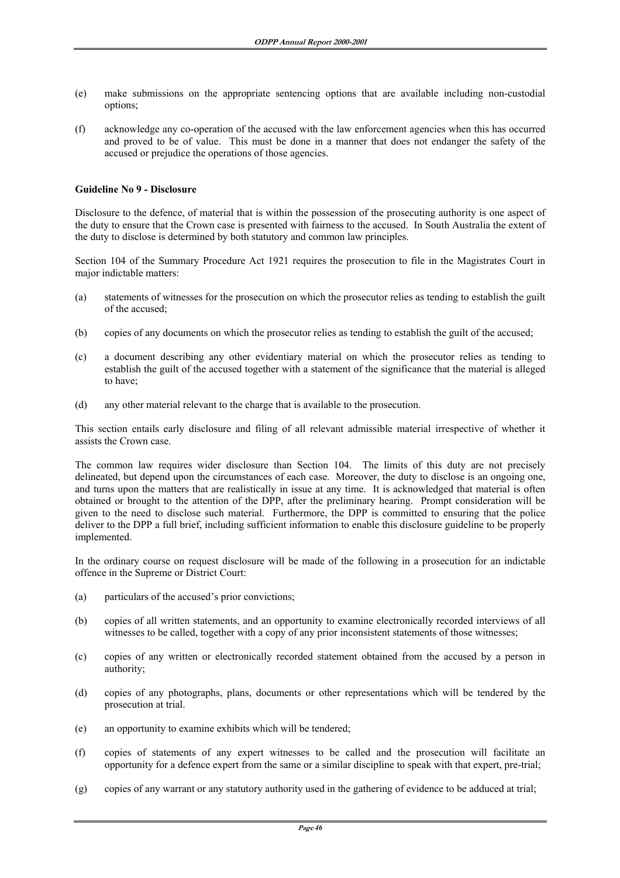(e) make submissions on the appropriate sentencing options that are available including non-custodial options;

(f) acknowledge any co-operation of the accused with the law enforcement agencies when this has occurred and proved to be of value. This must be done in a manner that does not endanger the safety of the accused or prejudice the operations of those agencies.

**Guideline No 9 - Disclosure**

Disclosure to the defence, of material that is within the possession of the prosecuting authority is one aspect of the duty to ensure that the Crown case is presented with fairness to the accused. In South Australia the extent of the duty to disclose is determined by both statutory and common law principles.

Section 104 of the Summary Procedure Act 1921 requires the prosecution to file in the Magistrates Court in major indictable matters:

(a) statements of witnesses for the prosecution on which the prosecutor relies as tending to establish the guilt of the accused;

(b) copies of any documents on which the prosecutor relies as tending to establish the guilt of the accused;

(c) a document describing any other evidentiary material on which the prosecutor relies as tending to establish the guilt of the accused together with a statement of the significance that the material is alleged to have;

(d) any other material relevant to the charge that is available to the prosecution.

This section entails early disclosure and filing of all relevant admissible material irrespective of whether it assists the Crown case.

The common law requires wider disclosure than Section 104. The limits of this duty are not precisely delineated, but depend upon the circumstances of each case. Moreover, the duty to disclose is an ongoing one, and turns upon the matters that are realistically in issue at any time. It is acknowledged that material is often obtained or brought to the attention of the DPP, after the preliminary hearing. Prompt consideration will be given to the need to disclose such material. Furthermore, the DPP is committed to ensuring that the police deliver to the DPP a full brief, including sufficient information to enable this disclosure guideline to be properly implemented.

In the ordinary course on request disclosure will be made of the following in a prosecution for an indictable offence in the Supreme or District Court:

(a) particulars of the accused's prior convictions;

(b) copies of all written statements, and an opportunity to examine electronically recorded interviews of all witnesses to be called, together with a copy of any prior inconsistent statements of those witnesses;

(c) copies of any written or electronically recorded statement obtained from the accused by a person in authority;

(d) copies of any photographs, plans, documents or other representations which will be tendered by the prosecution at trial.

(e) an opportunity to examine exhibits which will be tendered;

(f) copies of statements of any expert witnesses to be called and the prosecution will facilitate an opportunity for a defence expert from the same or a similar discipline to speak with that expert, pre-trial;

(g) copies of any warrant or any statutory authority used in the gathering of evidence to be adduced at trial;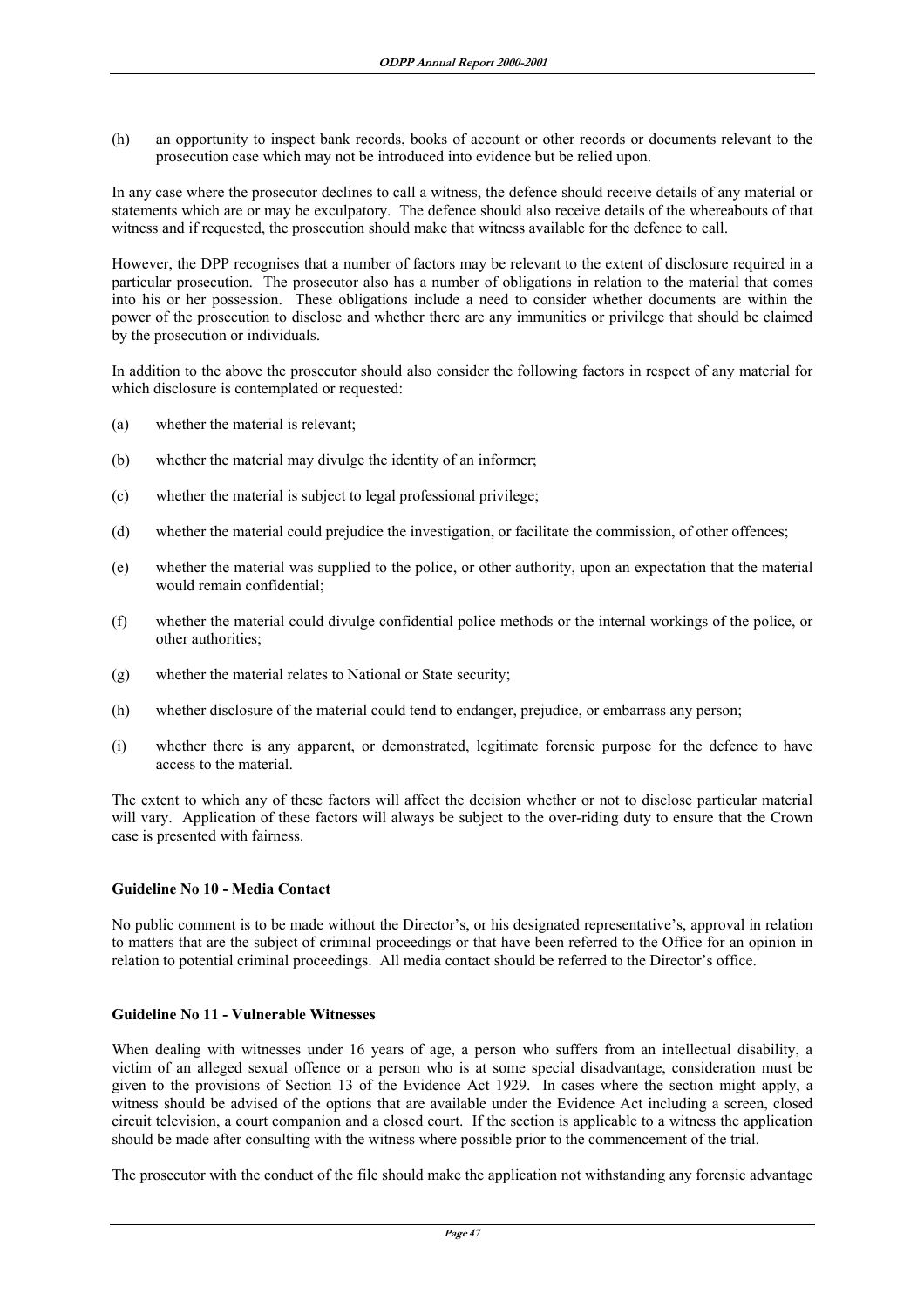(h) an opportunity to inspect bank records, books of account or other records or documents relevant to the prosecution case which may not be introduced into evidence but be relied upon.

In any case where the prosecutor declines to call a witness, the defence should receive details of any material or statements which are or may be exculpatory. The defence should also receive details of the whereabouts of that witness and if requested, the prosecution should make that witness available for the defence to call.

However, the DPP recognises that a number of factors may be relevant to the extent of disclosure required in a particular prosecution. The prosecutor also has a number of obligations in relation to the material that comes into his or her possession. These obligations include a need to consider whether documents are within the power of the prosecution to disclose and whether there are any immunities or privilege that should be claimed by the prosecution or individuals.

In addition to the above the prosecutor should also consider the following factors in respect of any material for which disclosure is contemplated or requested:

(a) whether the material is relevant;

(b) whether the material may divulge the identity of an informer;

(c) whether the material is subject to legal professional privilege;

(d) whether the material could prejudice the investigation, or facilitate the commission, of other offences;

(e) whether the material was supplied to the police, or other authority, upon an expectation that the material would remain confidential;

(f) whether the material could divulge confidential police methods or the internal workings of the police, or other authorities;

(g) whether the material relates to National or State security;

(h) whether disclosure of the material could tend to endanger, prejudice, or embarrass any person;

(i) whether there is any apparent, or demonstrated, legitimate forensic purpose for the defence to have access to the material.

The extent to which any of these factors will affect the decision whether or not to disclose particular material will vary. Application of these factors will always be subject to the over-riding duty to ensure that the Crown case is presented with fairness.

#### Guideline No 10 - Media Contact

No public comment is to be made without the Director's, or his designated representative's, approval in relation to matters that are the subject of criminal proceedings or that have been referred to the Office for an opinion in relation to potential criminal proceedings. All media contact should be referred to the Director's office.

#### Guideline No 11 - Vulnerable Witnesses

When dealing with witnesses under 16 years of age, a person who suffers from an intellectual disability, a victim of an alleged sexual offence or a person who is at some special disadvantage, consideration must be given to the provisions of Section 13 of the Evidence Act 1929. In cases where the section might apply, a witness should be advised of the options that are available under the Evidence Act including a screen, closed circuit television, a court companion and a closed court. If the section is applicable to a witness the application should be made after consulting with the witness where possible prior to the commencement of the trial.

The prosecutor with the conduct of the file should make the application not withstanding any forensic advantage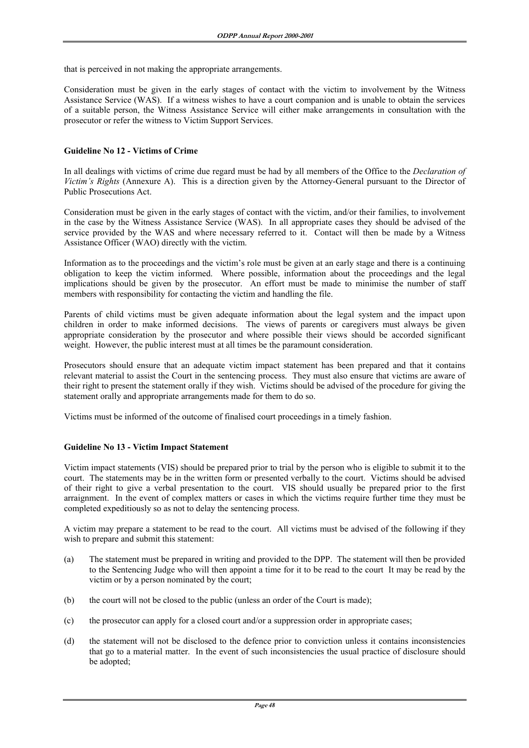that is perceived in not making the appropriate arrangements.

Consideration must be given in the early stages of contact with the victim to involvement by the Witness Assistance Service (WAS). If a witness wishes to have a court companion and is unable to obtain the services of a suitable person, the Witness Assistance Service will either make arrangements in consultation with the prosecutor or refer the witness to Victim Support Services.

### Guideline No 12 - Victims of Crime

In all dealings with victims of crime due regard must be had by all members of the Office to the *Declaration of Victim's Rights* (Annexure A). This is a direction given by the Attorney-General pursuant to the Director of Public Prosecutions Act.

Consideration must be given in the early stages of contact with the victim, and/or their families, to involvement in the case by the Witness Assistance Service (WAS). In all appropriate cases they should be advised of the service provided by the WAS and where necessary referred to it. Contact will then be made by a Witness Assistance Officer (WAO) directly with the victim.

Information as to the proceedings and the victim's role must be given at an early stage and there is a continuing obligation to keep the victim informed. Where possible, information about the proceedings and the legal implications should be given by the prosecutor. An effort must be made to minimise the number of staff members with responsibility for contacting the victim and handling the file.

Parents of child victims must be given adequate information about the legal system and the impact upon children in order to make informed decisions. The views of parents or caregivers must always be given appropriate consideration by the prosecutor and where possible their views should be accorded significant weight. However, the public interest must at all times be the paramount consideration.

Prosecutors should ensure that an adequate victim impact statement has been prepared and that it contains relevant material to assist the Court in the sentencing process. They must also ensure that victims are aware of their right to present the statement orally if they wish. Victims should be advised of the procedure for giving the statement orally and appropriate arrangements made for them to do so.

Victims must be informed of the outcome of finalised court proceedings in a timely fashion.

### Guideline No 13 - Victim Impact Statement

Victim impact statements (VIS) should be prepared prior to trial by the person who is eligible to submit it to the court. The statements may be in the written form or presented verbally to the court. Victims should be advised of their right to give a verbal presentation to the court. VIS should usually be prepared prior to the first arraignment. In the event of complex matters or cases in which the victims require further time they must be completed expeditiously so as not to delay the sentencing process.

A victim may prepare a statement to be read to the court. All victims must be advised of the following if they wish to prepare and submit this statement:

(a) The statement must be prepared in writing and provided to the DPP. The statement will then be provided to the Sentencing Judge who will then appoint a time for it to be read to the court It may be read by the victim or by a person nominated by the court;

(b) the court will not be closed to the public (unless an order of the Court is made);

(c) the prosecutor can apply for a closed court and/or a suppression order in appropriate cases;

(d) the statement will not be disclosed to the defence prior to conviction unless it contains inconsistencies that go to a material matter. In the event of such inconsistencies the usual practice of disclosure should be adopted;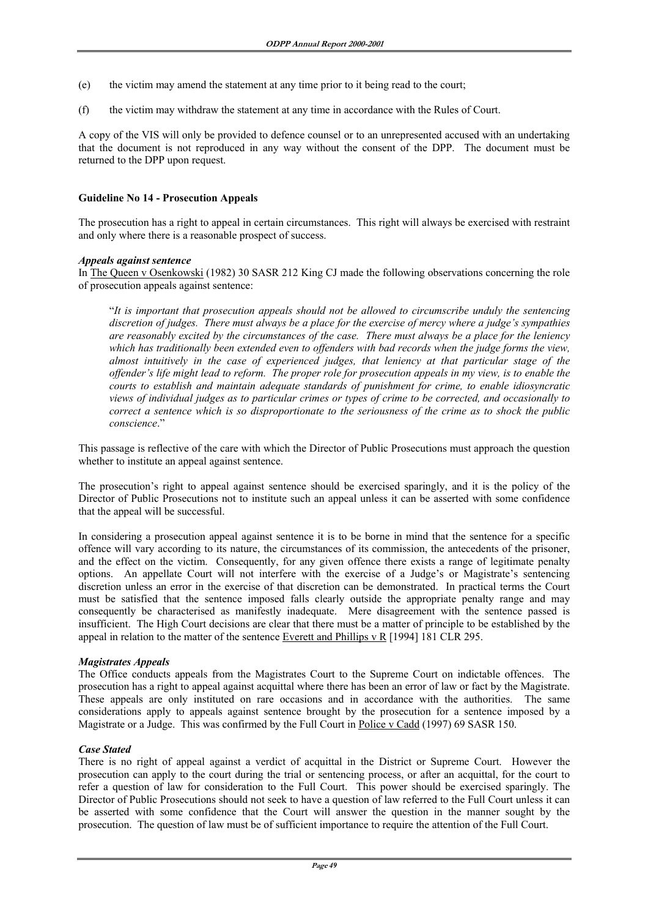(e) the victim may amend the statement at any time prior to it being read to the court;

(f) the victim may withdraw the statement at any time in accordance with the Rules of Court.

A copy of the VIS will only be provided to defence counsel or to an unrepresented accused with an undertaking that the document is not reproduced in any way without the consent of the DPP. The document must be returned to the DPP upon request.

**Guideline No 14 - Prosecution Appeals**

The prosecution has a right to appeal in certain circumstances. This right will always be exercised with restraint and only where there is a reasonable prospect of success.

***Appeals against sentence***

In The Queen v Osenkowski (1982) 30 SASR 212 King CJ made the following observations concerning the role of prosecution appeals against sentence:

> "*It is important that prosecution appeals should not be allowed to circumscribe unduly the sentencing discretion of judges. There must always be a place for the exercise of mercy where a judge's sympathies are reasonably excited by the circumstances of the case. There must always be a place for the leniency which has traditionally been extended even to offenders with bad records when the judge forms the view, almost intuitively in the case of experienced judges, that leniency at that particular stage of the offender's life might lead to reform. The proper role for prosecution appeals in my view, is to enable the courts to establish and maintain adequate standards of punishment for crime, to enable idiosyncratic views of individual judges as to particular crimes or types of crime to be corrected, and occasionally to correct a sentence which is so disproportionate to the seriousness of the crime as to shock the public conscience*."

This passage is reflective of the care with which the Director of Public Prosecutions must approach the question whether to institute an appeal against sentence.

The prosecution's right to appeal against sentence should be exercised sparingly, and it is the policy of the Director of Public Prosecutions not to institute such an appeal unless it can be asserted with some confidence that the appeal will be successful.

In considering a prosecution appeal against sentence it is to be borne in mind that the sentence for a specific offence will vary according to its nature, the circumstances of its commission, the antecedents of the prisoner, and the effect on the victim. Consequently, for any given offence there exists a range of legitimate penalty options. An appellate Court will not interfere with the exercise of a Judge's or Magistrate's sentencing discretion unless an error in the exercise of that discretion can be demonstrated. In practical terms the Court must be satisfied that the sentence imposed falls clearly outside the appropriate penalty range and may consequently be characterised as manifestly inadequate. Mere disagreement with the sentence passed is insufficient. The High Court decisions are clear that there must be a matter of principle to be established by the appeal in relation to the matter of the sentence Everett and Phillips v R [1994] 181 CLR 295.

***Magistrates Appeals***

The Office conducts appeals from the Magistrates Court to the Supreme Court on indictable offences. The prosecution has a right to appeal against acquittal where there has been an error of law or fact by the Magistrate. These appeals are only instituted on rare occasions and in accordance with the authorities. The same considerations apply to appeals against sentence brought by the prosecution for a sentence imposed by a Magistrate or a Judge. This was confirmed by the Full Court in Police v Cadd (1997) 69 SASR 150.

***Case Stated***

There is no right of appeal against a verdict of acquittal in the District or Supreme Court. However the prosecution can apply to the court during the trial or sentencing process, or after an acquittal, for the court to refer a question of law for consideration to the Full Court. This power should be exercised sparingly. The Director of Public Prosecutions should not seek to have a question of law referred to the Full Court unless it can be asserted with some confidence that the Court will answer the question in the manner sought by the prosecution. The question of law must be of sufficient importance to require the attention of the Full Court.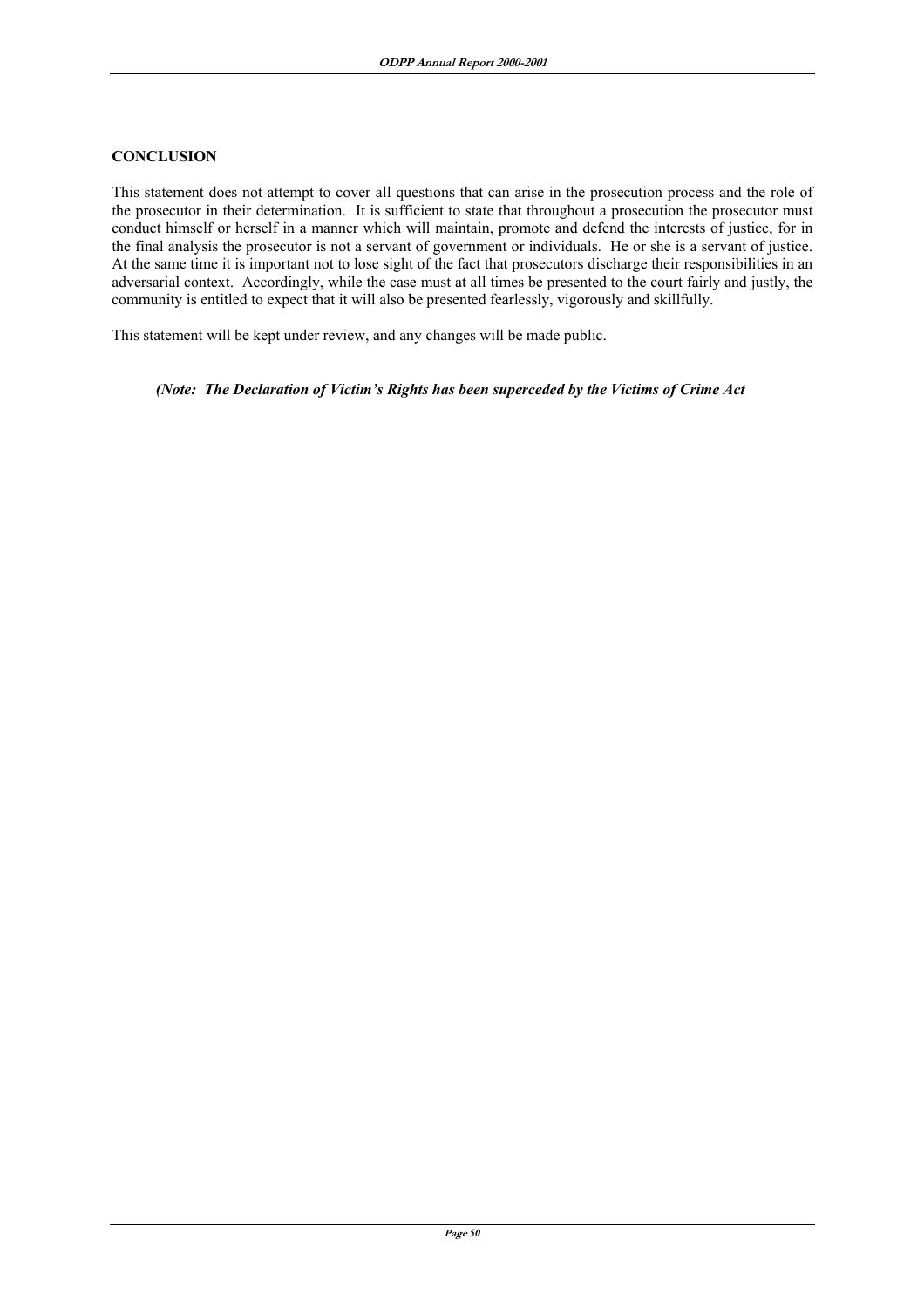## CONCLUSION

This statement does not attempt to cover all questions that can arise in the prosecution process and the role of the prosecutor in their determination. It is sufficient to state that throughout a prosecution the prosecutor must conduct himself or herself in a manner which will maintain, promote and defend the interests of justice, for in the final analysis the prosecutor is not a servant of government or individuals. He or she is a servant of justice. At the same time it is important not to lose sight of the fact that prosecutors discharge their responsibilities in an adversarial context. Accordingly, while the case must at all times be presented to the court fairly and justly, the community is entitled to expect that it will also be presented fearlessly, vigorously and skillfully.

This statement will be kept under review, and any changes will be made public.

***(Note: The Declaration of Victim's Rights has been superceded by the Victims of Crime Act***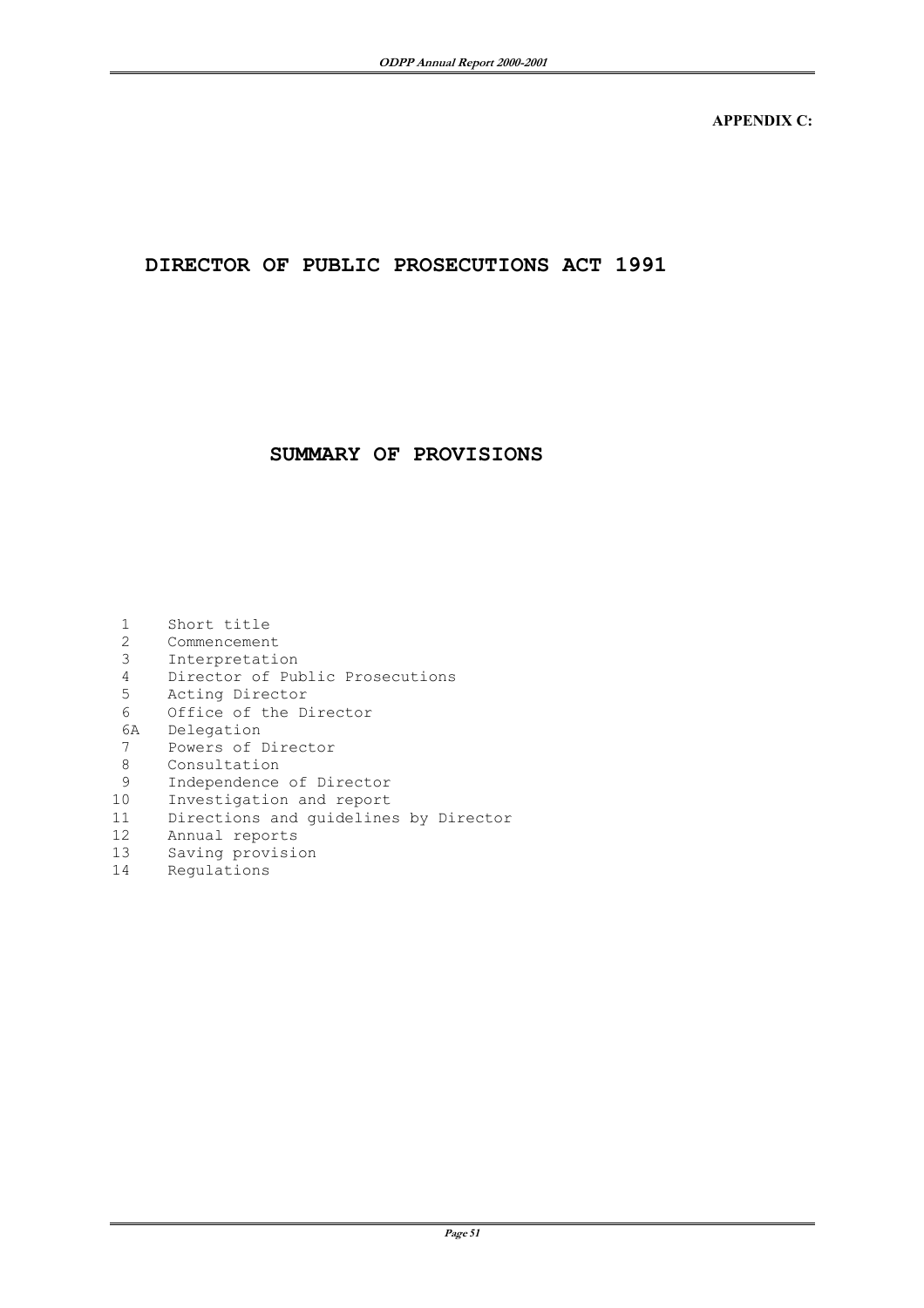**APPENDIX C:**

# DIRECTOR OF PUBLIC PROSECUTIONS ACT 1991

## SUMMARY OF PROVISIONS

| | |
|---|---|
| 1 | Short title |
| 2 | Commencement |
| 3 | Interpretation |
| 4 | Director of Public Prosecutions |
| 5 | Acting Director |
| 6 | Office of the Director |
| 6A | Delegation |
| 7 | Powers of Director |
| 8 | Consultation |
| 9 | Independence of Director |
| 10 | Investigation and report |
| 11 | Directions and guidelines by Director |
| 12 | Annual reports |
| 13 | Saving provision |
| 14 | Regulations |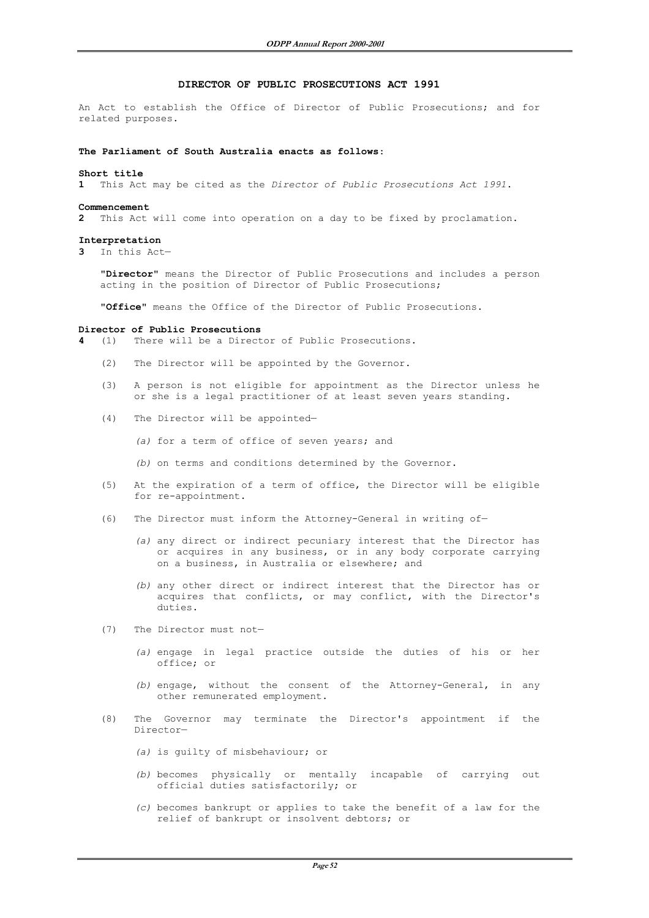## DIRECTOR OF PUBLIC PROSECUTIONS ACT 1991

An Act to establish the Office of Director of Public Prosecutions; and for related purposes.

**The Parliament of South Australia enacts as follows:**

**Short title**

**1** This Act may be cited as the *Director of Public Prosecutions Act 1991*.

**Commencement**

**2** This Act will come into operation on a day to be fixed by proclamation.

**Interpretation**

**3** In this Act—

**"Director"** means the Director of Public Prosecutions and includes a person acting in the position of Director of Public Prosecutions;

**"Office"** means the Office of the Director of Public Prosecutions.

**Director of Public Prosecutions**

**4** (1) There will be a Director of Public Prosecutions.

(2) The Director will be appointed by the Governor.

(3) A person is not eligible for appointment as the Director unless he or she is a legal practitioner of at least seven years standing.

(4) The Director will be appointed—

*(a)* for a term of office of seven years; and

*(b)* on terms and conditions determined by the Governor.

(5) At the expiration of a term of office, the Director will be eligible for re-appointment.

(6) The Director must inform the Attorney-General in writing of—

*(a)* any direct or indirect pecuniary interest that the Director has or acquires in any business, or in any body corporate carrying on a business, in Australia or elsewhere; and

*(b)* any other direct or indirect interest that the Director has or acquires that conflicts, or may conflict, with the Director's duties.

(7) The Director must not—

*(a)* engage in legal practice outside the duties of his or her office; or

*(b)* engage, without the consent of the Attorney-General, in any other remunerated employment.

(8) The Governor may terminate the Director's appointment if the Director—

*(a)* is guilty of misbehaviour; or

*(b)* becomes physically or mentally incapable of carrying out official duties satisfactorily; or

*(c)* becomes bankrupt or applies to take the benefit of a law for the relief of bankrupt or insolvent debtors; or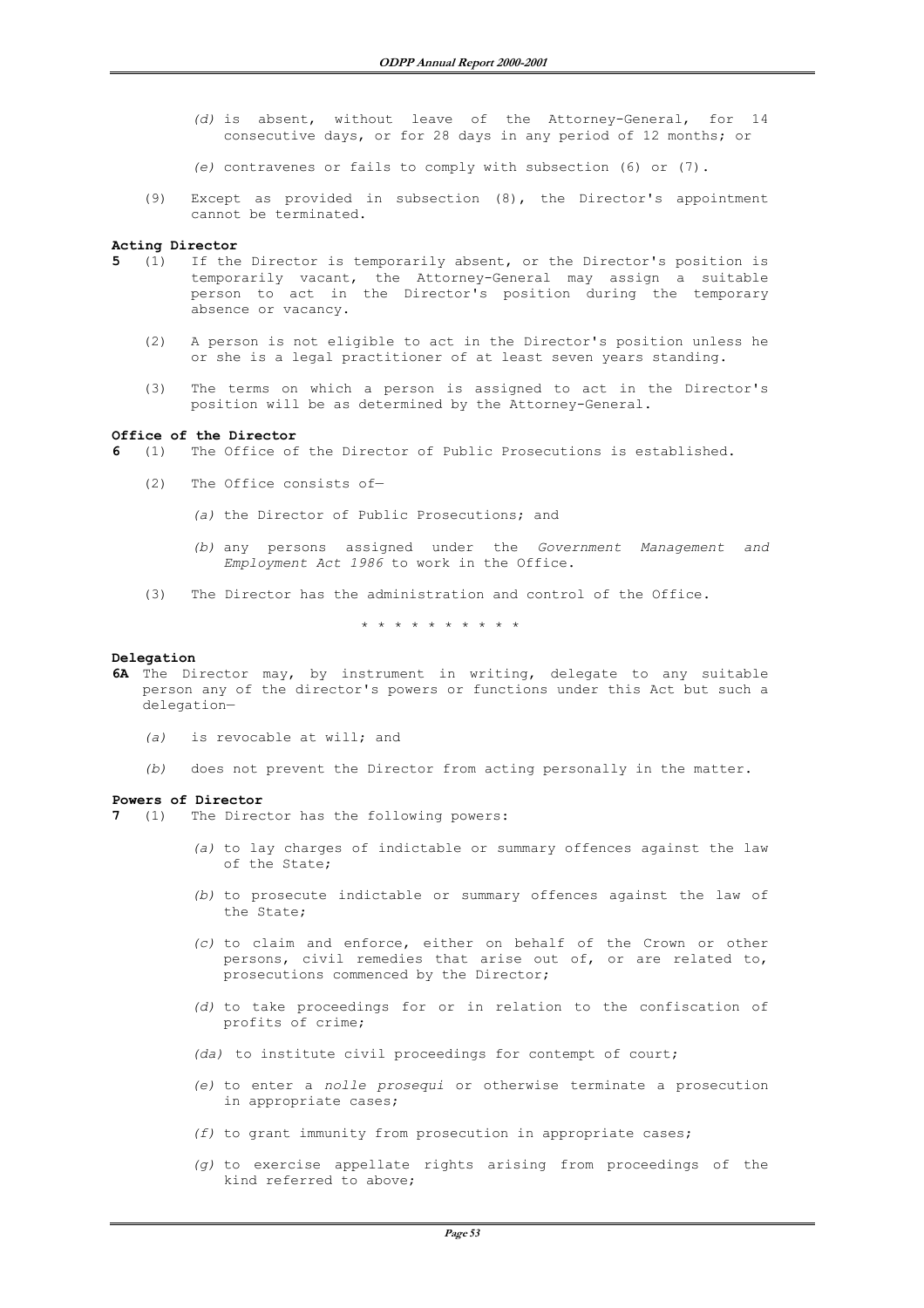(d) is absent, without leave of the Attorney-General, for 14 consecutive days, or for 28 days in any period of 12 months; or

(e) contravenes or fails to comply with subsection (6) or (7).

(9) Except as provided in subsection (8), the Director's appointment cannot be terminated.

**Acting Director**

**5** (1) If the Director is temporarily absent, or the Director's position is temporarily vacant, the Attorney-General may assign a suitable person to act in the Director's position during the temporary absence or vacancy.

(2) A person is not eligible to act in the Director's position unless he or she is a legal practitioner of at least seven years standing.

(3) The terms on which a person is assigned to act in the Director's position will be as determined by the Attorney-General.

**Office of the Director**

**6** (1) The Office of the Director of Public Prosecutions is established.

(2) The Office consists of—

(a) the Director of Public Prosecutions; and

(b) any persons assigned under the *Government Management and Employment Act 1986* to work in the Office.

(3) The Director has the administration and control of the Office.

\* \* \* \* \* \* \* \* \* \*

**Delegation**

**6A** The Director may, by instrument in writing, delegate to any suitable person any of the director's powers or functions under this Act but such a delegation—

(a) is revocable at will; and

(b) does not prevent the Director from acting personally in the matter.

**Powers of Director**

**7** (1) The Director has the following powers:

(a) to lay charges of indictable or summary offences against the law of the State;

(b) to prosecute indictable or summary offences against the law of the State;

(c) to claim and enforce, either on behalf of the Crown or other persons, civil remedies that arise out of, or are related to, prosecutions commenced by the Director;

(d) to take proceedings for or in relation to the confiscation of profits of crime;

(da) to institute civil proceedings for contempt of court;

(e) to enter a *nolle prosequi* or otherwise terminate a prosecution in appropriate cases;

(f) to grant immunity from prosecution in appropriate cases;

(g) to exercise appellate rights arising from proceedings of the kind referred to above;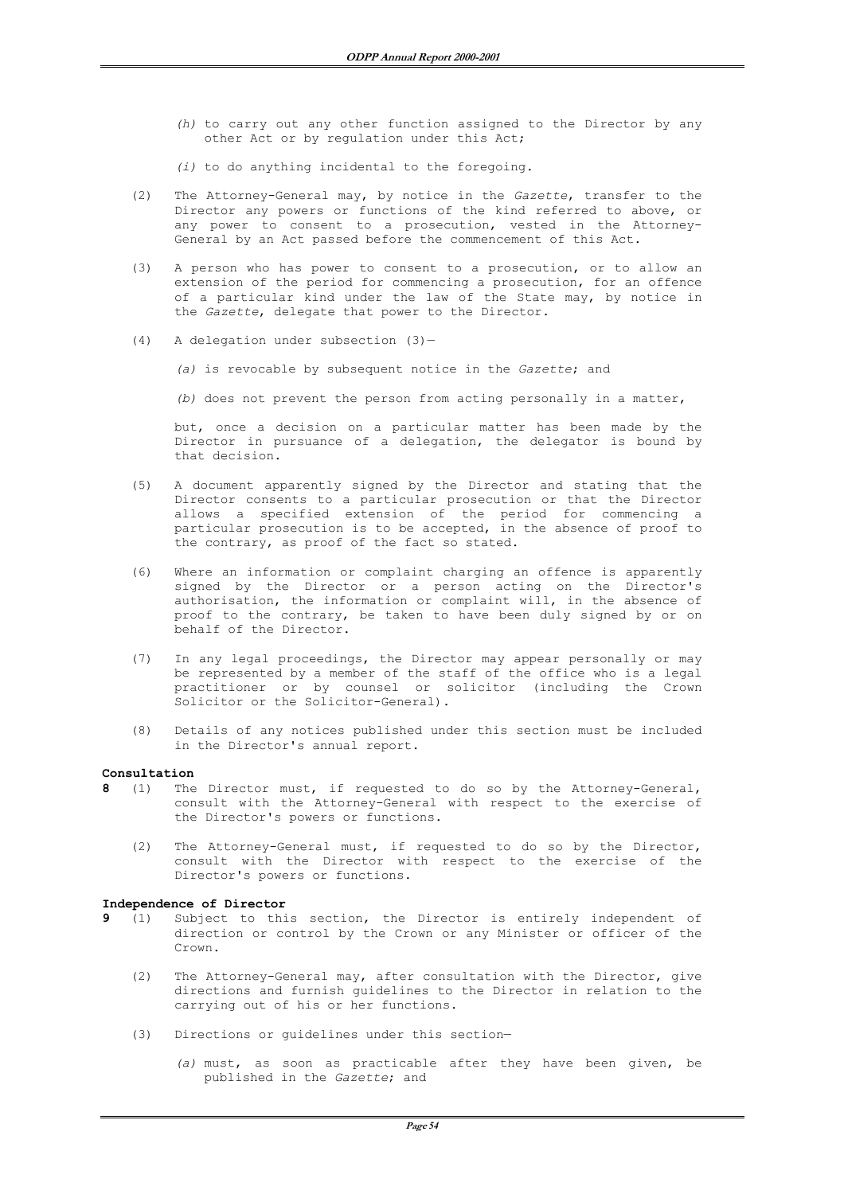*(h)* to carry out any other function assigned to the Director by any other Act or by regulation under this Act;

*(i)* to do anything incidental to the foregoing.

(2) The Attorney-General may, by notice in the *Gazette*, transfer to the Director any powers or functions of the kind referred to above, or any power to consent to a prosecution, vested in the Attorney-General by an Act passed before the commencement of this Act.

(3) A person who has power to consent to a prosecution, or to allow an extension of the period for commencing a prosecution, for an offence of a particular kind under the law of the State may, by notice in the *Gazette*, delegate that power to the Director.

(4) A delegation under subsection (3)—

*(a)* is revocable by subsequent notice in the *Gazette*; and

*(b)* does not prevent the person from acting personally in a matter,

but, once a decision on a particular matter has been made by the Director in pursuance of a delegation, the delegator is bound by that decision.

(5) A document apparently signed by the Director and stating that the Director consents to a particular prosecution or that the Director allows a specified extension of the period for commencing a particular prosecution is to be accepted, in the absence of proof to the contrary, as proof of the fact so stated.

(6) Where an information or complaint charging an offence is apparently signed by the Director or a person acting on the Director's authorisation, the information or complaint will, in the absence of proof to the contrary, be taken to have been duly signed by or on behalf of the Director.

(7) In any legal proceedings, the Director may appear personally or may be represented by a member of the staff of the office who is a legal practitioner or by counsel or solicitor (including the Crown Solicitor or the Solicitor-General).

(8) Details of any notices published under this section must be included in the Director's annual report.

**Consultation**

**8** (1) The Director must, if requested to do so by the Attorney-General, consult with the Attorney-General with respect to the exercise of the Director's powers or functions.

(2) The Attorney-General must, if requested to do so by the Director, consult with the Director with respect to the exercise of the Director's powers or functions.

**Independence of Director**

**9** (1) Subject to this section, the Director is entirely independent of direction or control by the Crown or any Minister or officer of the Crown.

(2) The Attorney-General may, after consultation with the Director, give directions and furnish guidelines to the Director in relation to the carrying out of his or her functions.

(3) Directions or guidelines under this section—

*(a)* must, as soon as practicable after they have been given, be published in the *Gazette*; and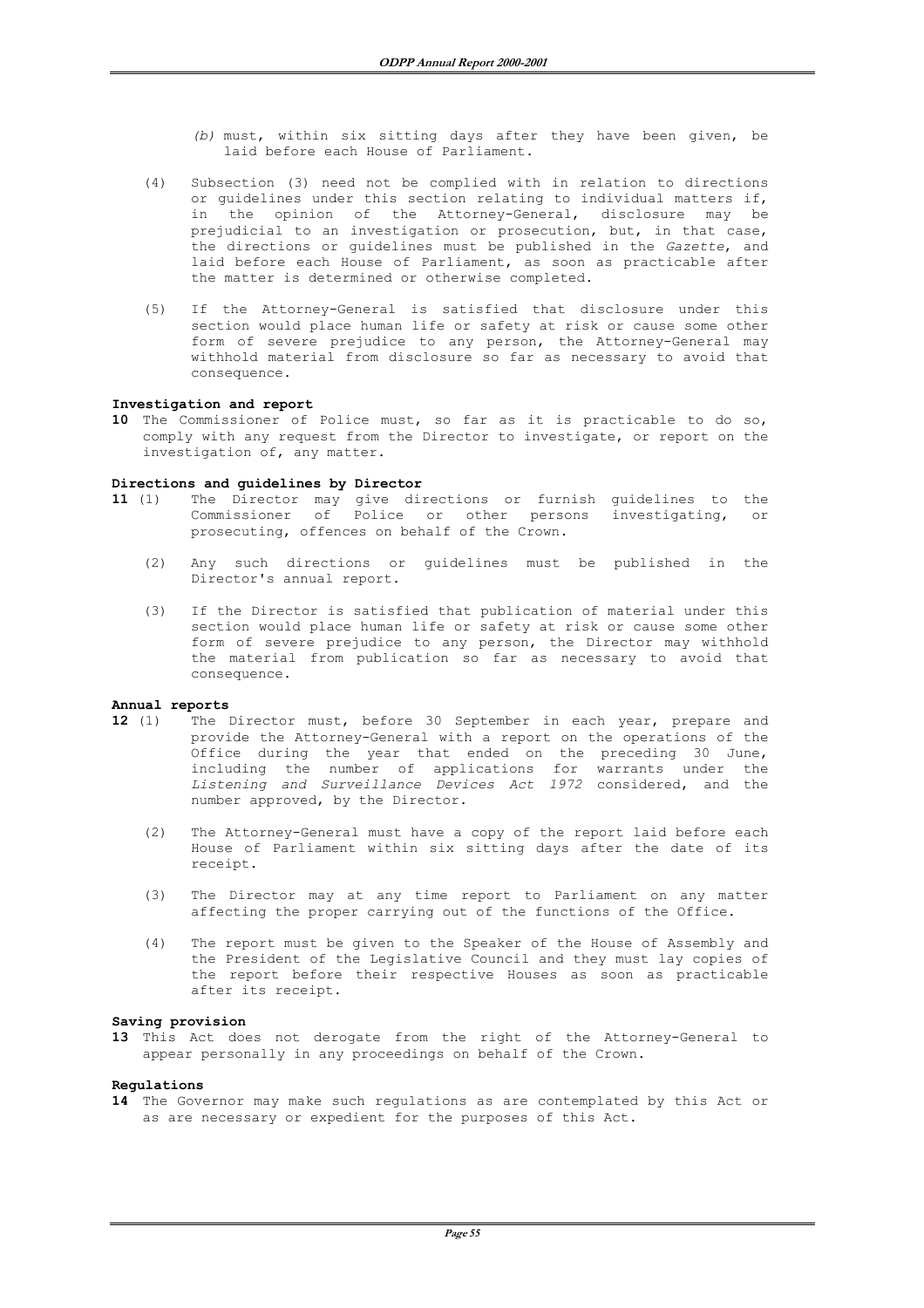(b) must, within six sitting days after they have been given, be laid before each House of Parliament.

(4) Subsection (3) need not be complied with in relation to directions or guidelines under this section relating to individual matters if, in the opinion of the Attorney-General, disclosure may be prejudicial to an investigation or prosecution, but, in that case, the directions or guidelines must be published in the *Gazette*, and laid before each House of Parliament, as soon as practicable after the matter is determined or otherwise completed.

(5) If the Attorney-General is satisfied that disclosure under this section would place human life or safety at risk or cause some other form of severe prejudice to any person, the Attorney-General may withhold material from disclosure so far as necessary to avoid that consequence.

**Investigation and report**

**10** The Commissioner of Police must, so far as it is practicable to do so, comply with any request from the Director to investigate, or report on the investigation of, any matter.

**Directions and guidelines by Director**

**11** (1) The Director may give directions or furnish guidelines to the Commissioner of Police or other persons investigating, or prosecuting, offences on behalf of the Crown.

(2) Any such directions or guidelines must be published in the Director's annual report.

(3) If the Director is satisfied that publication of material under this section would place human life or safety at risk or cause some other form of severe prejudice to any person, the Director may withhold the material from publication so far as necessary to avoid that consequence.

**Annual reports**

**12** (1) The Director must, before 30 September in each year, prepare and provide the Attorney-General with a report on the operations of the Office during the year that ended on the preceding 30 June, including the number of applications for warrants under the *Listening and Surveillance Devices Act 1972* considered, and the number approved, by the Director.

(2) The Attorney-General must have a copy of the report laid before each House of Parliament within six sitting days after the date of its receipt.

(3) The Director may at any time report to Parliament on any matter affecting the proper carrying out of the functions of the Office.

(4) The report must be given to the Speaker of the House of Assembly and the President of the Legislative Council and they must lay copies of the report before their respective Houses as soon as practicable after its receipt.

**Saving provision**

**13** This Act does not derogate from the right of the Attorney-General to appear personally in any proceedings on behalf of the Crown.

**Regulations**

**14** The Governor may make such regulations as are contemplated by this Act or as are necessary or expedient for the purposes of this Act.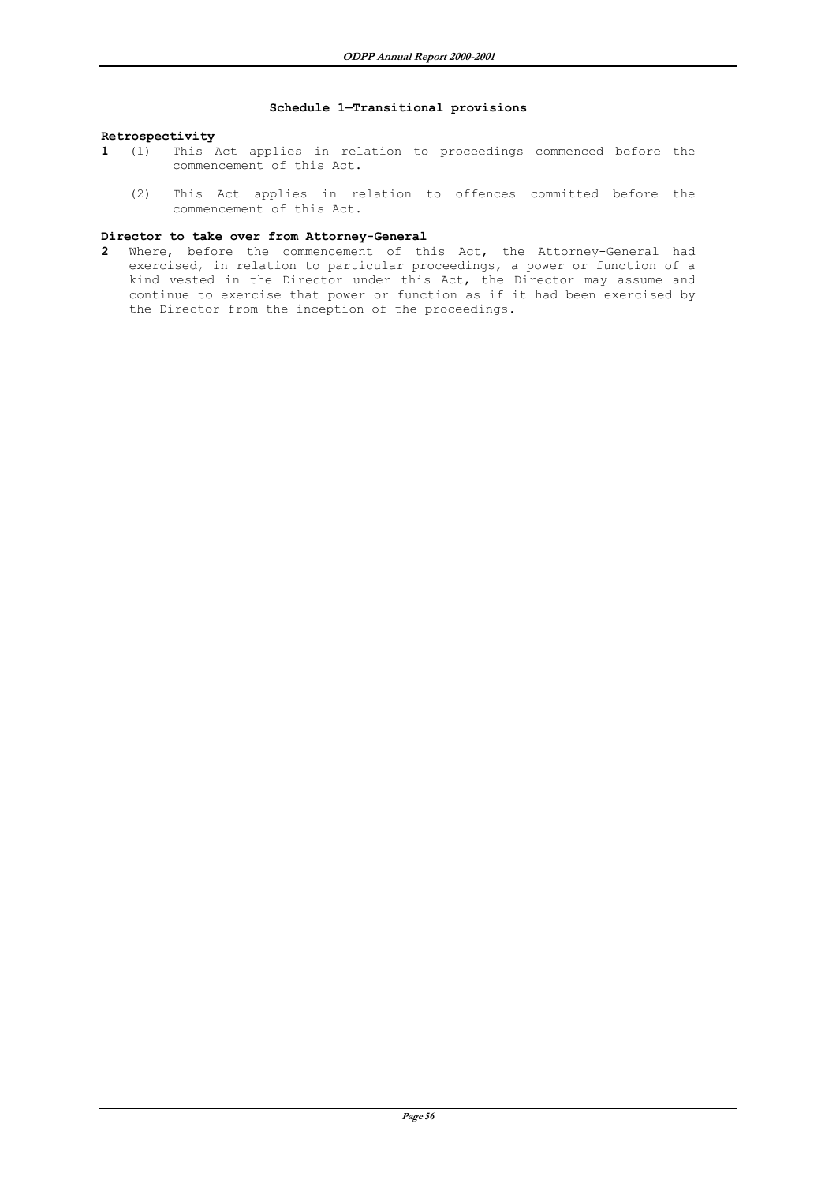## Schedule 1—Transitional provisions

**Retrospectivity**

**1** (1) This Act applies in relation to proceedings commenced before the commencement of this Act.

(2) This Act applies in relation to offences committed before the commencement of this Act.

**Director to take over from Attorney-General**

**2** Where, before the commencement of this Act, the Attorney-General had exercised, in relation to particular proceedings, a power or function of a kind vested in the Director under this Act, the Director may assume and continue to exercise that power or function as if it had been exercised by the Director from the inception of the proceedings.